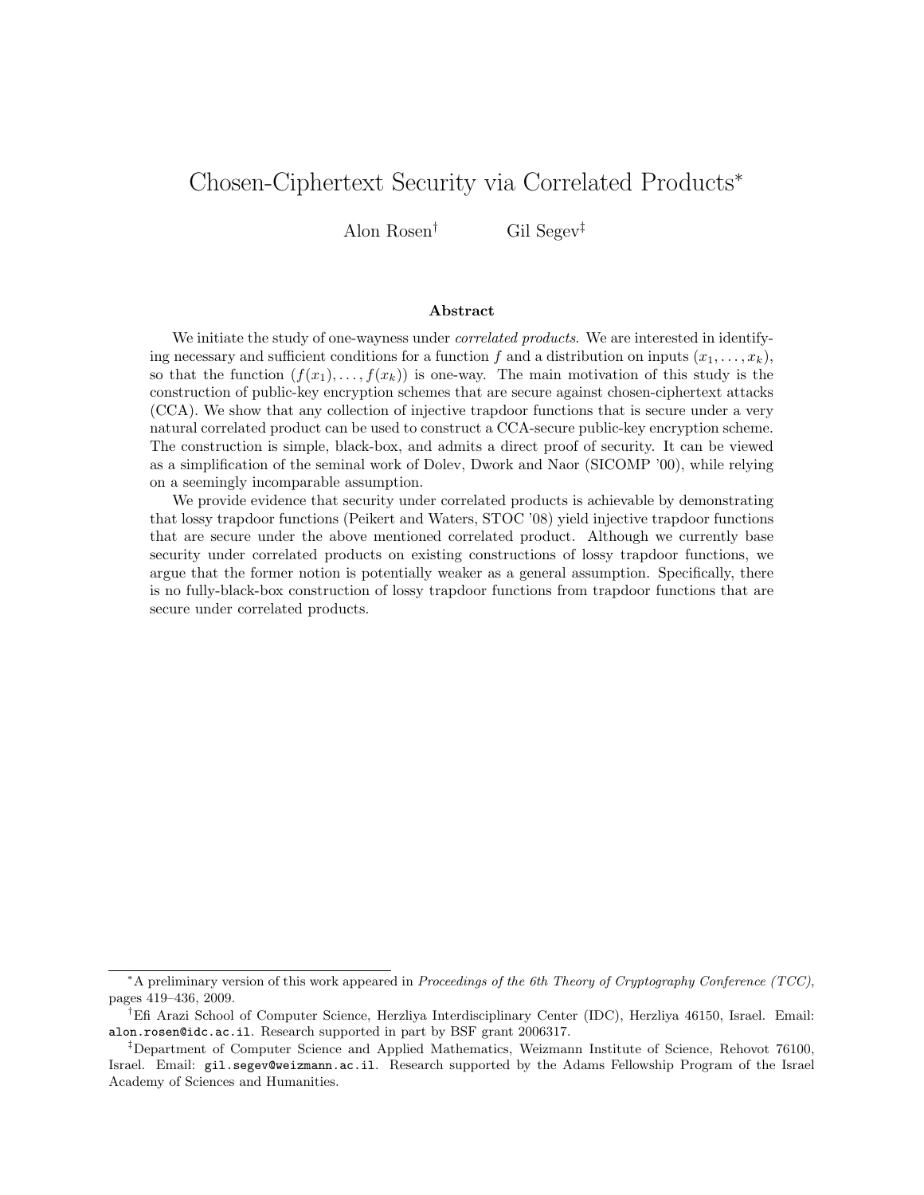# Chosen-Ciphertext Security via Correlated Products*

Alon Rosen[†] Gil Segev[‡]

## Abstract

We initiate the study of one-wayness under *correlated products*. We are interested in identifying necessary and sufficient conditions for a function $f$ and a distribution on inputs $(x_1, \dots, x_k)$, so that the function $(f(x_1), \dots, f(x_k))$ is one-way. The main motivation of this study is the construction of public-key encryption schemes that are secure against chosen-ciphertext attacks (CCA). We show that any collection of injective trapdoor functions that is secure under a very natural correlated product can be used to construct a CCA-secure public-key encryption scheme. The construction is simple, black-box, and admits a direct proof of security. It can be viewed as a simplification of the seminal work of Dolev, Dwork and Naor (SICOMP '00), while relying on a seemingly incomparable assumption.

We provide evidence that security under correlated products is achievable by demonstrating that lossy trapdoor functions (Peikert and Waters, STOC '08) yield injective trapdoor functions that are secure under the above mentioned correlated product. Although we currently base security under correlated products on existing constructions of lossy trapdoor functions, we argue that the former notion is potentially weaker as a general assumption. Specifically, there is no fully-black-box construction of lossy trapdoor functions from trapdoor functions that are secure under correlated products.

---

*A preliminary version of this work appeared in *Proceedings of the 6th Theory of Cryptography Conference (TCC)*, pages 419–436, 2009.

†Efi Arazi School of Computer Science, Herzliya Interdisciplinary Center (IDC), Herzliya 46150, Israel. Email: alon.rosen@idc.ac.il. Research supported in part by BSF grant 2006317.

‡Department of Computer Science and Applied Mathematics, Weizmann Institute of Science, Rehovot 76100, Israel. Email: gil.segev@weizmann.ac.il. Research supported by the Adams Fellowship Program of the Israel Academy of Sciences and Humanities.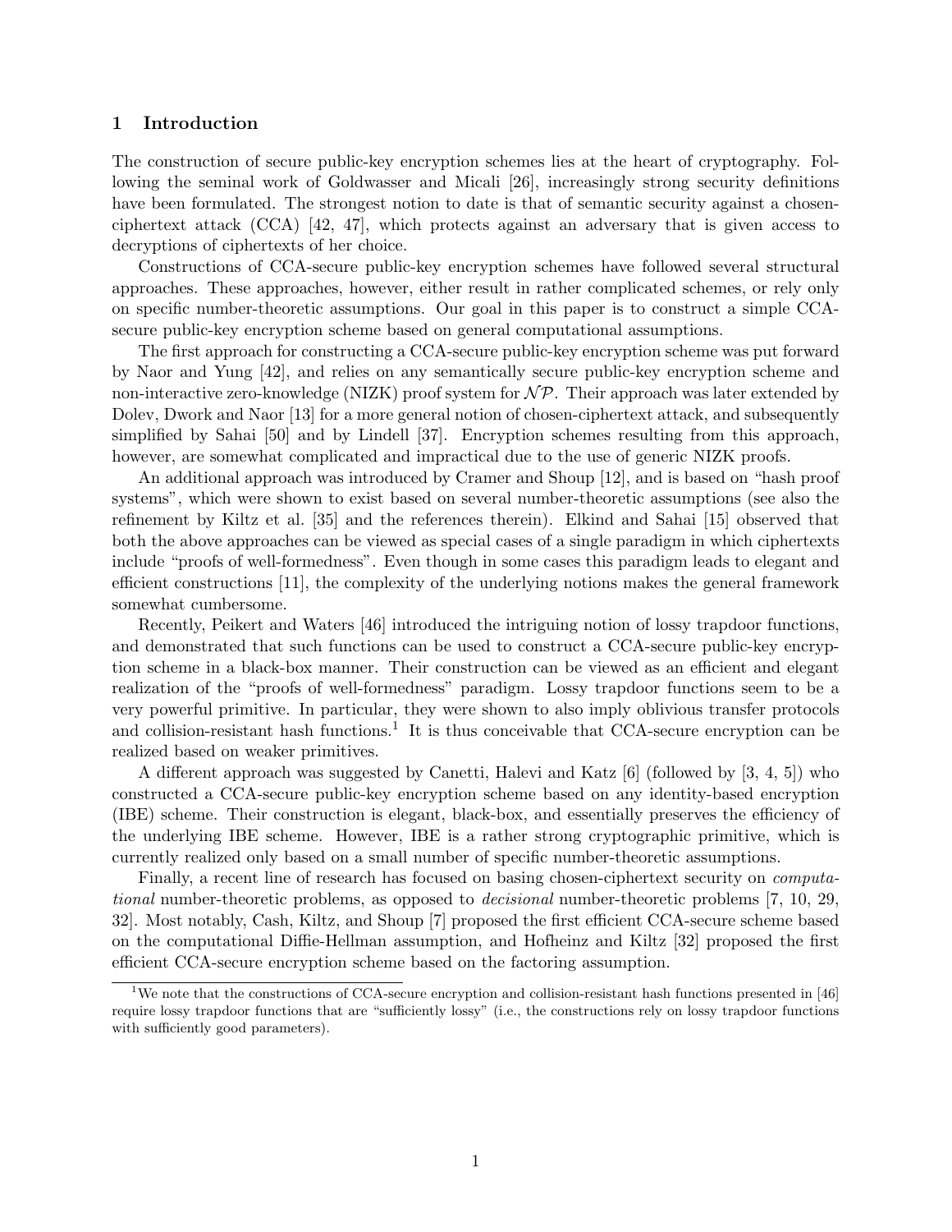# 1 Introduction

The construction of secure public-key encryption schemes lies at the heart of cryptography. Following the seminal work of Goldwasser and Micali [26], increasingly strong security definitions have been formulated. The strongest notion to date is that of semantic security against a chosen-ciphertext attack (CCA) [42, 47], which protects against an adversary that is given access to decryptions of ciphertexts of her choice.

Constructions of CCA-secure public-key encryption schemes have followed several structural approaches. These approaches, however, either result in rather complicated schemes, or rely only on specific number-theoretic assumptions. Our goal in this paper is to construct a simple CCA-secure public-key encryption scheme based on general computational assumptions.

The first approach for constructing a CCA-secure public-key encryption scheme was put forward by Naor and Yung [42], and relies on any semantically secure public-key encryption scheme and non-interactive zero-knowledge (NIZK) proof system for $\mathcal{NP}$. Their approach was later extended by Dolev, Dwork and Naor [13] for a more general notion of chosen-ciphertext attack, and subsequently simplified by Sahai [50] and by Lindell [37]. Encryption schemes resulting from this approach, however, are somewhat complicated and impractical due to the use of generic NIZK proofs.

An additional approach was introduced by Cramer and Shoup [12], and is based on "hash proof systems", which were shown to exist based on several number-theoretic assumptions (see also the refinement by Kiltz et al. [35] and the references therein). Elkind and Sahai [15] observed that both the above approaches can be viewed as special cases of a single paradigm in which ciphertexts include "proofs of well-formedness". Even though in some cases this paradigm leads to elegant and efficient constructions [11], the complexity of the underlying notions makes the general framework somewhat cumbersome.

Recently, Peikert and Waters [46] introduced the intriguing notion of lossy trapdoor functions, and demonstrated that such functions can be used to construct a CCA-secure public-key encryption scheme in a black-box manner. Their construction can be viewed as an efficient and elegant realization of the "proofs of well-formedness" paradigm. Lossy trapdoor functions seem to be a very powerful primitive. In particular, they were shown to also imply oblivious transfer protocols and collision-resistant hash functions.[1] It is thus conceivable that CCA-secure encryption can be realized based on weaker primitives.

A different approach was suggested by Canetti, Halevi and Katz [6] (followed by [3, 4, 5]) who constructed a CCA-secure public-key encryption scheme based on any identity-based encryption (IBE) scheme. Their construction is elegant, black-box, and essentially preserves the efficiency of the underlying IBE scheme. However, IBE is a rather strong cryptographic primitive, which is currently realized only based on a small number of specific number-theoretic assumptions.

Finally, a recent line of research has focused on basing chosen-ciphertext security on *computational* number-theoretic problems, as opposed to *decisional* number-theoretic problems [7, 10, 29, 32]. Most notably, Cash, Kiltz, and Shoup [7] proposed the first efficient CCA-secure scheme based on the computational Diffie-Hellman assumption, and Hofheinz and Kiltz [32] proposed the first efficient CCA-secure encryption scheme based on the factoring assumption.

[1] We note that the constructions of CCA-secure encryption and collision-resistant hash functions presented in [46] require lossy trapdoor functions that are "sufficiently lossy" (i.e., the constructions rely on lossy trapdoor functions with sufficiently good parameters).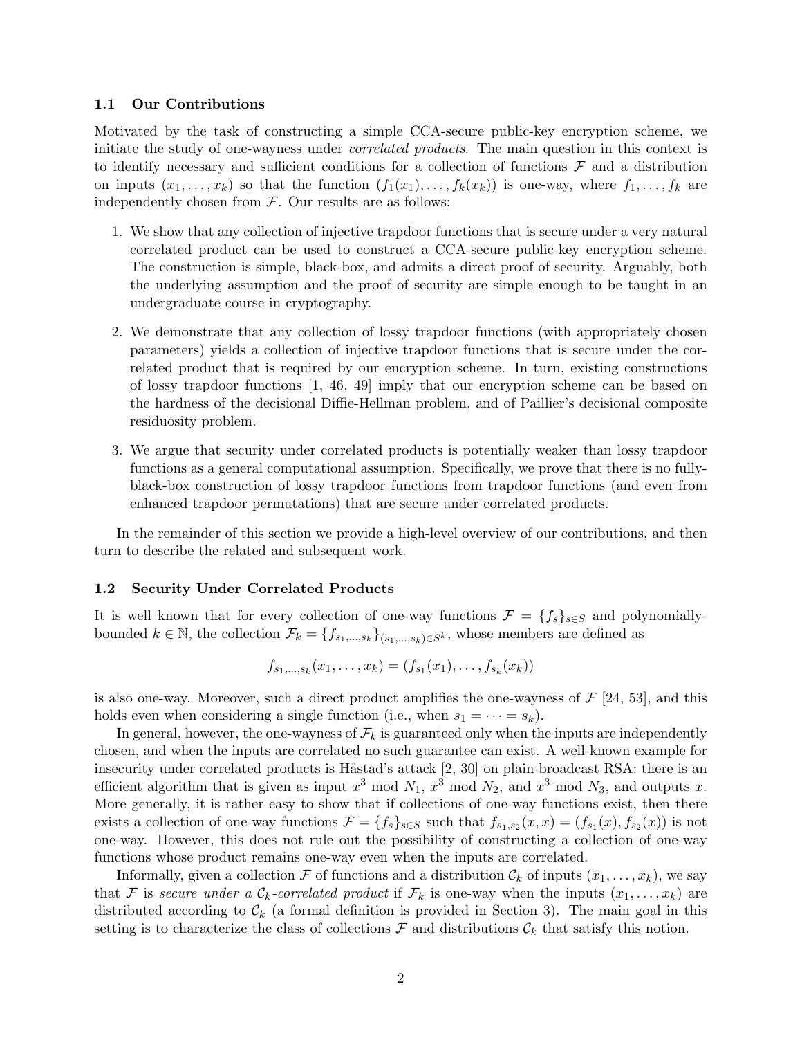### 1.1 Our Contributions

Motivated by the task of constructing a simple CCA-secure public-key encryption scheme, we initiate the study of one-wayness under *correlated products*. The main question in this context is to identify necessary and sufficient conditions for a collection of functions $\mathcal{F}$ and a distribution on inputs $(x_1, \ldots, x_k)$ so that the function $(f_1(x_1), \ldots, f_k(x_k))$ is one-way, where $f_1, \ldots, f_k$ are independently chosen from $\mathcal{F}$. Our results are as follows:

1. We show that any collection of injective trapdoor functions that is secure under a very natural correlated product can be used to construct a CCA-secure public-key encryption scheme. The construction is simple, black-box, and admits a direct proof of security. Arguably, both the underlying assumption and the proof of security are simple enough to be taught in an undergraduate course in cryptography.

2. We demonstrate that any collection of lossy trapdoor functions (with appropriately chosen parameters) yields a collection of injective trapdoor functions that is secure under the correlated product that is required by our encryption scheme. In turn, existing constructions of lossy trapdoor functions [1, 46, 49] imply that our encryption scheme can be based on the hardness of the decisional Diffie-Hellman problem, and of Paillier's decisional composite residuosity problem.

3. We argue that security under correlated products is potentially weaker than lossy trapdoor functions as a general computational assumption. Specifically, we prove that there is no fully-black-box construction of lossy trapdoor functions from trapdoor functions (and even from enhanced trapdoor permutations) that are secure under correlated products.

In the remainder of this section we provide a high-level overview of our contributions, and then turn to describe the related and subsequent work.

### 1.2 Security Under Correlated Products

It is well known that for every collection of one-way functions $\mathcal{F} = \{f_s\}_{s \in S}$ and polynomially-bounded $k \in \mathbb{N}$, the collection $\mathcal{F}_k = \{f_{s_1,\ldots,s_k}\}_{(s_1,\ldots,s_k) \in S^k}$, whose members are defined as

$$f_{s_1,\ldots,s_k}(x_1, \ldots, x_k) = (f_{s_1}(x_1), \ldots, f_{s_k}(x_k))$$

is also one-way. Moreover, such a direct product amplifies the one-wayness of $\mathcal{F}$ [24, 53], and this holds even when considering a single function (i.e., when $s_1 = \cdots = s_k$).

In general, however, the one-wayness of $\mathcal{F}_k$ is guaranteed only when the inputs are independently chosen, and when the inputs are correlated no such guarantee can exist. A well-known example for insecurity under correlated products is Håstad's attack [2, 30] on plain-broadcast RSA: there is an efficient algorithm that is given as input $x^3 \bmod N_1$, $x^3 \bmod N_2$, and $x^3 \bmod N_3$, and outputs $x$. More generally, it is rather easy to show that if collections of one-way functions exist, then there exists a collection of one-way functions $\mathcal{F} = \{f_s\}_{s \in S}$ such that $f_{s_1,s_2}(x, x) = (f_{s_1}(x), f_{s_2}(x))$ is not one-way. However, this does not rule out the possibility of constructing a collection of one-way functions whose product remains one-way even when the inputs are correlated.

Informally, given a collection $\mathcal{F}$ of functions and a distribution $\mathcal{C}_k$ of inputs $(x_1, \ldots, x_k)$, we say that $\mathcal{F}$ is *secure under a $\mathcal{C}_k$-correlated product* if $\mathcal{F}_k$ is one-way when the inputs $(x_1, \ldots, x_k)$ are distributed according to $\mathcal{C}_k$ (a formal definition is provided in Section 3). The main goal in this setting is to characterize the class of collections $\mathcal{F}$ and distributions $\mathcal{C}_k$ that satisfy this notion.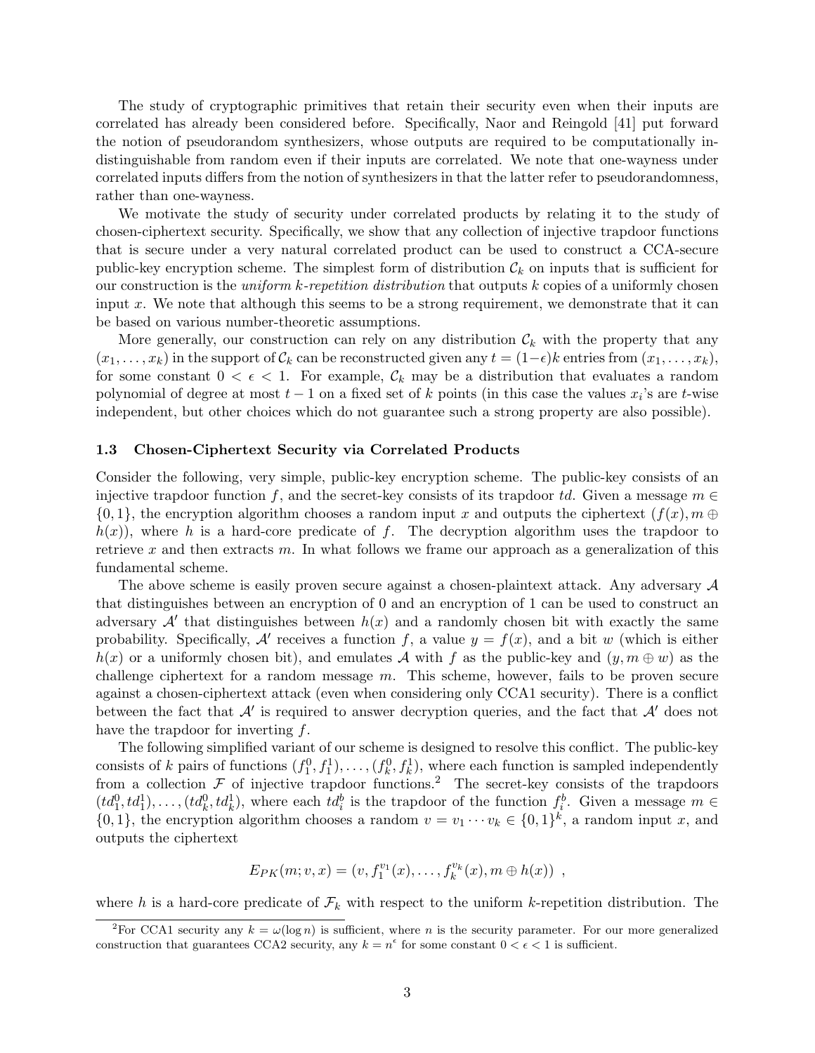The study of cryptographic primitives that retain their security even when their inputs are correlated has already been considered before. Specifically, Naor and Reingold [41] put forward the notion of pseudorandom synthesizers, whose outputs are required to be computationally indistinguishable from random even if their inputs are correlated. We note that one-wayness under correlated inputs differs from the notion of synthesizers in that the latter refer to pseudorandomness, rather than one-wayness.

We motivate the study of security under correlated products by relating it to the study of chosen-ciphertext security. Specifically, we show that any collection of injective trapdoor functions that is secure under a very natural correlated product can be used to construct a CCA-secure public-key encryption scheme. The simplest form of distribution $\mathcal{C}_k$ on inputs that is sufficient for our construction is the *uniform k-repetition distribution* that outputs $k$ copies of a uniformly chosen input $x$. We note that although this seems to be a strong requirement, we demonstrate that it can be based on various number-theoretic assumptions.

More generally, our construction can rely on any distribution $\mathcal{C}_k$ with the property that any $(x_1, \ldots, x_k)$ in the support of $\mathcal{C}_k$ can be reconstructed given any $t = (1-\epsilon)k$ entries from $(x_1, \ldots, x_k)$, for some constant $0 < \epsilon < 1$. For example, $\mathcal{C}_k$ may be a distribution that evaluates a random polynomial of degree at most $t-1$ on a fixed set of $k$ points (in this case the values $x_i$'s are $t$-wise independent, but other choices which do not guarantee such a strong property are also possible).

### 1.3 Chosen-Ciphertext Security via Correlated Products

Consider the following, very simple, public-key encryption scheme. The public-key consists of an injective trapdoor function $f$, and the secret-key consists of its trapdoor $td$. Given a message $m \in \{0,1\}$, the encryption algorithm chooses a random input $x$ and outputs the ciphertext $(f(x), m \oplus h(x))$, where $h$ is a hard-core predicate of $f$. The decryption algorithm uses the trapdoor to retrieve $x$ and then extracts $m$. In what follows we frame our approach as a generalization of this fundamental scheme.

The above scheme is easily proven secure against a chosen-plaintext attack. Any adversary $\mathcal{A}$ that distinguishes between an encryption of 0 and an encryption of 1 can be used to construct an adversary $\mathcal{A}'$ that distinguishes between $h(x)$ and a randomly chosen bit with exactly the same probability. Specifically, $\mathcal{A}'$ receives a function $f$, a value $y = f(x)$, and a bit $w$ (which is either $h(x)$ or a uniformly chosen bit), and emulates $\mathcal{A}$ with $f$ as the public-key and $(y, m \oplus w)$ as the challenge ciphertext for a random message $m$. This scheme, however, fails to be proven secure against a chosen-ciphertext attack (even when considering only CCA1 security). There is a conflict between the fact that $\mathcal{A}'$ is required to answer decryption queries, and the fact that $\mathcal{A}'$ does not have the trapdoor for inverting $f$.

The following simplified variant of our scheme is designed to resolve this conflict. The public-key consists of $k$ pairs of functions $(f_1^0, f_1^1), \ldots, (f_k^0, f_k^1)$, where each function is sampled independently from a collection $\mathcal{F}$ of injective trapdoor functions.[2] The secret-key consists of the trapdoors $(td_1^0, td_1^1), \ldots, (td_k^0, td_k^1)$, where each $td_i^b$ is the trapdoor of the function $f_i^b$. Given a message $m \in \{0,1\}$, the encryption algorithm chooses a random $v = v_1 \cdots v_k \in \{0,1\}^k$, a random input $x$, and outputs the ciphertext

$$E_{PK}(m; v, x) = (v, f_1^{v_1}(x), \ldots, f_k^{v_k}(x), m \oplus h(x)) \ ,$$

where $h$ is a hard-core predicate of $\mathcal{F}_k$ with respect to the uniform $k$-repetition distribution. The

[2] For CCA1 security any $k = \omega(\log n)$ is sufficient, where $n$ is the security parameter. For our more generalized construction that guarantees CCA2 security, any $k = n^\epsilon$ for some constant $0 < \epsilon < 1$ is sufficient.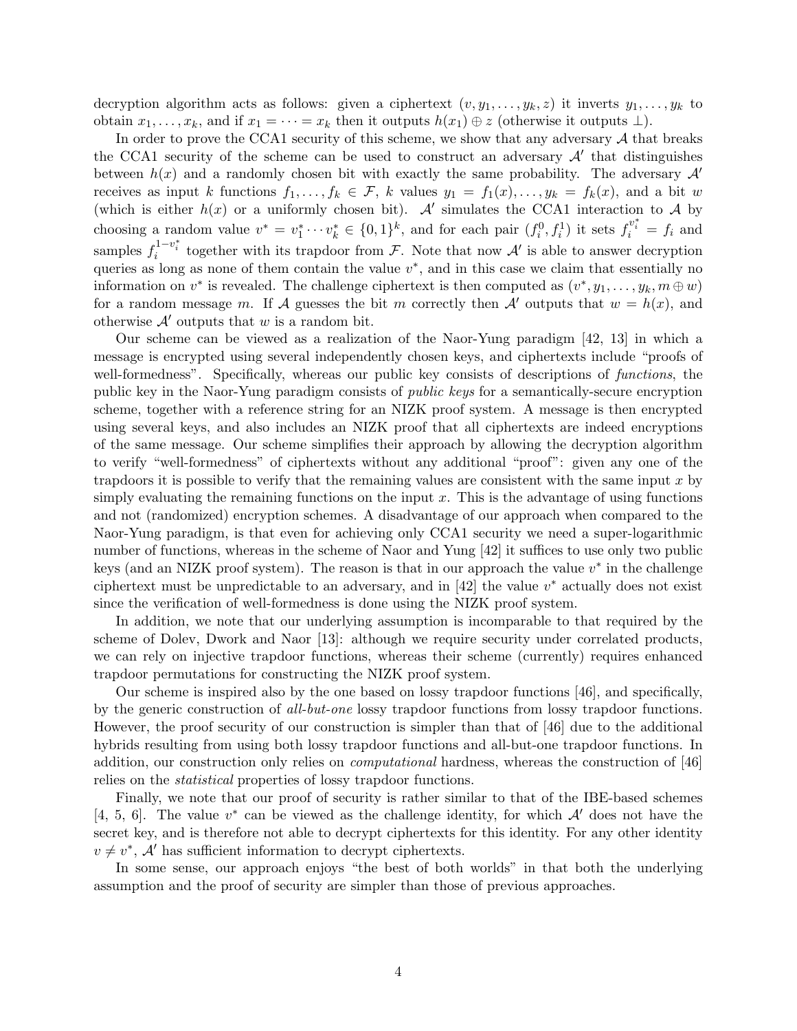decryption algorithm acts as follows: given a ciphertext $(v, y_1, \ldots, y_k, z)$ it inverts $y_1, \ldots, y_k$ to obtain $x_1, \ldots, x_k$, and if $x_1 = \cdots = x_k$ then it outputs $h(x_1) \oplus z$ (otherwise it outputs $\perp$).

In order to prove the CCA1 security of this scheme, we show that any adversary $\mathcal{A}$ that breaks the CCA1 security of the scheme can be used to construct an adversary $\mathcal{A}'$ that distinguishes between $h(x)$ and a randomly chosen bit with exactly the same probability. The adversary $\mathcal{A}'$ receives as input $k$ functions $f_1, \ldots, f_k \in \mathcal{F}$, $k$ values $y_1 = f_1(x), \ldots, y_k = f_k(x)$, and a bit $w$ (which is either $h(x)$ or a uniformly chosen bit). $\mathcal{A}'$ simulates the CCA1 interaction to $\mathcal{A}$ by choosing a random value $v^* = v_1^* \cdots v_k^* \in \{0,1\}^k$, and for each pair $(f_i^0, f_i^1)$ it sets $f_i^{v_i^*} = f_i$ and samples $f_i^{1-v_i^*}$ together with its trapdoor from $\mathcal{F}$. Note that now $\mathcal{A}'$ is able to answer decryption queries as long as none of them contain the value $v^*$, and in this case we claim that essentially no information on $v^*$ is revealed. The challenge ciphertext is then computed as $(v^*, y_1, \ldots, y_k, m \oplus w)$ for a random message $m$. If $\mathcal{A}$ guesses the bit $m$ correctly then $\mathcal{A}'$ outputs that $w = h(x)$, and otherwise $\mathcal{A}'$ outputs that $w$ is a random bit.

Our scheme can be viewed as a realization of the Naor-Yung paradigm [42, 13] in which a message is encrypted using several independently chosen keys, and ciphertexts include "proofs of well-formedness". Specifically, whereas our public key consists of descriptions of *functions*, the public key in the Naor-Yung paradigm consists of *public keys* for a semantically-secure encryption scheme, together with a reference string for an NIZK proof system. A message is then encrypted using several keys, and also includes an NIZK proof that all ciphertexts are indeed encryptions of the same message. Our scheme simplifies their approach by allowing the decryption algorithm to verify "well-formedness" of ciphertexts without any additional "proof": given any one of the trapdoors it is possible to verify that the remaining values are consistent with the same input $x$ by simply evaluating the remaining functions on the input $x$. This is the advantage of using functions and not (randomized) encryption schemes. A disadvantage of our approach when compared to the Naor-Yung paradigm, is that even for achieving only CCA1 security we need a super-logarithmic number of functions, whereas in the scheme of Naor and Yung [42] it suffices to use only two public keys (and an NIZK proof system). The reason is that in our approach the value $v^*$ in the challenge ciphertext must be unpredictable to an adversary, and in [42] the value $v^*$ actually does not exist since the verification of well-formedness is done using the NIZK proof system.

In addition, we note that our underlying assumption is incomparable to that required by the scheme of Dolev, Dwork and Naor [13]: although we require security under correlated products, we can rely on injective trapdoor functions, whereas their scheme (currently) requires enhanced trapdoor permutations for constructing the NIZK proof system.

Our scheme is inspired also by the one based on lossy trapdoor functions [46], and specifically, by the generic construction of *all-but-one* lossy trapdoor functions from lossy trapdoor functions. However, the proof security of our construction is simpler than that of [46] due to the additional hybrids resulting from using both lossy trapdoor functions and all-but-one trapdoor functions. In addition, our construction only relies on *computational* hardness, whereas the construction of [46] relies on the *statistical* properties of lossy trapdoor functions.

Finally, we note that our proof of security is rather similar to that of the IBE-based schemes [4, 5, 6]. The value $v^*$ can be viewed as the challenge identity, for which $\mathcal{A}'$ does not have the secret key, and is therefore not able to decrypt ciphertexts for this identity. For any other identity $v \neq v^*$, $\mathcal{A}'$ has sufficient information to decrypt ciphertexts.

In some sense, our approach enjoys "the best of both worlds" in that both the underlying assumption and the proof of security are simpler than those of previous approaches.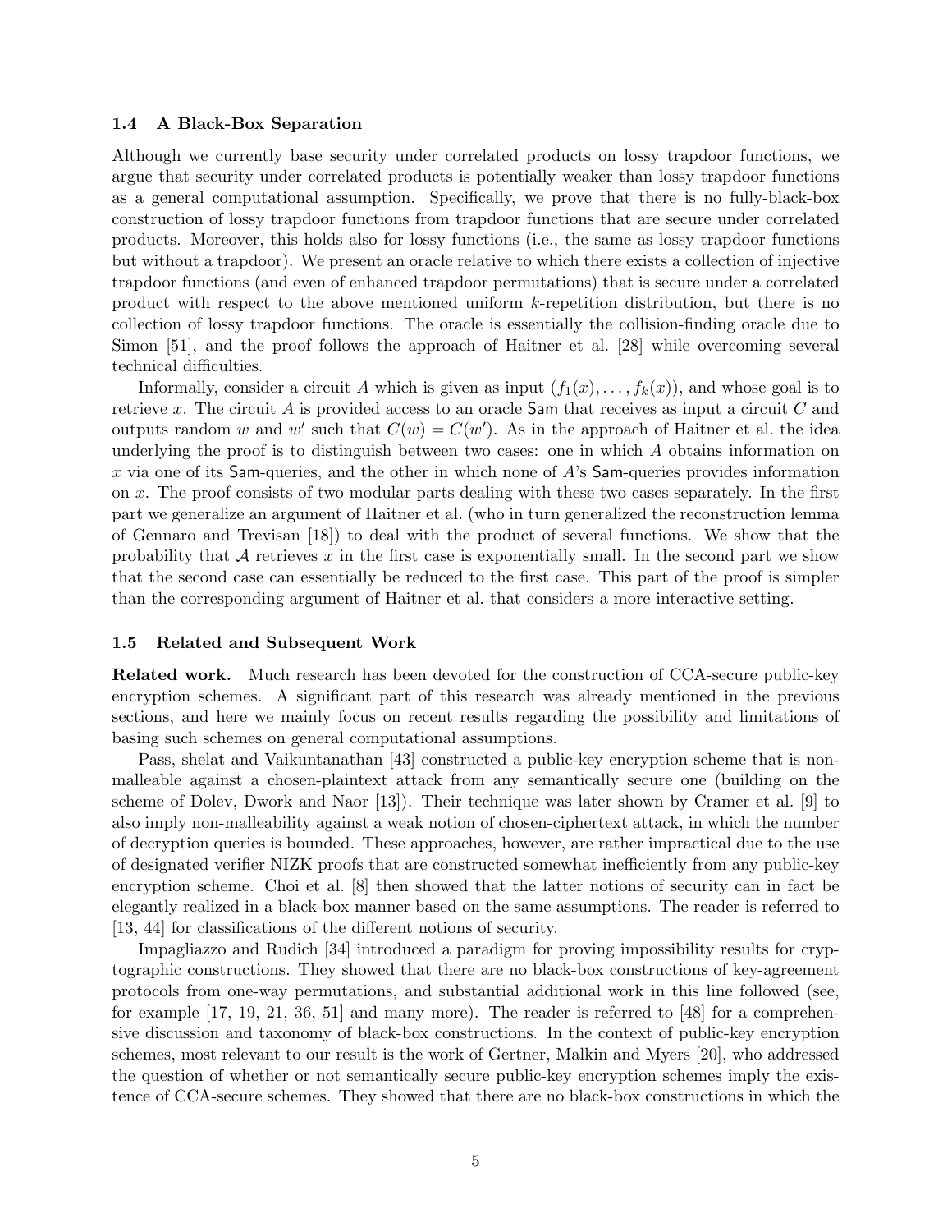### 1.4 A Black-Box Separation

Although we currently base security under correlated products on lossy trapdoor functions, we argue that security under correlated products is potentially weaker than lossy trapdoor functions as a general computational assumption. Specifically, we prove that there is no fully-black-box construction of lossy trapdoor functions from trapdoor functions that are secure under correlated products. Moreover, this holds also for lossy functions (i.e., the same as lossy trapdoor functions but without a trapdoor). We present an oracle relative to which there exists a collection of injective trapdoor functions (and even of enhanced trapdoor permutations) that is secure under a correlated product with respect to the above mentioned uniform $k$-repetition distribution, but there is no collection of lossy trapdoor functions. The oracle is essentially the collision-finding oracle due to Simon [51], and the proof follows the approach of Haitner et al. [28] while overcoming several technical difficulties.

Informally, consider a circuit $A$ which is given as input $(f_1(x), \ldots, f_k(x))$, and whose goal is to retrieve $x$. The circuit $A$ is provided access to an oracle $\mathsf{Sam}$ that receives as input a circuit $C$ and outputs random $w$ and $w'$ such that $C(w) = C(w')$. As in the approach of Haitner et al. the idea underlying the proof is to distinguish between two cases: one in which $A$ obtains information on $x$ via one of its $\mathsf{Sam}$-queries, and the other in which none of $A$'s $\mathsf{Sam}$-queries provides information on $x$. The proof consists of two modular parts dealing with these two cases separately. In the first part we generalize an argument of Haitner et al. (who in turn generalized the reconstruction lemma of Gennaro and Trevisan [18]) to deal with the product of several functions. We show that the probability that $\mathcal{A}$ retrieves $x$ in the first case is exponentially small. In the second part we show that the second case can essentially be reduced to the first case. This part of the proof is simpler than the corresponding argument of Haitner et al. that considers a more interactive setting.

### 1.5 Related and Subsequent Work

**Related work.** Much research has been devoted for the construction of CCA-secure public-key encryption schemes. A significant part of this research was already mentioned in the previous sections, and here we mainly focus on recent results regarding the possibility and limitations of basing such schemes on general computational assumptions.

Pass, shelat and Vaikuntanathan [43] constructed a public-key encryption scheme that is non-malleable against a chosen-plaintext attack from any semantically secure one (building on the scheme of Dolev, Dwork and Naor [13]). Their technique was later shown by Cramer et al. [9] to also imply non-malleability against a weak notion of chosen-ciphertext attack, in which the number of decryption queries is bounded. These approaches, however, are rather impractical due to the use of designated verifier NIZK proofs that are constructed somewhat inefficiently from any public-key encryption scheme. Choi et al. [8] then showed that the latter notions of security can in fact be elegantly realized in a black-box manner based on the same assumptions. The reader is referred to [13, 44] for classifications of the different notions of security.

Impagliazzo and Rudich [34] introduced a paradigm for proving impossibility results for cryptographic constructions. They showed that there are no black-box constructions of key-agreement protocols from one-way permutations, and substantial additional work in this line followed (see, for example [17, 19, 21, 36, 51] and many more). The reader is referred to [48] for a comprehensive discussion and taxonomy of black-box constructions. In the context of public-key encryption schemes, most relevant to our result is the work of Gertner, Malkin and Myers [20], who addressed the question of whether or not semantically secure public-key encryption schemes imply the existence of CCA-secure schemes. They showed that there are no black-box constructions in which the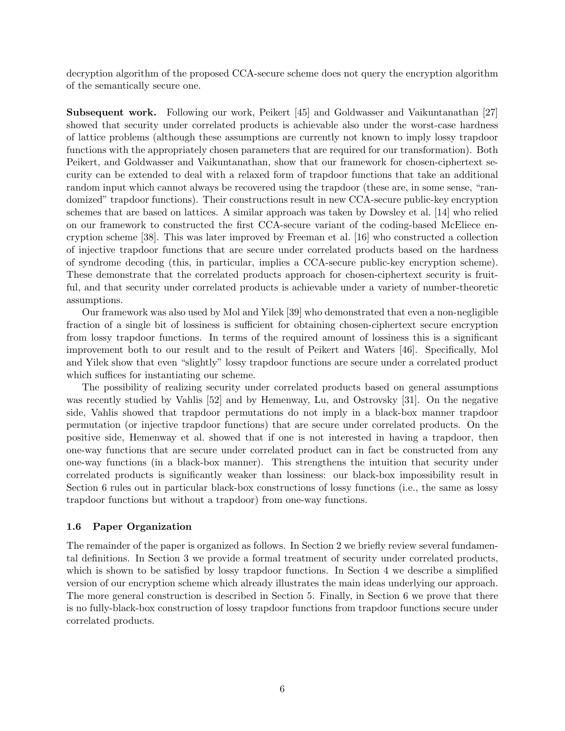decryption algorithm of the proposed CCA-secure scheme does not query the encryption algorithm of the semantically secure one.

**Subsequent work.** Following our work, Peikert [45] and Goldwasser and Vaikuntanathan [27] showed that security under correlated products is achievable also under the worst-case hardness of lattice problems (although these assumptions are currently not known to imply lossy trapdoor functions with the appropriately chosen parameters that are required for our transformation). Both Peikert, and Goldwasser and Vaikuntanathan, show that our framework for chosen-ciphertext security can be extended to deal with a relaxed form of trapdoor functions that take an additional random input which cannot always be recovered using the trapdoor (these are, in some sense, "randomized" trapdoor functions). Their constructions result in new CCA-secure public-key encryption schemes that are based on lattices. A similar approach was taken by Dowsley et al. [14] who relied on our framework to constructed the first CCA-secure variant of the coding-based McEliece encryption scheme [38]. This was later improved by Freeman et al. [16] who constructed a collection of injective trapdoor functions that are secure under correlated products based on the hardness of syndrome decoding (this, in particular, implies a CCA-secure public-key encryption scheme). These demonstrate that the correlated products approach for chosen-ciphertext security is fruitful, and that security under correlated products is achievable under a variety of number-theoretic assumptions.

Our framework was also used by Mol and Yilek [39] who demonstrated that even a non-negligible fraction of a single bit of lossiness is sufficient for obtaining chosen-ciphertext secure encryption from lossy trapdoor functions. In terms of the required amount of lossiness this is a significant improvement both to our result and to the result of Peikert and Waters [46]. Specifically, Mol and Yilek show that even "slightly" lossy trapdoor functions are secure under a correlated product which suffices for instantiating our scheme.

The possibility of realizing security under correlated products based on general assumptions was recently studied by Vahlis [52] and by Hemenway, Lu, and Ostrovsky [31]. On the negative side, Vahlis showed that trapdoor permutations do not imply in a black-box manner trapdoor permutation (or injective trapdoor functions) that are secure under correlated products. On the positive side, Hemenway et al. showed that if one is not interested in having a trapdoor, then one-way functions that are secure under correlated product can in fact be constructed from any one-way functions (in a black-box manner). This strengthens the intuition that security under correlated products is significantly weaker than lossiness: our black-box impossibility result in Section 6 rules out in particular black-box constructions of lossy functions (i.e., the same as lossy trapdoor functions but without a trapdoor) from one-way functions.

### 1.6 Paper Organization

The remainder of the paper is organized as follows. In Section 2 we briefly review several fundamental definitions. In Section 3 we provide a formal treatment of security under correlated products, which is shown to be satisfied by lossy trapdoor functions. In Section 4 we describe a simplified version of our encryption scheme which already illustrates the main ideas underlying our approach. The more general construction is described in Section 5. Finally, in Section 6 we prove that there is no fully-black-box construction of lossy trapdoor functions from trapdoor functions secure under correlated products.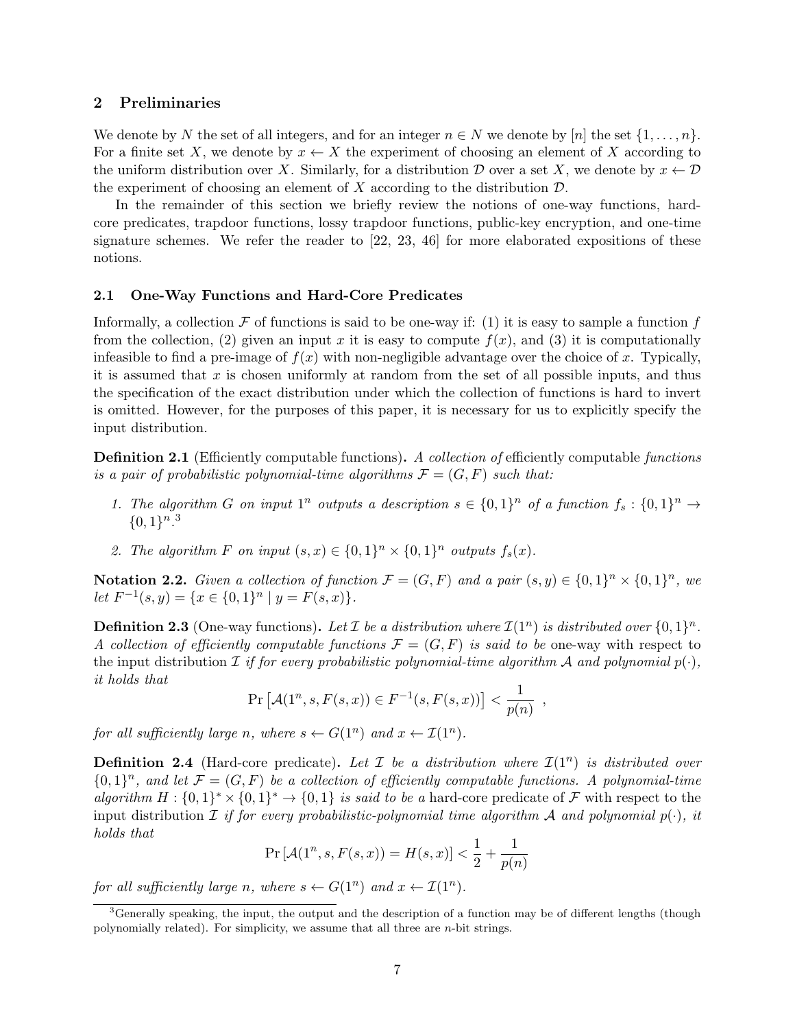## 2 Preliminaries

We denote by $N$ the set of all integers, and for an integer $n \in N$ we denote by $[n]$ the set $\{1, \ldots, n\}$. For a finite set $X$, we denote by $x \leftarrow X$ the experiment of choosing an element of $X$ according to the uniform distribution over $X$. Similarly, for a distribution $\mathcal{D}$ over a set $X$, we denote by $x \leftarrow \mathcal{D}$ the experiment of choosing an element of $X$ according to the distribution $\mathcal{D}$.

In the remainder of this section we briefly review the notions of one-way functions, hard-core predicates, trapdoor functions, lossy trapdoor functions, public-key encryption, and one-time signature schemes. We refer the reader to [22, 23, 46] for more elaborated expositions of these notions.

### 2.1 One-Way Functions and Hard-Core Predicates

Informally, a collection $\mathcal{F}$ of functions is said to be one-way if: (1) it is easy to sample a function $f$ from the collection, (2) given an input $x$ it is easy to compute $f(x)$, and (3) it is computationally infeasible to find a pre-image of $f(x)$ with non-negligible advantage over the choice of $x$. Typically, it is assumed that $x$ is chosen uniformly at random from the set of all possible inputs, and thus the specification of the exact distribution under which the collection of functions is hard to invert is omitted. However, for the purposes of this paper, it is necessary for us to explicitly specify the input distribution.

**Definition 2.1** (Efficiently computable functions)**.** *A collection of* efficiently computable *functions is a pair of probabilistic polynomial-time algorithms $\mathcal{F} = (G, F)$ such that:*

1. *The algorithm $G$ on input $1^n$ outputs a description $s \in \{0,1\}^n$ of a function $f_s : \{0,1\}^n \rightarrow \{0,1\}^n$.*[3]
2. *The algorithm $F$ on input $(s, x) \in \{0,1\}^n \times \{0,1\}^n$ outputs $f_s(x)$.*

**Notation 2.2.** *Given a collection of function $\mathcal{F} = (G, F)$ and a pair $(s, y) \in \{0,1\}^n \times \{0,1\}^n$, we let $F^{-1}(s, y) = \{x \in \{0,1\}^n \mid y = F(s, x)\}$.*

**Definition 2.3** (One-way functions)**.** *Let $\mathcal{I}$ be a distribution where $\mathcal{I}(1^n)$ is distributed over $\{0,1\}^n$. A collection of efficiently computable functions $\mathcal{F} = (G, F)$ is said to be* one-way with respect to the input distribution $\mathcal{I}$ *if for every probabilistic polynomial-time algorithm $\mathcal{A}$ and polynomial $p(\cdot)$, it holds that*

$$\Pr\left[\mathcal{A}(1^n, s, F(s, x)) \in F^{-1}(s, F(s, x))\right] < \frac{1}{p(n)} \ ,$$

*for all sufficiently large $n$, where $s \leftarrow G(1^n)$ and $x \leftarrow \mathcal{I}(1^n)$.*

**Definition 2.4** (Hard-core predicate)**.** *Let $\mathcal{I}$ be a distribution where $\mathcal{I}(1^n)$ is distributed over $\{0,1\}^n$, and let $\mathcal{F} = (G, F)$ be a collection of efficiently computable functions. A polynomial-time algorithm $H : \{0,1\}^* \times \{0,1\}^* \rightarrow \{0,1\}$ is said to be a* hard-core predicate of $\mathcal{F}$ with respect to the input distribution $\mathcal{I}$ *if for every probabilistic-polynomial time algorithm $\mathcal{A}$ and polynomial $p(\cdot)$, it holds that*

$$\Pr\left[\mathcal{A}(1^n, s, F(s, x)) = H(s, x)\right] < \frac{1}{2} + \frac{1}{p(n)}$$

*for all sufficiently large $n$, where $s \leftarrow G(1^n)$ and $x \leftarrow \mathcal{I}(1^n)$.*

[3] Generally speaking, the input, the output and the description of a function may be of different lengths (though polynomially related). For simplicity, we assume that all three are $n$-bit strings.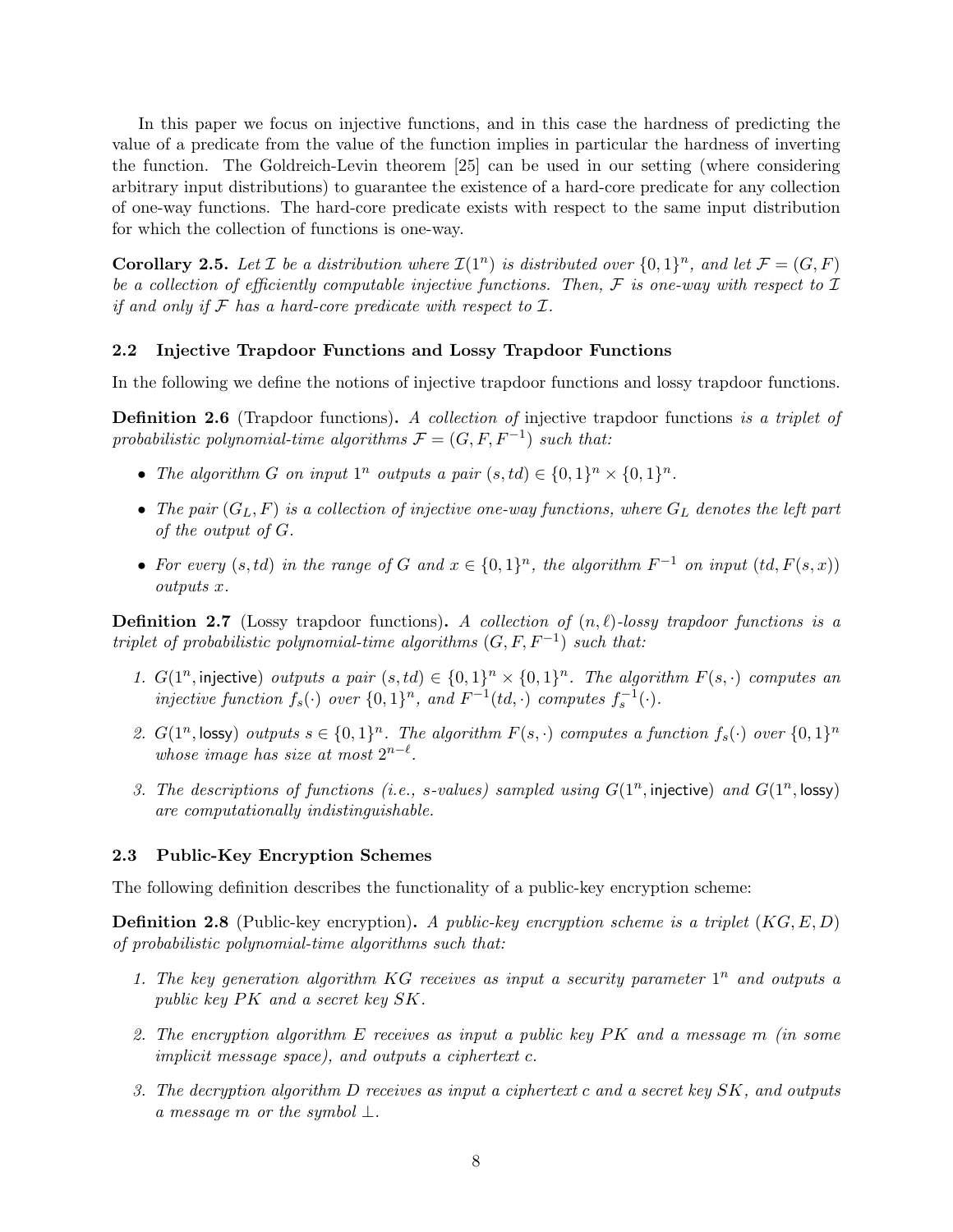In this paper we focus on injective functions, and in this case the hardness of predicting the value of a predicate from the value of the function implies in particular the hardness of inverting the function. The Goldreich-Levin theorem [25] can be used in our setting (where considering arbitrary input distributions) to guarantee the existence of a hard-core predicate for any collection of one-way functions. The hard-core predicate exists with respect to the same input distribution for which the collection of functions is one-way.

**Corollary 2.5.** *Let $\mathcal{I}$ be a distribution where $\mathcal{I}(1^n)$ is distributed over $\{0,1\}^n$, and let $\mathcal{F} = (G, F)$ be a collection of efficiently computable injective functions. Then, $\mathcal{F}$ is one-way with respect to $\mathcal{I}$ if and only if $\mathcal{F}$ has a hard-core predicate with respect to $\mathcal{I}$.*

## 2.2 Injective Trapdoor Functions and Lossy Trapdoor Functions

In the following we define the notions of injective trapdoor functions and lossy trapdoor functions.

**Definition 2.6** (Trapdoor functions)**.** *A collection of* injective trapdoor functions *is a triplet of probabilistic polynomial-time algorithms $\mathcal{F} = (G, F, F^{-1})$ such that:*

- *The algorithm $G$ on input $1^n$ outputs a pair $(s, td) \in \{0,1\}^n \times \{0,1\}^n$.*
- *The pair $(G_L, F)$ is a collection of injective one-way functions, where $G_L$ denotes the left part of the output of $G$.*
- *For every $(s, td)$ in the range of $G$ and $x \in \{0,1\}^n$, the algorithm $F^{-1}$ on input $(td, F(s, x))$ outputs $x$.*

**Definition 2.7** (Lossy trapdoor functions)**.** *A collection of $(n, \ell)$-lossy trapdoor functions is a triplet of probabilistic polynomial-time algorithms $(G, F, F^{-1})$ such that:*

1. *$G(1^n, \mathsf{injective})$ outputs a pair $(s, td) \in \{0,1\}^n \times \{0,1\}^n$. The algorithm $F(s, \cdot)$ computes an injective function $f_s(\cdot)$ over $\{0,1\}^n$, and $F^{-1}(td, \cdot)$ computes $f_s^{-1}(\cdot)$.*
2. *$G(1^n, \mathsf{lossy})$ outputs $s \in \{0,1\}^n$. The algorithm $F(s, \cdot)$ computes a function $f_s(\cdot)$ over $\{0,1\}^n$ whose image has size at most $2^{n-\ell}$.*
3. *The descriptions of functions (i.e., $s$-values) sampled using $G(1^n, \mathsf{injective})$ and $G(1^n, \mathsf{lossy})$ are computationally indistinguishable.*

## 2.3 Public-Key Encryption Schemes

The following definition describes the functionality of a public-key encryption scheme:

**Definition 2.8** (Public-key encryption)**.** *A public-key encryption scheme is a triplet $(KG, E, D)$ of probabilistic polynomial-time algorithms such that:*

1. *The key generation algorithm $KG$ receives as input a security parameter $1^n$ and outputs a public key $PK$ and a secret key $SK$.*
2. *The encryption algorithm $E$ receives as input a public key $PK$ and a message $m$ (in some implicit message space), and outputs a ciphertext $c$.*
3. *The decryption algorithm $D$ receives as input a ciphertext $c$ and a secret key $SK$, and outputs a message $m$ or the symbol $\perp$.*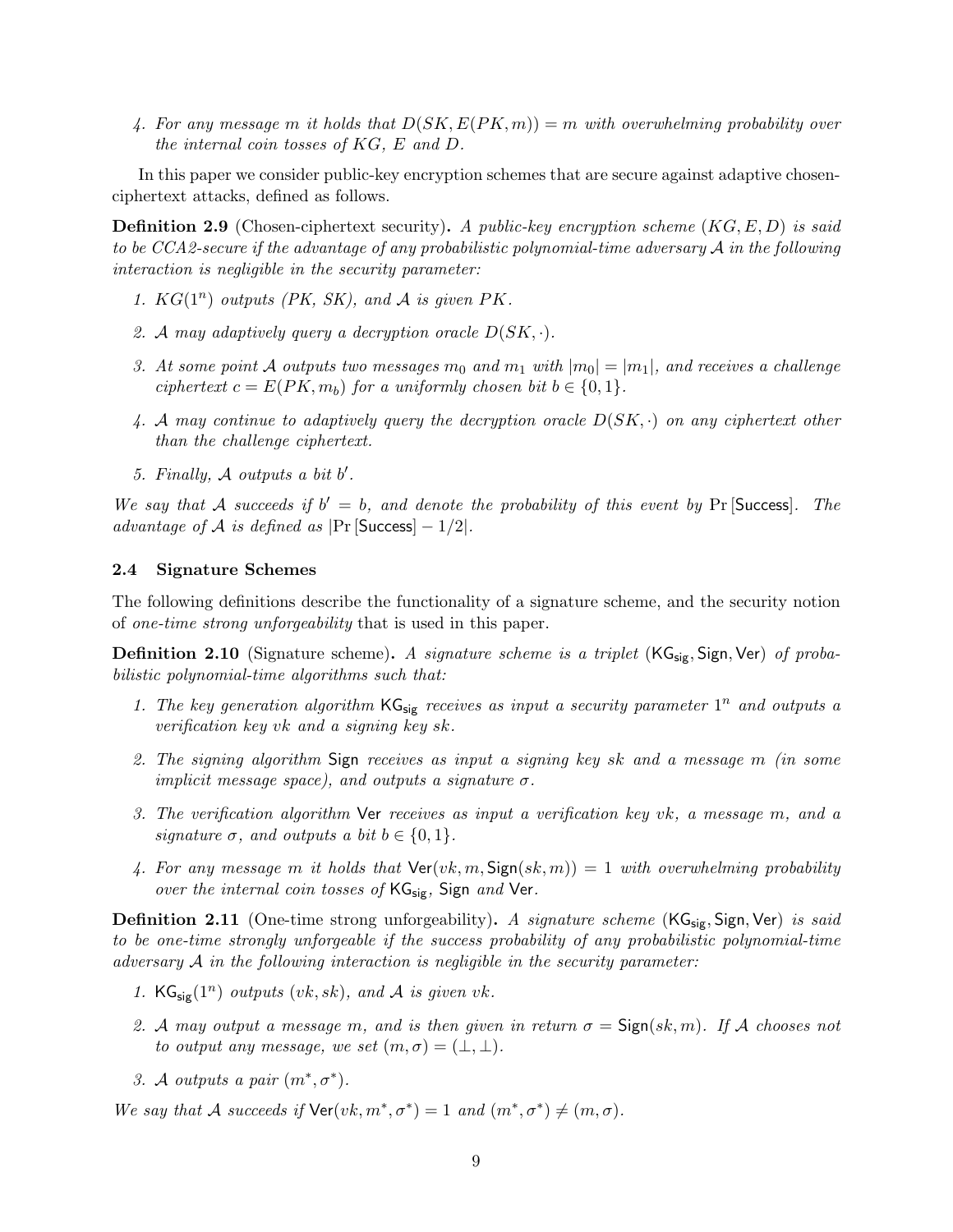4. *For any message $m$ it holds that $D(SK, E(PK, m)) = m$ with overwhelming probability over the internal coin tosses of $KG$, $E$ and $D$.*

In this paper we consider public-key encryption schemes that are secure against adaptive chosen-ciphertext attacks, defined as follows.

**Definition 2.9** (Chosen-ciphertext security)**.** *A public-key encryption scheme $(KG, E, D)$ is said to be CCA2-secure if the advantage of any probabilistic polynomial-time adversary $\mathcal{A}$ in the following interaction is negligible in the security parameter:*

1. *$KG(1^n)$ outputs (PK, SK), and $\mathcal{A}$ is given $PK$.*
2. *$\mathcal{A}$ may adaptively query a decryption oracle $D(SK, \cdot)$.*
3. *At some point $\mathcal{A}$ outputs two messages $m_0$ and $m_1$ with $|m_0| = |m_1|$, and receives a challenge ciphertext $c = E(PK, m_b)$ for a uniformly chosen bit $b \in \{0, 1\}$.*
4. *$\mathcal{A}$ may continue to adaptively query the decryption oracle $D(SK, \cdot)$ on any ciphertext other than the challenge ciphertext.*
5. *Finally, $\mathcal{A}$ outputs a bit $b'$.*

*We say that $\mathcal{A}$ succeeds if $b' = b$, and denote the probability of this event by $\Pr[\mathsf{Success}]$. The advantage of $\mathcal{A}$ is defined as $|\Pr[\mathsf{Success}] - 1/2|$.*

### 2.4 Signature Schemes

The following definitions describe the functionality of a signature scheme, and the security notion of *one-time strong unforgeability* that is used in this paper.

**Definition 2.10** (Signature scheme)**.** *A signature scheme is a triplet $(\mathsf{KG_{sig}}, \mathsf{Sign}, \mathsf{Ver})$ of probabilistic polynomial-time algorithms such that:*

1. *The key generation algorithm $\mathsf{KG_{sig}}$ receives as input a security parameter $1^n$ and outputs a verification key $vk$ and a signing key $sk$.*
2. *The signing algorithm $\mathsf{Sign}$ receives as input a signing key $sk$ and a message $m$ (in some implicit message space), and outputs a signature $\sigma$.*
3. *The verification algorithm $\mathsf{Ver}$ receives as input a verification key $vk$, a message $m$, and a signature $\sigma$, and outputs a bit $b \in \{0, 1\}$.*
4. *For any message $m$ it holds that $\mathsf{Ver}(vk, m, \mathsf{Sign}(sk, m)) = 1$ with overwhelming probability over the internal coin tosses of $\mathsf{KG_{sig}}$, $\mathsf{Sign}$ and $\mathsf{Ver}$.*

**Definition 2.11** (One-time strong unforgeability)**.** *A signature scheme $(\mathsf{KG_{sig}}, \mathsf{Sign}, \mathsf{Ver})$ is said to be one-time strongly unforgeable if the success probability of any probabilistic polynomial-time adversary $\mathcal{A}$ in the following interaction is negligible in the security parameter:*

1. *$\mathsf{KG_{sig}}(1^n)$ outputs $(vk, sk)$, and $\mathcal{A}$ is given $vk$.*
2. *$\mathcal{A}$ may output a message $m$, and is then given in return $\sigma = \mathsf{Sign}(sk, m)$. If $\mathcal{A}$ chooses not to output any message, we set $(m, \sigma) = (\perp, \perp)$.*
3. *$\mathcal{A}$ outputs a pair $(m^*, \sigma^*)$.*

*We say that $\mathcal{A}$ succeeds if $\mathsf{Ver}(vk, m^*, \sigma^*) = 1$ and $(m^*, \sigma^*) \neq (m, \sigma)$.*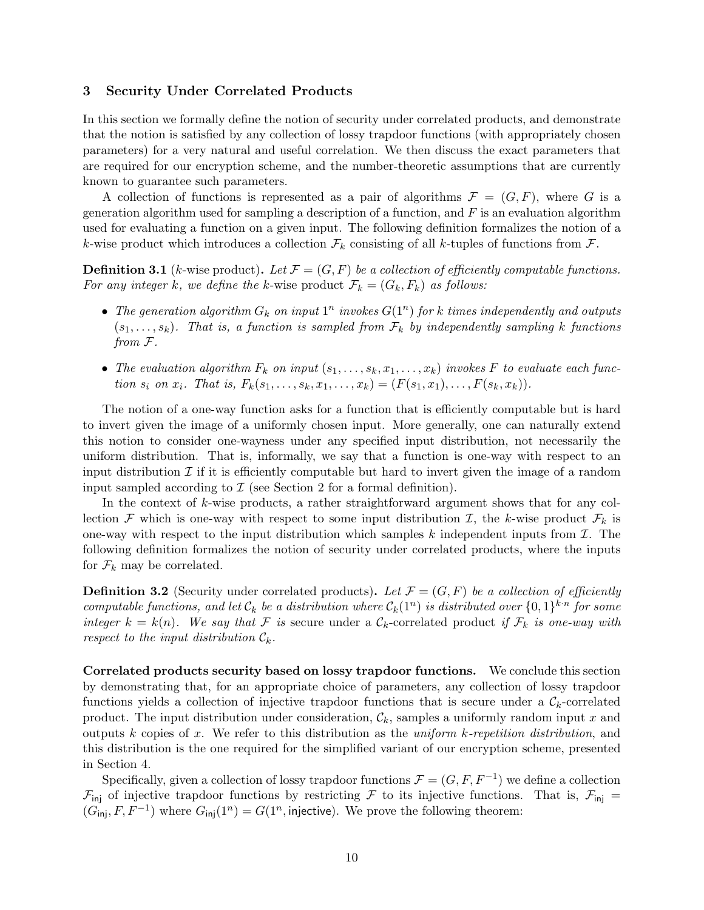## 3 Security Under Correlated Products

In this section we formally define the notion of security under correlated products, and demonstrate that the notion is satisfied by any collection of lossy trapdoor functions (with appropriately chosen parameters) for a very natural and useful correlation. We then discuss the exact parameters that are required for our encryption scheme, and the number-theoretic assumptions that are currently known to guarantee such parameters.

A collection of functions is represented as a pair of algorithms $\mathcal{F} = (G, F)$, where $G$ is a generation algorithm used for sampling a description of a function, and $F$ is an evaluation algorithm used for evaluating a function on a given input. The following definition formalizes the notion of a $k$-wise product which introduces a collection $\mathcal{F}_k$ consisting of all $k$-tuples of functions from $\mathcal{F}$.

**Definition 3.1** ($k$-wise product)**.** *Let $\mathcal{F} = (G, F)$ be a collection of efficiently computable functions. For any integer $k$, we define the $k$-wise product $\mathcal{F}_k = (G_k, F_k)$ as follows:*

- *The generation algorithm $G_k$ on input $1^n$ invokes $G(1^n)$ for $k$ times independently and outputs $(s_1, \ldots, s_k)$. That is, a function is sampled from $\mathcal{F}_k$ by independently sampling $k$ functions from $\mathcal{F}$.*
- *The evaluation algorithm $F_k$ on input $(s_1, \ldots, s_k, x_1, \ldots, x_k)$ invokes $F$ to evaluate each function $s_i$ on $x_i$. That is, $F_k(s_1, \ldots, s_k, x_1, \ldots, x_k) = (F(s_1, x_1), \ldots, F(s_k, x_k))$.*

The notion of a one-way function asks for a function that is efficiently computable but is hard to invert given the image of a uniformly chosen input. More generally, one can naturally extend this notion to consider one-wayness under any specified input distribution, not necessarily the uniform distribution. That is, informally, we say that a function is one-way with respect to an input distribution $\mathcal{I}$ if it is efficiently computable but hard to invert given the image of a random input sampled according to $\mathcal{I}$ (see Section 2 for a formal definition).

In the context of $k$-wise products, a rather straightforward argument shows that for any collection $\mathcal{F}$ which is one-way with respect to some input distribution $\mathcal{I}$, the $k$-wise product $\mathcal{F}_k$ is one-way with respect to the input distribution which samples $k$ independent inputs from $\mathcal{I}$. The following definition formalizes the notion of security under correlated products, where the inputs for $\mathcal{F}_k$ may be correlated.

**Definition 3.2** (Security under correlated products)**.** *Let $\mathcal{F} = (G, F)$ be a collection of efficiently computable functions, and let $\mathcal{C}_k$ be a distribution where $\mathcal{C}_k(1^n)$ is distributed over $\{0,1\}^{k \cdot n}$ for some integer $k = k(n)$. We say that $\mathcal{F}$ is* secure under a $\mathcal{C}_k$-correlated product *if $\mathcal{F}_k$ is one-way with respect to the input distribution $\mathcal{C}_k$.*

**Correlated products security based on lossy trapdoor functions.** We conclude this section by demonstrating that, for an appropriate choice of parameters, any collection of lossy trapdoor functions yields a collection of injective trapdoor functions that is secure under a $\mathcal{C}_k$-correlated product. The input distribution under consideration, $\mathcal{C}_k$, samples a uniformly random input $x$ and outputs $k$ copies of $x$. We refer to this distribution as the *uniform $k$-repetition distribution*, and this distribution is the one required for the simplified variant of our encryption scheme, presented in Section 4.

Specifically, given a collection of lossy trapdoor functions $\mathcal{F} = (G, F, F^{-1})$ we define a collection $\mathcal{F}_{\mathsf{inj}}$ of injective trapdoor functions by restricting $\mathcal{F}$ to its injective functions. That is, $\mathcal{F}_{\mathsf{inj}} = (G_{\mathsf{inj}}, F, F^{-1})$ where $G_{\mathsf{inj}}(1^n) = G(1^n, \mathsf{injective})$. We prove the following theorem: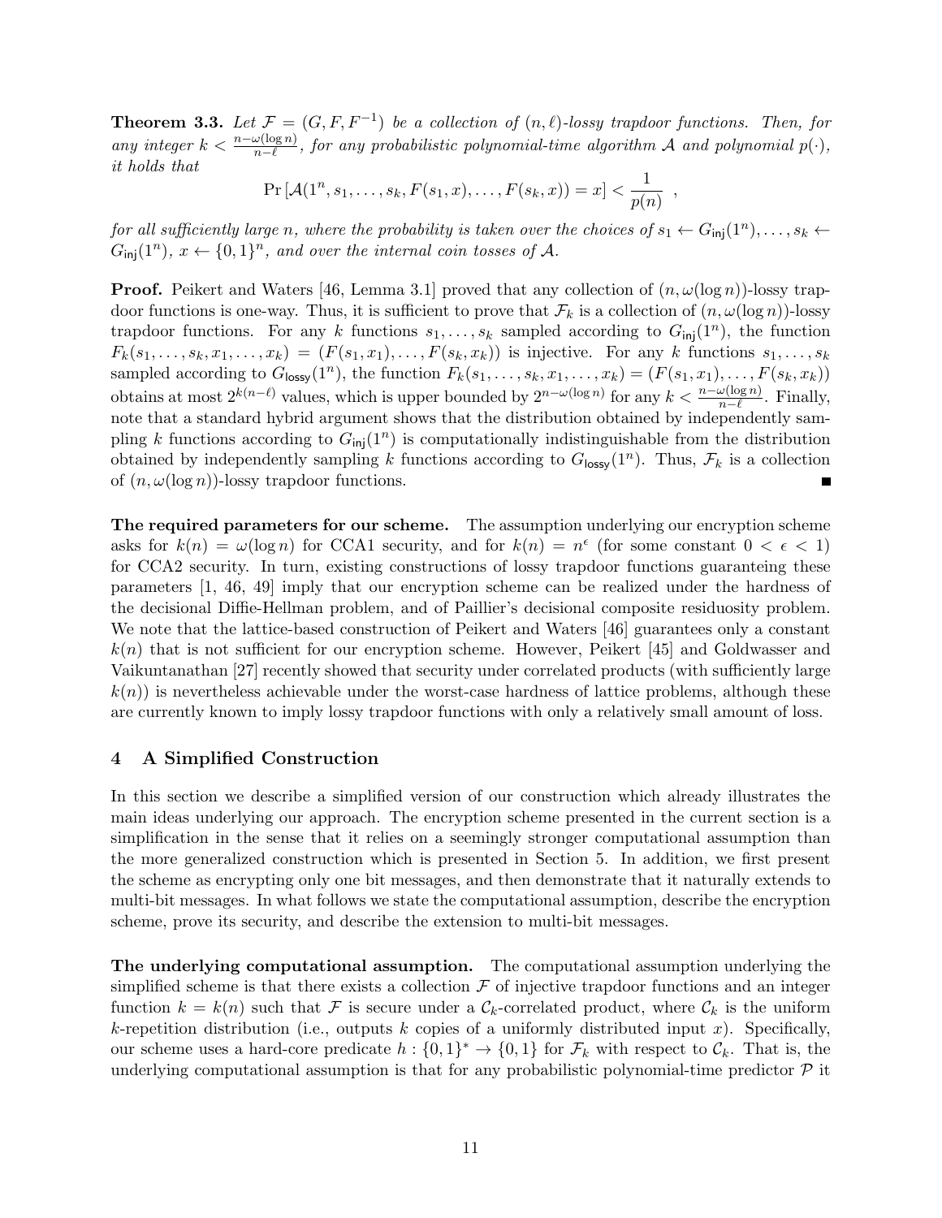**Theorem 3.3.** *Let $\mathcal{F} = (G, F, F^{-1})$ be a collection of $(n, \ell)$-lossy trapdoor functions. Then, for any integer $k < \frac{n-\omega(\log n)}{n-\ell}$, for any probabilistic polynomial-time algorithm $\mathcal{A}$ and polynomial $p(\cdot)$, it holds that*

$$\Pr\left[\mathcal{A}(1^n, s_1, \ldots, s_k, F(s_1, x), \ldots, F(s_k, x)) = x\right] < \frac{1}{p(n)} \ ,$$

*for all sufficiently large $n$, where the probability is taken over the choices of $s_1 \leftarrow G_{\mathsf{inj}}(1^n), \ldots, s_k \leftarrow G_{\mathsf{inj}}(1^n)$, $x \leftarrow \{0,1\}^n$, and over the internal coin tosses of $\mathcal{A}$.*

**Proof.** Peikert and Waters [46, Lemma 3.1] proved that any collection of $(n, \omega(\log n))$-lossy trapdoor functions is one-way. Thus, it is sufficient to prove that $\mathcal{F}_k$ is a collection of $(n, \omega(\log n))$-lossy trapdoor functions. For any $k$ functions $s_1, \ldots, s_k$ sampled according to $G_{\mathsf{inj}}(1^n)$, the function $F_k(s_1, \ldots, s_k, x_1, \ldots, x_k) = (F(s_1, x_1), \ldots, F(s_k, x_k))$ is injective. For any $k$ functions $s_1, \ldots, s_k$ sampled according to $G_{\mathsf{lossy}}(1^n)$, the function $F_k(s_1, \ldots, s_k, x_1, \ldots, x_k) = (F(s_1, x_1), \ldots, F(s_k, x_k))$ obtains at most $2^{k(n-\ell)}$ values, which is upper bounded by $2^{n-\omega(\log n)}$ for any $k < \frac{n-\omega(\log n)}{n-\ell}$. Finally, note that a standard hybrid argument shows that the distribution obtained by independently sampling $k$ functions according to $G_{\mathsf{inj}}(1^n)$ is computationally indistinguishable from the distribution obtained by independently sampling $k$ functions according to $G_{\mathsf{lossy}}(1^n)$. Thus, $\mathcal{F}_k$ is a collection of $(n, \omega(\log n))$-lossy trapdoor functions. ∎

**The required parameters for our scheme.** The assumption underlying our encryption scheme asks for $k(n) = \omega(\log n)$ for CCA1 security, and for $k(n) = n^{\epsilon}$ (for some constant $0 < \epsilon < 1$) for CCA2 security. In turn, existing constructions of lossy trapdoor functions guaranteing these parameters [1, 46, 49] imply that our encryption scheme can be realized under the hardness of the decisional Diffie-Hellman problem, and of Paillier's decisional composite residuosity problem. We note that the lattice-based construction of Peikert and Waters [46] guarantees only a constant $k(n)$ that is not sufficient for our encryption scheme. However, Peikert [45] and Goldwasser and Vaikuntanathan [27] recently showed that security under correlated products (with sufficiently large $k(n)$) is nevertheless achievable under the worst-case hardness of lattice problems, although these are currently known to imply lossy trapdoor functions with only a relatively small amount of loss.

## 4 A Simplified Construction

In this section we describe a simplified version of our construction which already illustrates the main ideas underlying our approach. The encryption scheme presented in the current section is a simplification in the sense that it relies on a seemingly stronger computational assumption than the more generalized construction which is presented in Section 5. In addition, we first present the scheme as encrypting only one bit messages, and then demonstrate that it naturally extends to multi-bit messages. In what follows we state the computational assumption, describe the encryption scheme, prove its security, and describe the extension to multi-bit messages.

**The underlying computational assumption.** The computational assumption underlying the simplified scheme is that there exists a collection $\mathcal{F}$ of injective trapdoor functions and an integer function $k = k(n)$ such that $\mathcal{F}$ is secure under a $\mathcal{C}_k$-correlated product, where $\mathcal{C}_k$ is the uniform $k$-repetition distribution (i.e., outputs $k$ copies of a uniformly distributed input $x$). Specifically, our scheme uses a hard-core predicate $h : \{0,1\}^* \to \{0,1\}$ for $\mathcal{F}_k$ with respect to $\mathcal{C}_k$. That is, the underlying computational assumption is that for any probabilistic polynomial-time predictor $\mathcal{P}$ it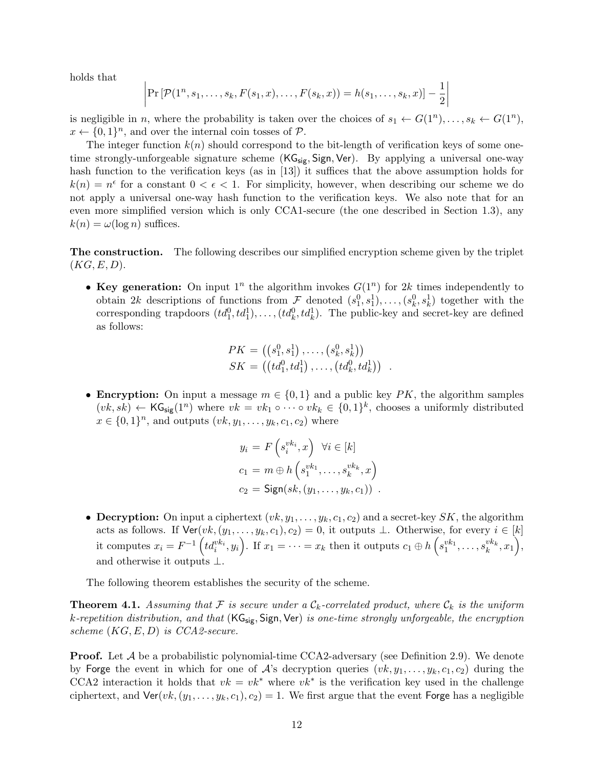holds that

$$\left| \Pr\left[\mathcal{P}(1^n, s_1, \ldots, s_k, F(s_1, x), \ldots, F(s_k, x)) = h(s_1, \ldots, s_k, x)\right] - \frac{1}{2} \right|$$

is negligible in $n$, where the probability is taken over the choices of $s_1 \leftarrow G(1^n), \ldots, s_k \leftarrow G(1^n)$, $x \leftarrow \{0,1\}^n$, and over the internal coin tosses of $\mathcal{P}$.

The integer function $k(n)$ should correspond to the bit-length of verification keys of some one-time strongly-unforgeable signature scheme $(\mathsf{KG}_{\mathsf{sig}}, \mathsf{Sign}, \mathsf{Ver})$. By applying a universal one-way hash function to the verification keys (as in [13]) it suffices that the above assumption holds for $k(n) = n^\epsilon$ for a constant $0 < \epsilon < 1$. For simplicity, however, when describing our scheme we do not apply a universal one-way hash function to the verification keys. We also note that for an even more simplified version which is only CCA1-secure (the one described in Section 1.3), any $k(n) = \omega(\log n)$ suffices.

**The construction.** The following describes our simplified encryption scheme given by the triplet $(KG, E, D)$.

- **Key generation:** On input $1^n$ the algorithm invokes $G(1^n)$ for $2k$ times independently to obtain $2k$ descriptions of functions from $\mathcal{F}$ denoted $(s_1^0, s_1^1), \ldots, (s_k^0, s_k^1)$ together with the corresponding trapdoors $(td_1^0, td_1^1), \ldots, (td_k^0, td_k^1)$. The public-key and secret-key are defined as follows:

$$PK = \left(\left(s_1^0, s_1^1\right), \ldots, \left(s_k^0, s_k^1\right)\right)$$
$$SK = \left(\left(td_1^0, td_1^1\right), \ldots, \left(td_k^0, td_k^1\right)\right) \quad .$$

- **Encryption:** On input a message $m \in \{0,1\}$ and a public key $PK$, the algorithm samples $(vk, sk) \leftarrow \mathsf{KG}_{\mathsf{sig}}(1^n)$ where $vk = vk_1 \circ \cdots \circ vk_k \in \{0,1\}^k$, chooses a uniformly distributed $x \in \{0,1\}^n$, and outputs $(vk, y_1, \ldots, y_k, c_1, c_2)$ where

$$y_i = F\left(s_i^{vk_i}, x\right) \quad \forall i \in [k]$$
$$c_1 = m \oplus h\left(s_1^{vk_1}, \ldots, s_k^{vk_k}, x\right)$$
$$c_2 = \mathsf{Sign}(sk, (y_1, \ldots, y_k, c_1)) \quad .$$

- **Decryption:** On input a ciphertext $(vk, y_1, \ldots, y_k, c_1, c_2)$ and a secret-key $SK$, the algorithm acts as follows. If $\mathsf{Ver}(vk, (y_1, \ldots, y_k, c_1), c_2) = 0$, it outputs $\perp$. Otherwise, for every $i \in [k]$ it computes $x_i = F^{-1}\left(td_i^{vk_i}, y_i\right)$. If $x_1 = \cdots = x_k$ then it outputs $c_1 \oplus h\left(s_1^{vk_1}, \ldots, s_k^{vk_k}, x_1\right)$, and otherwise it outputs $\perp$.

The following theorem establishes the security of the scheme.

**Theorem 4.1.** *Assuming that $\mathcal{F}$ is secure under a $\mathcal{C}_k$-correlated product, where $\mathcal{C}_k$ is the uniform $k$-repetition distribution, and that $(\mathsf{KG}_{\mathsf{sig}}, \mathsf{Sign}, \mathsf{Ver})$ is one-time strongly unforgeable, the encryption scheme $(KG, E, D)$ is CCA2-secure.*

**Proof.** Let $\mathcal{A}$ be a probabilistic polynomial-time CCA2-adversary (see Definition 2.9). We denote by $\mathsf{Forge}$ the event in which for one of $\mathcal{A}$'s decryption queries $(vk, y_1, \ldots, y_k, c_1, c_2)$ during the CCA2 interaction it holds that $vk = vk^*$ where $vk^*$ is the verification key used in the challenge ciphertext, and $\mathsf{Ver}(vk, (y_1, \ldots, y_k, c_1), c_2) = 1$. We first argue that the event $\mathsf{Forge}$ has a negligible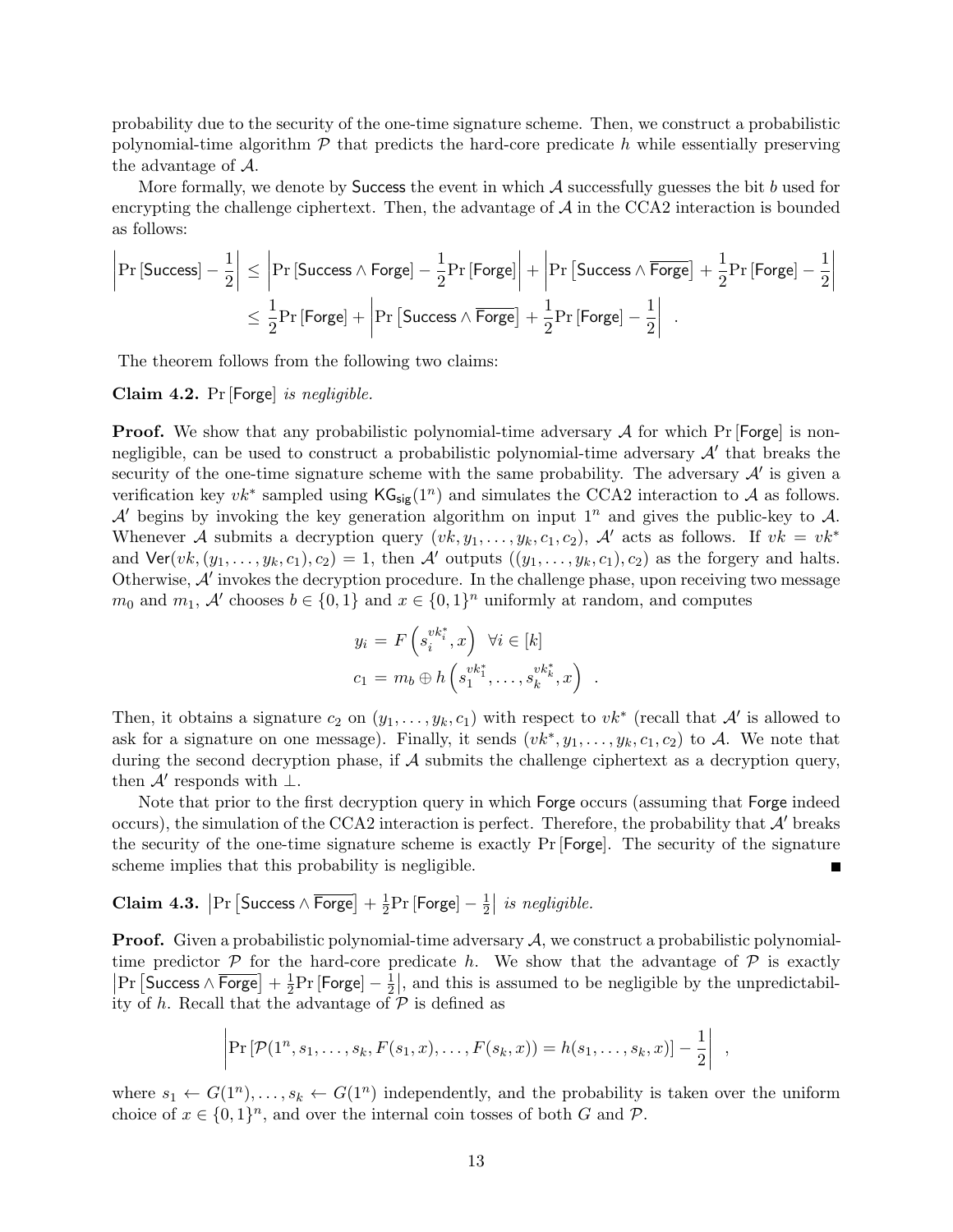probability due to the security of the one-time signature scheme. Then, we construct a probabilistic polynomial-time algorithm $\mathcal{P}$ that predicts the hard-core predicate $h$ while essentially preserving the advantage of $\mathcal{A}$.

More formally, we denote by $\mathsf{Success}$ the event in which $\mathcal{A}$ successfully guesses the bit $b$ used for encrypting the challenge ciphertext. Then, the advantage of $\mathcal{A}$ in the CCA2 interaction is bounded as follows:

$$
\begin{aligned}
\left|\Pr\left[\mathsf{Success}\right] - \frac{1}{2}\right| &\leq \left|\Pr\left[\mathsf{Success} \wedge \mathsf{Forge}\right] - \frac{1}{2}\Pr\left[\mathsf{Forge}\right]\right| + \left|\Pr\left[\mathsf{Success} \wedge \overline{\mathsf{Forge}}\right] + \frac{1}{2}\Pr\left[\mathsf{Forge}\right] - \frac{1}{2}\right| \\
&\leq \frac{1}{2}\Pr\left[\mathsf{Forge}\right] + \left|\Pr\left[\mathsf{Success} \wedge \overline{\mathsf{Forge}}\right] + \frac{1}{2}\Pr\left[\mathsf{Forge}\right] - \frac{1}{2}\right| \quad .
\end{aligned}
$$

The theorem follows from the following two claims:

**Claim 4.2.** $\Pr\left[\mathsf{Forge}\right]$ *is negligible.*

**Proof.** We show that any probabilistic polynomial-time adversary $\mathcal{A}$ for which $\Pr\left[\mathsf{Forge}\right]$ is non-negligible, can be used to construct a probabilistic polynomial-time adversary $\mathcal{A}'$ that breaks the security of the one-time signature scheme with the same probability. The adversary $\mathcal{A}'$ is given a verification key $vk^*$ sampled using $\mathsf{KG_{sig}}(1^n)$ and simulates the CCA2 interaction to $\mathcal{A}$ as follows. $\mathcal{A}'$ begins by invoking the key generation algorithm on input $1^n$ and gives the public-key to $\mathcal{A}$. Whenever $\mathcal{A}$ submits a decryption query $(vk, y_1, \ldots, y_k, c_1, c_2)$, $\mathcal{A}'$ acts as follows. If $vk = vk^*$ and $\mathsf{Ver}(vk, (y_1, \ldots, y_k, c_1), c_2) = 1$, then $\mathcal{A}'$ outputs $((y_1, \ldots, y_k, c_1), c_2)$ as the forgery and halts. Otherwise, $\mathcal{A}'$ invokes the decryption procedure. In the challenge phase, upon receiving two message $m_0$ and $m_1$, $\mathcal{A}'$ chooses $b \in \{0,1\}$ and $x \in \{0,1\}^n$ uniformly at random, and computes

$$
\begin{aligned}
y_i &= F\left(s_i^{vk_i^*}, x\right) \quad \forall i \in [k] \\
c_1 &= m_b \oplus h\left(s_1^{vk_1^*}, \ldots, s_k^{vk_k^*}, x\right) \quad .
\end{aligned}
$$

Then, it obtains a signature $c_2$ on $(y_1, \ldots, y_k, c_1)$ with respect to $vk^*$ (recall that $\mathcal{A}'$ is allowed to ask for a signature on one message). Finally, it sends $(vk^*, y_1, \ldots, y_k, c_1, c_2)$ to $\mathcal{A}$. We note that during the second decryption phase, if $\mathcal{A}$ submits the challenge ciphertext as a decryption query, then $\mathcal{A}'$ responds with $\perp$.

Note that prior to the first decryption query in which $\mathsf{Forge}$ occurs (assuming that $\mathsf{Forge}$ indeed occurs), the simulation of the CCA2 interaction is perfect. Therefore, the probability that $\mathcal{A}'$ breaks the security of the one-time signature scheme is exactly $\Pr\left[\mathsf{Forge}\right]$. The security of the signature scheme implies that this probability is negligible. ■

**Claim 4.3.** $\left|\Pr\left[\mathsf{Success} \wedge \overline{\mathsf{Forge}}\right] + \frac{1}{2}\Pr\left[\mathsf{Forge}\right] - \frac{1}{2}\right|$ *is negligible.*

**Proof.** Given a probabilistic polynomial-time adversary $\mathcal{A}$, we construct a probabilistic polynomial-time predictor $\mathcal{P}$ for the hard-core predicate $h$. We show that the advantage of $\mathcal{P}$ is exactly $\left|\Pr\left[\mathsf{Success} \wedge \overline{\mathsf{Forge}}\right] + \frac{1}{2}\Pr\left[\mathsf{Forge}\right] - \frac{1}{2}\right|$, and this is assumed to be negligible by the unpredictability of $h$. Recall that the advantage of $\mathcal{P}$ is defined as

$$
\left|\Pr\left[\mathcal{P}(1^n, s_1, \ldots, s_k, F(s_1, x), \ldots, F(s_k, x)) = h(s_1, \ldots, s_k, x)\right] - \frac{1}{2}\right| \quad ,
$$

where $s_1 \leftarrow G(1^n), \ldots, s_k \leftarrow G(1^n)$ independently, and the probability is taken over the uniform choice of $x \in \{0,1\}^n$, and over the internal coin tosses of both $G$ and $\mathcal{P}$.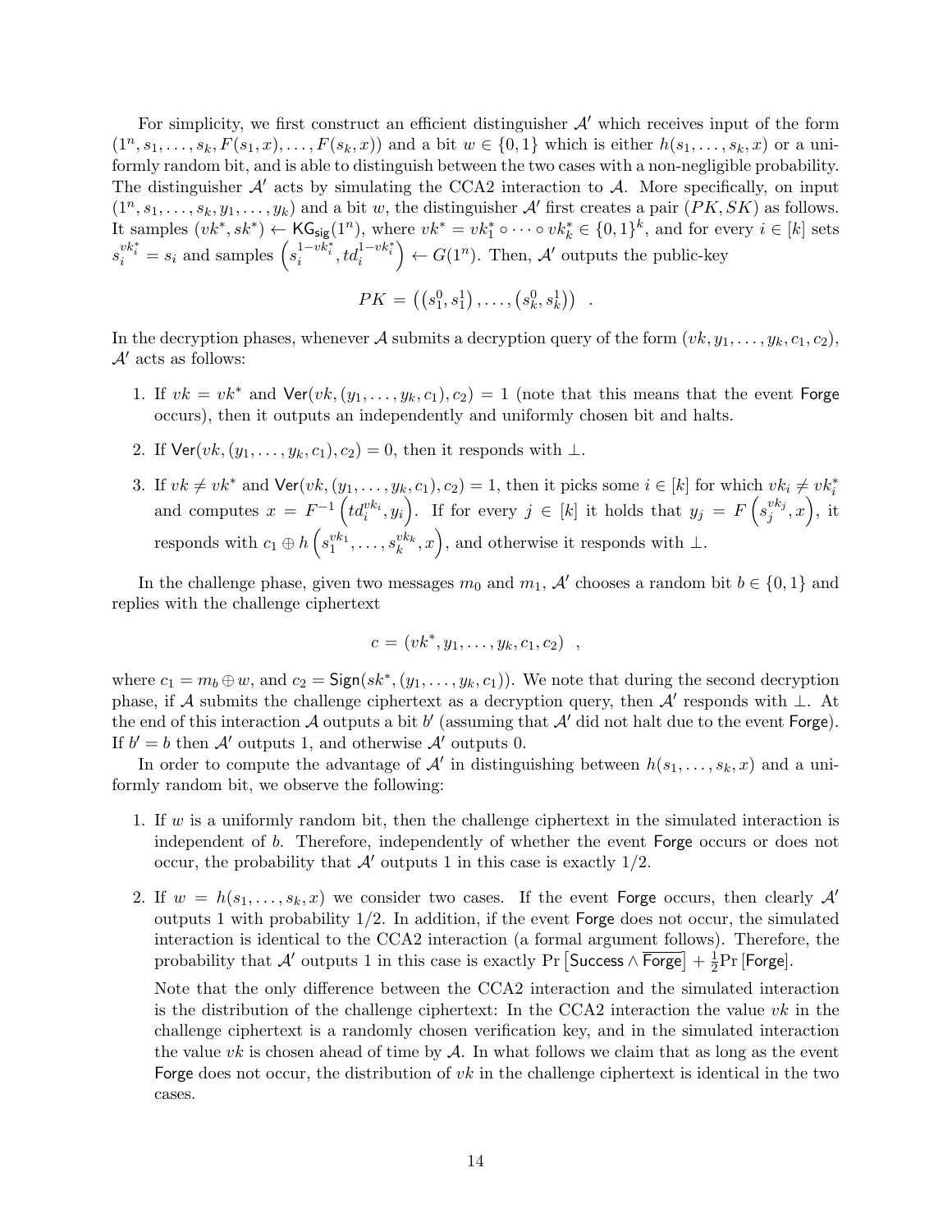For simplicity, we first construct an efficient distinguisher $\mathcal{A}'$ which receives input of the form $(1^n, s_1, \ldots, s_k, F(s_1, x), \ldots, F(s_k, x))$ and a bit $w \in \{0,1\}$ which is either $h(s_1, \ldots, s_k, x)$ or a uniformly random bit, and is able to distinguish between the two cases with a non-negligible probability. The distinguisher $\mathcal{A}'$ acts by simulating the CCA2 interaction to $\mathcal{A}$. More specifically, on input $(1^n, s_1, \ldots, s_k, y_1, \ldots, y_k)$ and a bit $w$, the distinguisher $\mathcal{A}'$ first creates a pair $(PK, SK)$ as follows. It samples $(vk^*, sk^*) \leftarrow \mathsf{KG}_{\mathsf{sig}}(1^n)$, where $vk^* = vk^*_1 \circ \cdots \circ vk^*_k \in \{0,1\}^k$, and for every $i \in [k]$ sets $s_i^{vk^*_i} = s_i$ and samples $\left(s_i^{1-vk^*_i}, td_i^{1-vk^*_i}\right) \leftarrow G(1^n)$. Then, $\mathcal{A}'$ outputs the public-key

$$PK = \left(\left(s_1^0, s_1^1\right), \ldots, \left(s_k^0, s_k^1\right)\right) \ .$$

In the decryption phases, whenever $\mathcal{A}$ submits a decryption query of the form $(vk, y_1, \ldots, y_k, c_1, c_2)$, $\mathcal{A}'$ acts as follows:

1. If $vk = vk^*$ and $\mathsf{Ver}(vk, (y_1, \ldots, y_k, c_1), c_2) = 1$ (note that this means that the event $\mathsf{Forge}$ occurs), then it outputs an independently and uniformly chosen bit and halts.
2. If $\mathsf{Ver}(vk, (y_1, \ldots, y_k, c_1), c_2) = 0$, then it responds with $\perp$.
3. If $vk \neq vk^*$ and $\mathsf{Ver}(vk, (y_1, \ldots, y_k, c_1), c_2) = 1$, then it picks some $i \in [k]$ for which $vk_i \neq vk^*_i$ and computes $x = F^{-1}\left(td_i^{vk_i}, y_i\right)$. If for every $j \in [k]$ it holds that $y_j = F\left(s_j^{vk_j}, x\right)$, it responds with $c_1 \oplus h\left(s_1^{vk_1}, \ldots, s_k^{vk_k}, x\right)$, and otherwise it responds with $\perp$.

In the challenge phase, given two messages $m_0$ and $m_1$, $\mathcal{A}'$ chooses a random bit $b \in \{0,1\}$ and replies with the challenge ciphertext

$$c = (vk^*, y_1, \ldots, y_k, c_1, c_2) \ ,$$

where $c_1 = m_b \oplus w$, and $c_2 = \mathsf{Sign}(sk^*, (y_1, \ldots, y_k, c_1))$. We note that during the second decryption phase, if $\mathcal{A}$ submits the challenge ciphertext as a decryption query, then $\mathcal{A}'$ responds with $\perp$. At the end of this interaction $\mathcal{A}$ outputs a bit $b'$ (assuming that $\mathcal{A}'$ did not halt due to the event $\mathsf{Forge}$). If $b' = b$ then $\mathcal{A}'$ outputs 1, and otherwise $\mathcal{A}'$ outputs 0.

In order to compute the advantage of $\mathcal{A}'$ in distinguishing between $h(s_1, \ldots, s_k, x)$ and a uniformly random bit, we observe the following:

1. If $w$ is a uniformly random bit, then the challenge ciphertext in the simulated interaction is independent of $b$. Therefore, independently of whether the event $\mathsf{Forge}$ occurs or does not occur, the probability that $\mathcal{A}'$ outputs 1 in this case is exactly $1/2$.
2. If $w = h(s_1, \ldots, s_k, x)$ we consider two cases. If the event $\mathsf{Forge}$ occurs, then clearly $\mathcal{A}'$ outputs 1 with probability $1/2$. In addition, if the event $\mathsf{Forge}$ does not occur, the simulated interaction is identical to the CCA2 interaction (a formal argument follows). Therefore, the probability that $\mathcal{A}'$ outputs 1 in this case is exactly $\Pr\left[\mathsf{Success} \wedge \overline{\mathsf{Forge}}\right] + \frac{1}{2}\Pr\left[\mathsf{Forge}\right]$.

   Note that the only difference between the CCA2 interaction and the simulated interaction is the distribution of the challenge ciphertext: In the CCA2 interaction the value $vk$ in the challenge ciphertext is a randomly chosen verification key, and in the simulated interaction the value $vk$ is chosen ahead of time by $\mathcal{A}$. In what follows we claim that as long as the event $\mathsf{Forge}$ does not occur, the distribution of $vk$ in the challenge ciphertext is identical in the two cases.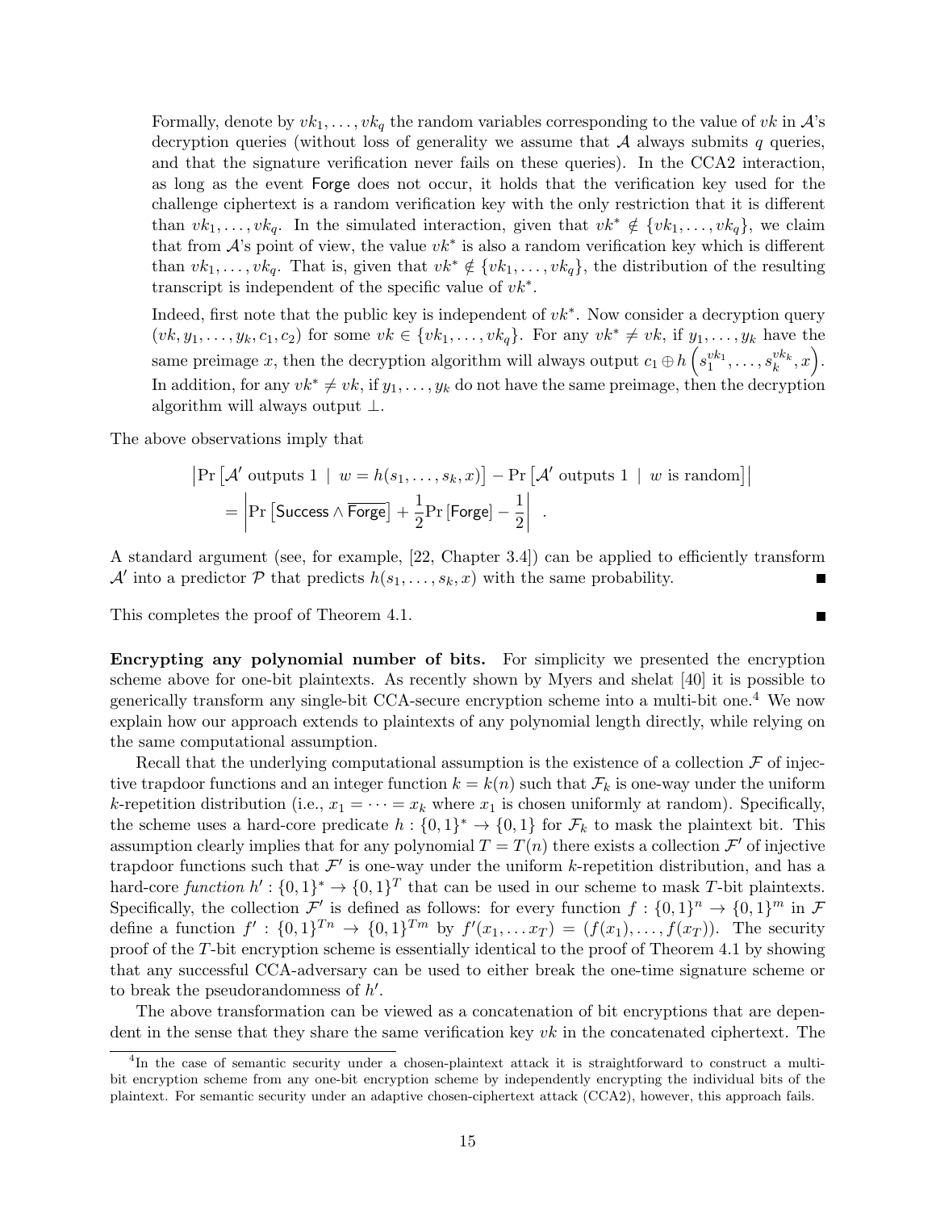Formally, denote by $vk_1, \ldots, vk_q$ the random variables corresponding to the value of $vk$ in $\mathcal{A}$'s decryption queries (without loss of generality we assume that $\mathcal{A}$ always submits $q$ queries, and that the signature verification never fails on these queries). In the CCA2 interaction, as long as the event $\mathsf{Forge}$ does not occur, it holds that the verification key used for the challenge ciphertext is a random verification key with the only restriction that it is different than $vk_1, \ldots, vk_q$. In the simulated interaction, given that $vk^* \notin \{vk_1, \ldots, vk_q\}$, we claim that from $\mathcal{A}$'s point of view, the value $vk^*$ is also a random verification key which is different than $vk_1, \ldots, vk_q$. That is, given that $vk^* \notin \{vk_1, \ldots, vk_q\}$, the distribution of the resulting transcript is independent of the specific value of $vk^*$.

Indeed, first note that the public key is independent of $vk^*$. Now consider a decryption query $(vk, y_1, \ldots, y_k, c_1, c_2)$ for some $vk \in \{vk_1, \ldots, vk_q\}$. For any $vk^* \neq vk$, if $y_1, \ldots, y_k$ have the same preimage $x$, then the decryption algorithm will always output $c_1 \oplus h\left(s_1^{vk_1}, \ldots, s_k^{vk_k}, x\right)$. In addition, for any $vk^* \neq vk$, if $y_1, \ldots, y_k$ do not have the same preimage, then the decryption algorithm will always output $\perp$.

The above observations imply that

$$\begin{aligned}
&\left|\Pr\left[\mathcal{A}' \text{ outputs } 1 \mid w = h(s_1, \ldots, s_k, x)\right] - \Pr\left[\mathcal{A}' \text{ outputs } 1 \mid w \text{ is random}\right]\right| \\
&\quad = \left|\Pr\left[\mathsf{Success} \wedge \overline{\mathsf{Forge}}\right] + \frac{1}{2}\Pr\left[\mathsf{Forge}\right] - \frac{1}{2}\right| \enspace .
\end{aligned}$$

A standard argument (see, for example, [22, Chapter 3.4]) can be applied to efficiently transform $\mathcal{A}'$ into a predictor $\mathcal{P}$ that predicts $h(s_1, \ldots, s_k, x)$ with the same probability. ∎

This completes the proof of Theorem 4.1. ∎

**Encrypting any polynomial number of bits.** For simplicity we presented the encryption scheme above for one-bit plaintexts. As recently shown by Myers and shelat [40] it is possible to generically transform any single-bit CCA-secure encryption scheme into a multi-bit one.[4] We now explain how our approach extends to plaintexts of any polynomial length directly, while relying on the same computational assumption.

Recall that the underlying computational assumption is the existence of a collection $\mathcal{F}$ of injective trapdoor functions and an integer function $k = k(n)$ such that $\mathcal{F}_k$ is one-way under the uniform $k$-repetition distribution (i.e., $x_1 = \cdots = x_k$ where $x_1$ is chosen uniformly at random). Specifically, the scheme uses a hard-core predicate $h : \{0,1\}^* \to \{0,1\}$ for $\mathcal{F}_k$ to mask the plaintext bit. This assumption clearly implies that for any polynomial $T = T(n)$ there exists a collection $\mathcal{F}'$ of injective trapdoor functions such that $\mathcal{F}'$ is one-way under the uniform $k$-repetition distribution, and has a hard-core *function* $h' : \{0,1\}^* \to \{0,1\}^T$ that can be used in our scheme to mask $T$-bit plaintexts. Specifically, the collection $\mathcal{F}'$ is defined as follows: for every function $f : \{0,1\}^n \to \{0,1\}^m$ in $\mathcal{F}$ define a function $f' : \{0,1\}^{Tn} \to \{0,1\}^{Tm}$ by $f'(x_1, \ldots x_T) = (f(x_1), \ldots, f(x_T))$. The security proof of the $T$-bit encryption scheme is essentially identical to the proof of Theorem 4.1 by showing that any successful CCA-adversary can be used to either break the one-time signature scheme or to break the pseudorandomness of $h'$.

The above transformation can be viewed as a concatenation of bit encryptions that are dependent in the sense that they share the same verification key $vk$ in the concatenated ciphertext. The

[4] In the case of semantic security under a chosen-plaintext attack it is straightforward to construct a multi-bit encryption scheme from any one-bit encryption scheme by independently encrypting the individual bits of the plaintext. For semantic security under an adaptive chosen-ciphertext attack (CCA2), however, this approach fails.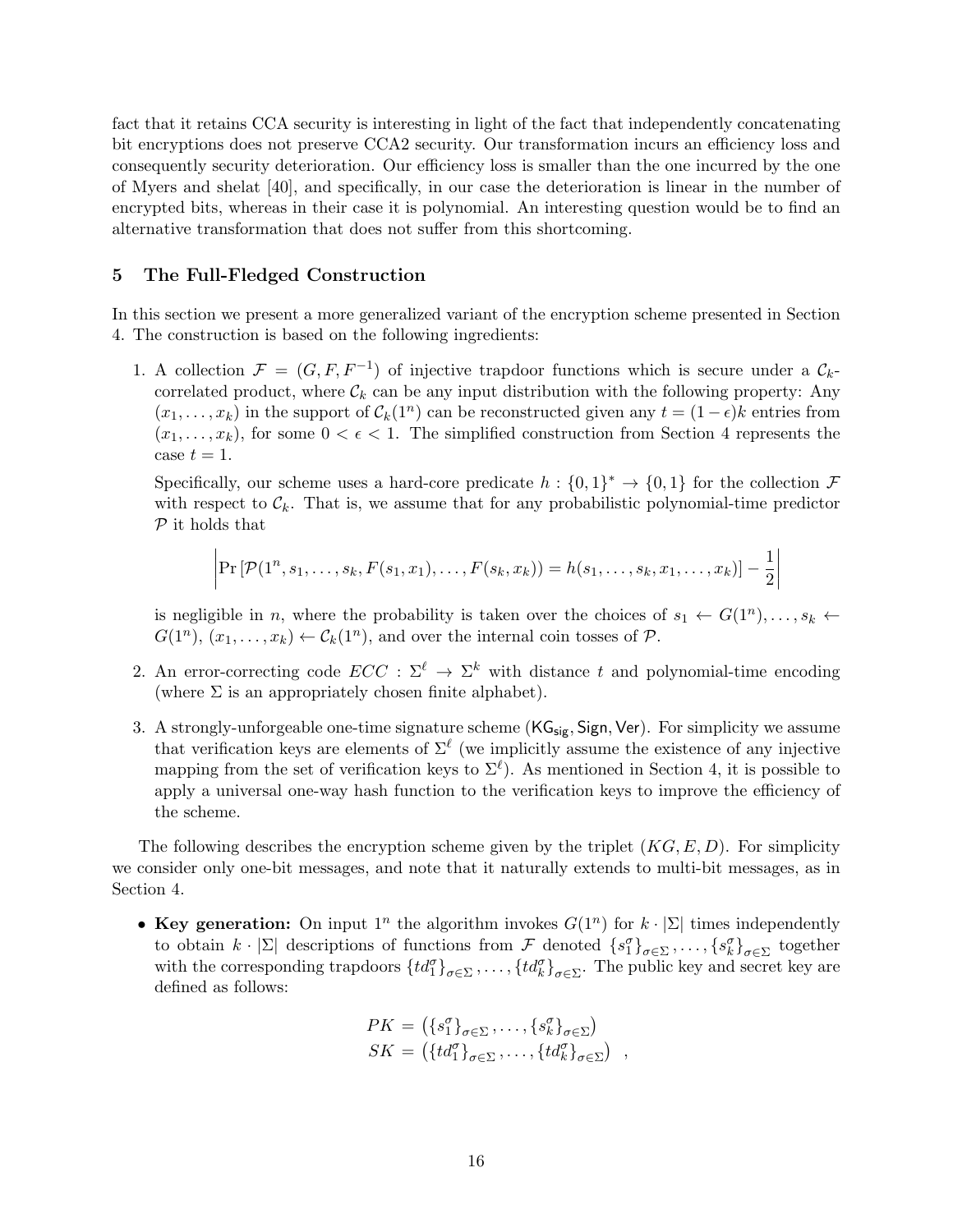fact that it retains CCA security is interesting in light of the fact that independently concatenating bit encryptions does not preserve CCA2 security. Our transformation incurs an efficiency loss and consequently security deterioration. Our efficiency loss is smaller than the one incurred by the one of Myers and shelat [40], and specifically, in our case the deterioration is linear in the number of encrypted bits, whereas in their case it is polynomial. An interesting question would be to find an alternative transformation that does not suffer from this shortcoming.

## 5 The Full-Fledged Construction

In this section we present a more generalized variant of the encryption scheme presented in Section 4. The construction is based on the following ingredients:

1. A collection $\mathcal{F} = (G, F, F^{-1})$ of injective trapdoor functions which is secure under a $\mathcal{C}_k$-correlated product, where $\mathcal{C}_k$ can be any input distribution with the following property: Any $(x_1, \ldots, x_k)$ in the support of $\mathcal{C}_k(1^n)$ can be reconstructed given any $t = (1-\epsilon)k$ entries from $(x_1, \ldots, x_k)$, for some $0 < \epsilon < 1$. The simplified construction from Section 4 represents the case $t = 1$.

   Specifically, our scheme uses a hard-core predicate $h : \{0,1\}^* \to \{0,1\}$ for the collection $\mathcal{F}$ with respect to $\mathcal{C}_k$. That is, we assume that for any probabilistic polynomial-time predictor $\mathcal{P}$ it holds that

   $$\left| \Pr\left[\mathcal{P}(1^n, s_1, \ldots, s_k, F(s_1, x_1), \ldots, F(s_k, x_k)) = h(s_1, \ldots, s_k, x_1, \ldots, x_k)\right] - \frac{1}{2} \right|$$

   is negligible in $n$, where the probability is taken over the choices of $s_1 \leftarrow G(1^n), \ldots, s_k \leftarrow G(1^n)$, $(x_1, \ldots, x_k) \leftarrow \mathcal{C}_k(1^n)$, and over the internal coin tosses of $\mathcal{P}$.

2. An error-correcting code $ECC : \Sigma^\ell \to \Sigma^k$ with distance $t$ and polynomial-time encoding (where $\Sigma$ is an appropriately chosen finite alphabet).

3. A strongly-unforgeable one-time signature scheme $(\mathsf{KG_{sig}}, \mathsf{Sign}, \mathsf{Ver})$. For simplicity we assume that verification keys are elements of $\Sigma^\ell$ (we implicitly assume the existence of any injective mapping from the set of verification keys to $\Sigma^\ell$). As mentioned in Section 4, it is possible to apply a universal one-way hash function to the verification keys to improve the efficiency of the scheme.

The following describes the encryption scheme given by the triplet $(KG, E, D)$. For simplicity we consider only one-bit messages, and note that it naturally extends to multi-bit messages, as in Section 4.

- **Key generation:** On input $1^n$ the algorithm invokes $G(1^n)$ for $k \cdot |\Sigma|$ times independently to obtain $k \cdot |\Sigma|$ descriptions of functions from $\mathcal{F}$ denoted $\{s_1^\sigma\}_{\sigma \in \Sigma}, \ldots, \{s_k^\sigma\}_{\sigma \in \Sigma}$ together with the corresponding trapdoors $\{td_1^\sigma\}_{\sigma \in \Sigma}, \ldots, \{td_k^\sigma\}_{\sigma \in \Sigma}$. The public key and secret key are defined as follows:

  $$\begin{aligned} PK &= \left(\{s_1^\sigma\}_{\sigma \in \Sigma}, \ldots, \{s_k^\sigma\}_{\sigma \in \Sigma}\right) \\ SK &= \left(\{td_1^\sigma\}_{\sigma \in \Sigma}, \ldots, \{td_k^\sigma\}_{\sigma \in \Sigma}\right) \ , \end{aligned}$$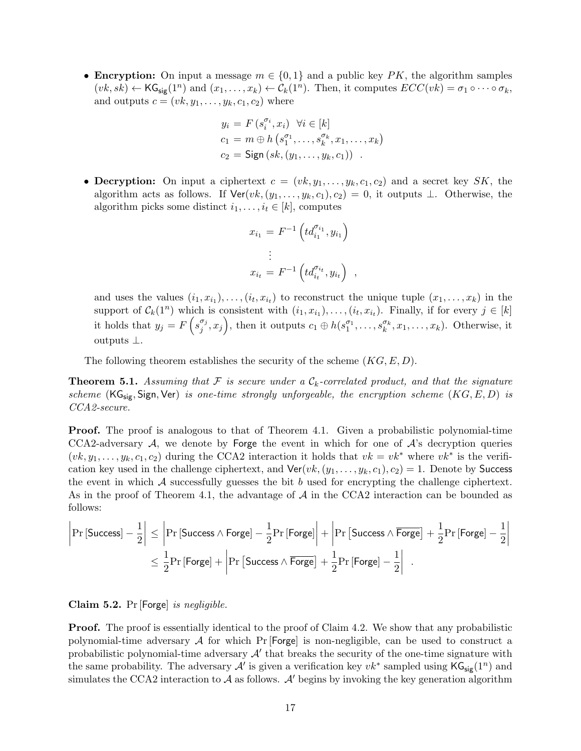- **Encryption:** On input a message $m \in \{0,1\}$ and a public key $PK$, the algorithm samples $(vk, sk) \leftarrow \mathsf{KG_{sig}}(1^n)$ and $(x_1, \ldots, x_k) \leftarrow \mathcal{C}_k(1^n)$. Then, it computes $ECC(vk) = \sigma_1 \circ \cdots \circ \sigma_k$, and outputs $c = (vk, y_1, \ldots, y_k, c_1, c_2)$ where

$$
\begin{aligned}
y_i &= F\left(s_i^{\sigma_i}, x_i\right) \quad \forall i \in [k] \\
c_1 &= m \oplus h\left(s_1^{\sigma_1}, \ldots, s_k^{\sigma_k}, x_1, \ldots, x_k\right) \\
c_2 &= \mathsf{Sign}\left(sk, (y_1, \ldots, y_k, c_1)\right) \quad .
\end{aligned}
$$

- **Decryption:** On input a ciphertext $c = (vk, y_1, \ldots, y_k, c_1, c_2)$ and a secret key $SK$, the algorithm acts as follows. If $\mathsf{Ver}(vk, (y_1, \ldots, y_k, c_1), c_2) = 0$, it outputs $\perp$. Otherwise, the algorithm picks some distinct $i_1, \ldots, i_t \in [k]$, computes

$$
\begin{aligned}
x_{i_1} &= F^{-1}\left(td_{i_1}^{\sigma_{i_1}}, y_{i_1}\right) \\
&\vdots \\
x_{i_t} &= F^{-1}\left(td_{i_t}^{\sigma_{i_t}}, y_{i_t}\right) \quad ,
\end{aligned}
$$

and uses the values $(i_1, x_{i_1}), \ldots, (i_t, x_{i_t})$ to reconstruct the unique tuple $(x_1, \ldots, x_k)$ in the support of $\mathcal{C}_k(1^n)$ which is consistent with $(i_1, x_{i_1}), \ldots, (i_t, x_{i_t})$. Finally, if for every $j \in [k]$ it holds that $y_j = F\left(s_j^{\sigma_j}, x_j\right)$, then it outputs $c_1 \oplus h(s_1^{\sigma_1}, \ldots, s_k^{\sigma_k}, x_1, \ldots, x_k)$. Otherwise, it outputs $\perp$.

The following theorem establishes the security of the scheme $(KG, E, D)$.

**Theorem 5.1.** *Assuming that $\mathcal{F}$ is secure under a $\mathcal{C}_k$-correlated product, and that the signature scheme $(\mathsf{KG_{sig}}, \mathsf{Sign}, \mathsf{Ver})$ is one-time strongly unforgeable, the encryption scheme $(KG, E, D)$ is CCA2-secure.*

**Proof.** The proof is analogous to that of Theorem 4.1. Given a probabilistic polynomial-time CCA2-adversary $\mathcal{A}$, we denote by $\mathsf{Forge}$ the event in which for one of $\mathcal{A}$'s decryption queries $(vk, y_1, \ldots, y_k, c_1, c_2)$ during the CCA2 interaction it holds that $vk = vk^*$ where $vk^*$ is the verification key used in the challenge ciphertext, and $\mathsf{Ver}(vk, (y_1, \ldots, y_k, c_1), c_2) = 1$. Denote by $\mathsf{Success}$ the event in which $\mathcal{A}$ successfully guesses the bit $b$ used for encrypting the challenge ciphertext. As in the proof of Theorem 4.1, the advantage of $\mathcal{A}$ in the CCA2 interaction can be bounded as follows:

$$
\begin{aligned}
\left|\Pr\left[\mathsf{Success}\right] - \frac{1}{2}\right| &\leq \left|\Pr\left[\mathsf{Success} \wedge \mathsf{Forge}\right] - \frac{1}{2}\Pr\left[\mathsf{Forge}\right]\right| + \left|\Pr\left[\mathsf{Success} \wedge \overline{\mathsf{Forge}}\right] + \frac{1}{2}\Pr\left[\mathsf{Forge}\right] - \frac{1}{2}\right| \\
&\leq \frac{1}{2}\Pr\left[\mathsf{Forge}\right] + \left|\Pr\left[\mathsf{Success} \wedge \overline{\mathsf{Forge}}\right] + \frac{1}{2}\Pr\left[\mathsf{Forge}\right] - \frac{1}{2}\right| \quad .
\end{aligned}
$$

**Claim 5.2.** $\Pr\left[\mathsf{Forge}\right]$ *is negligible.*

**Proof.** The proof is essentially identical to the proof of Claim 4.2. We show that any probabilistic polynomial-time adversary $\mathcal{A}$ for which $\Pr\left[\mathsf{Forge}\right]$ is non-negligible, can be used to construct a probabilistic polynomial-time adversary $\mathcal{A}'$ that breaks the security of the one-time signature with the same probability. The adversary $\mathcal{A}'$ is given a verification key $vk^*$ sampled using $\mathsf{KG_{sig}}(1^n)$ and simulates the CCA2 interaction to $\mathcal{A}$ as follows. $\mathcal{A}'$ begins by invoking the key generation algorithm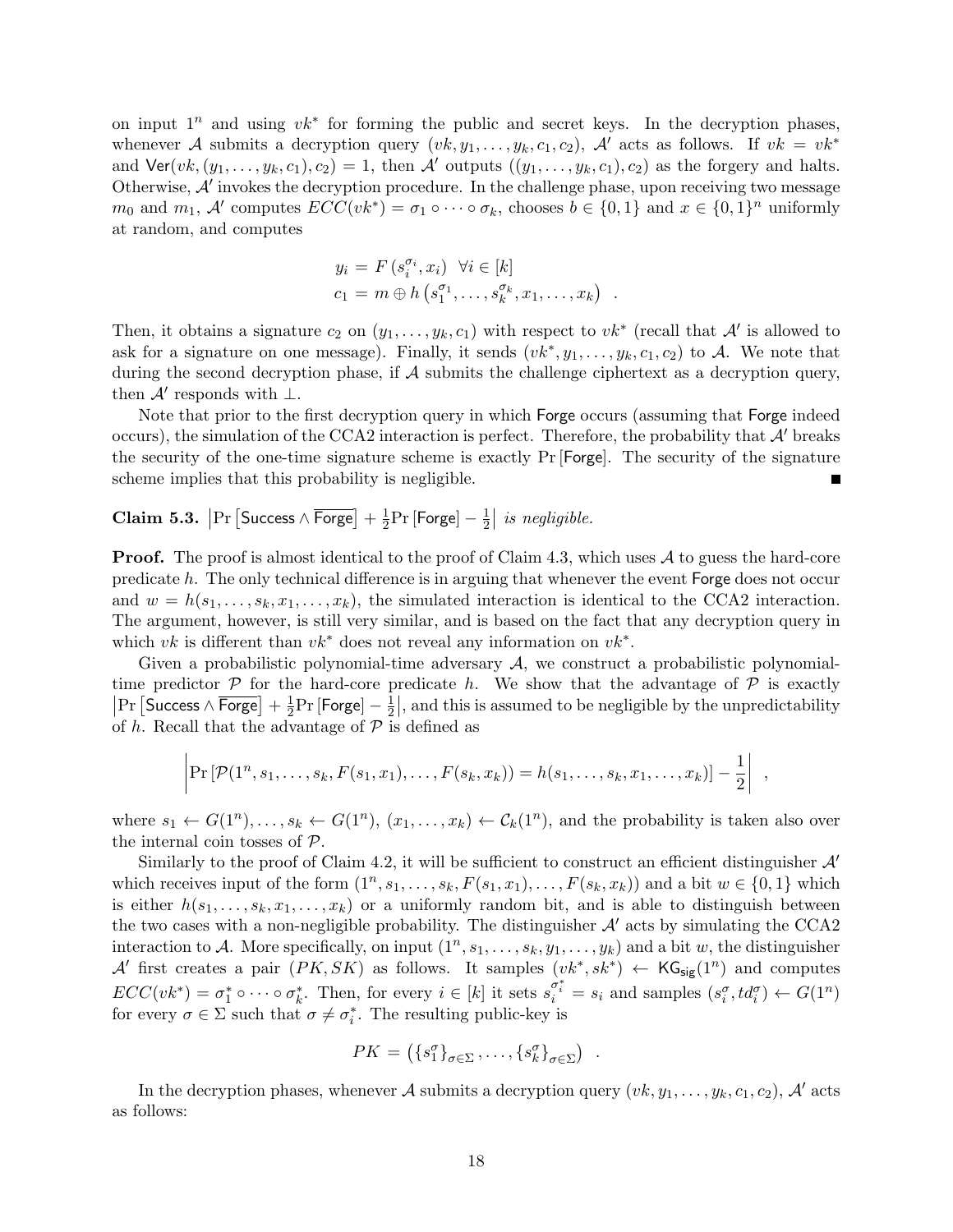on input $1^n$ and using $vk^*$ for forming the public and secret keys. In the decryption phases, whenever $\mathcal{A}$ submits a decryption query $(vk, y_1, \ldots, y_k, c_1, c_2)$, $\mathcal{A}'$ acts as follows. If $vk = vk^*$ and $\mathsf{Ver}(vk, (y_1, \ldots, y_k, c_1), c_2) = 1$, then $\mathcal{A}'$ outputs $((y_1, \ldots, y_k, c_1), c_2)$ as the forgery and halts. Otherwise, $\mathcal{A}'$ invokes the decryption procedure. In the challenge phase, upon receiving two message $m_0$ and $m_1$, $\mathcal{A}'$ computes $ECC(vk^*) = \sigma_1 \circ \cdots \circ \sigma_k$, chooses $b \in \{0,1\}$ and $x \in \{0,1\}^n$ uniformly at random, and computes

$$
\begin{aligned}
y_i &= F\left(s_i^{\sigma_i}, x_i\right) \quad \forall i \in [k] \\
c_1 &= m \oplus h\left(s_1^{\sigma_1}, \ldots, s_k^{\sigma_k}, x_1, \ldots, x_k\right) \quad .
\end{aligned}
$$

Then, it obtains a signature $c_2$ on $(y_1, \ldots, y_k, c_1)$ with respect to $vk^*$ (recall that $\mathcal{A}'$ is allowed to ask for a signature on one message). Finally, it sends $(vk^*, y_1, \ldots, y_k, c_1, c_2)$ to $\mathcal{A}$. We note that during the second decryption phase, if $\mathcal{A}$ submits the challenge ciphertext as a decryption query, then $\mathcal{A}'$ responds with $\perp$.

Note that prior to the first decryption query in which $\mathsf{Forge}$ occurs (assuming that $\mathsf{Forge}$ indeed occurs), the simulation of the CCA2 interaction is perfect. Therefore, the probability that $\mathcal{A}'$ breaks the security of the one-time signature scheme is exactly $\Pr[\mathsf{Forge}]$. The security of the signature scheme implies that this probability is negligible. ∎

**Claim 5.3.** $\left|\Pr\left[\mathsf{Success} \wedge \overline{\mathsf{Forge}}\right] + \frac{1}{2}\Pr[\mathsf{Forge}] - \frac{1}{2}\right|$ *is negligible.*

**Proof.** The proof is almost identical to the proof of Claim 4.3, which uses $\mathcal{A}$ to guess the hard-core predicate $h$. The only technical difference is in arguing that whenever the event $\mathsf{Forge}$ does not occur and $w = h(s_1, \ldots, s_k, x_1, \ldots, x_k)$, the simulated interaction is identical to the CCA2 interaction. The argument, however, is still very similar, and is based on the fact that any decryption query in which $vk$ is different than $vk^*$ does not reveal any information on $vk^*$.

Given a probabilistic polynomial-time adversary $\mathcal{A}$, we construct a probabilistic polynomial-time predictor $\mathcal{P}$ for the hard-core predicate $h$. We show that the advantage of $\mathcal{P}$ is exactly $\left|\Pr\left[\mathsf{Success} \wedge \overline{\mathsf{Forge}}\right] + \frac{1}{2}\Pr[\mathsf{Forge}] - \frac{1}{2}\right|$, and this is assumed to be negligible by the unpredictability of $h$. Recall that the advantage of $\mathcal{P}$ is defined as

$$
\left|\Pr\left[\mathcal{P}(1^n, s_1, \ldots, s_k, F(s_1, x_1), \ldots, F(s_k, x_k)) = h(s_1, \ldots, s_k, x_1, \ldots, x_k)\right] - \frac{1}{2}\right| \quad ,
$$

where $s_1 \leftarrow G(1^n), \ldots, s_k \leftarrow G(1^n)$, $(x_1, \ldots, x_k) \leftarrow \mathcal{C}_k(1^n)$, and the probability is taken also over the internal coin tosses of $\mathcal{P}$.

Similarly to the proof of Claim 4.2, it will be sufficient to construct an efficient distinguisher $\mathcal{A}'$ which receives input of the form $(1^n, s_1, \ldots, s_k, F(s_1, x_1), \ldots, F(s_k, x_k))$ and a bit $w \in \{0,1\}$ which is either $h(s_1, \ldots, s_k, x_1, \ldots, x_k)$ or a uniformly random bit, and is able to distinguish between the two cases with a non-negligible probability. The distinguisher $\mathcal{A}'$ acts by simulating the CCA2 interaction to $\mathcal{A}$. More specifically, on input $(1^n, s_1, \ldots, s_k, y_1, \ldots, y_k)$ and a bit $w$, the distinguisher $\mathcal{A}'$ first creates a pair $(PK, SK)$ as follows. It samples $(vk^*, sk^*) \leftarrow \mathsf{KG}_{\mathsf{sig}}(1^n)$ and computes $ECC(vk^*) = \sigma_1^* \circ \cdots \circ \sigma_k^*$. Then, for every $i \in [k]$ it sets $s_i^{\sigma_i^*} = s_i$ and samples $(s_i^\sigma, td_i^\sigma) \leftarrow G(1^n)$ for every $\sigma \in \Sigma$ such that $\sigma \neq \sigma_i^*$. The resulting public-key is

$$
PK = \left(\{s_1^\sigma\}_{\sigma \in \Sigma}, \ldots, \{s_k^\sigma\}_{\sigma \in \Sigma}\right) \quad .
$$

In the decryption phases, whenever $\mathcal{A}$ submits a decryption query $(vk, y_1, \ldots, y_k, c_1, c_2)$, $\mathcal{A}'$ acts as follows: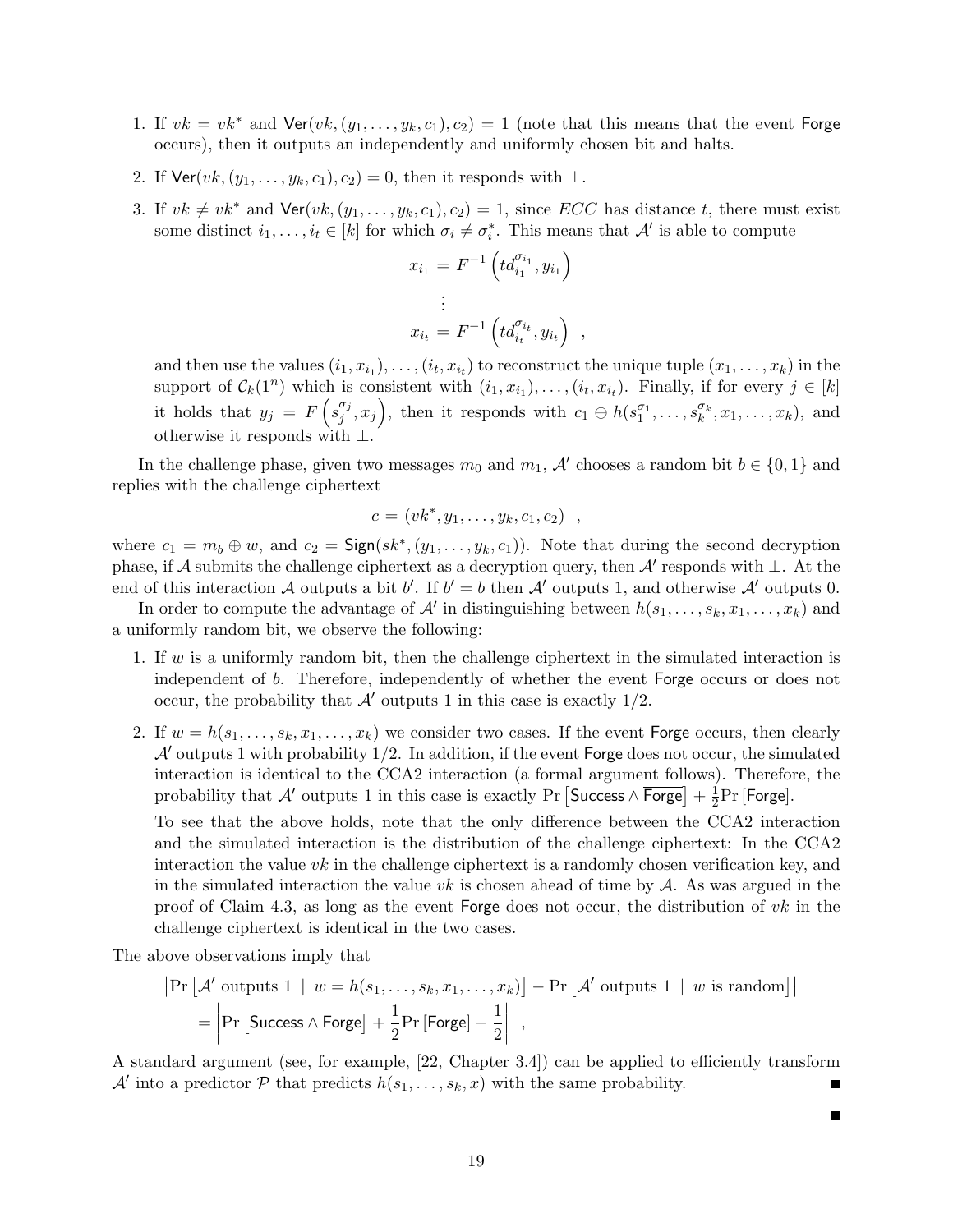1. If $vk = vk^*$ and $\mathsf{Ver}(vk, (y_1, \ldots, y_k, c_1), c_2) = 1$ (note that this means that the event $\mathsf{Forge}$ occurs), then it outputs an independently and uniformly chosen bit and halts.

2. If $\mathsf{Ver}(vk, (y_1, \ldots, y_k, c_1), c_2) = 0$, then it responds with $\perp$.

3. If $vk \neq vk^*$ and $\mathsf{Ver}(vk, (y_1, \ldots, y_k, c_1), c_2) = 1$, since $ECC$ has distance $t$, there must exist some distinct $i_1, \ldots, i_t \in [k]$ for which $\sigma_i \neq \sigma_i^*$. This means that $\mathcal{A}'$ is able to compute

$$x_{i_1} = F^{-1}\left(td_{i_1}^{\sigma_{i_1}}, y_{i_1}\right)$$
$$\vdots$$
$$x_{i_t} = F^{-1}\left(td_{i_t}^{\sigma_{i_t}}, y_{i_t}\right) \ ,$$

and then use the values $(i_1, x_{i_1}), \ldots, (i_t, x_{i_t})$ to reconstruct the unique tuple $(x_1, \ldots, x_k)$ in the support of $\mathcal{C}_k(1^n)$ which is consistent with $(i_1, x_{i_1}), \ldots, (i_t, x_{i_t})$. Finally, if for every $j \in [k]$ it holds that $y_j = F\left(s_j^{\sigma_j}, x_j\right)$, then it responds with $c_1 \oplus h(s_1^{\sigma_1}, \ldots, s_k^{\sigma_k}, x_1, \ldots, x_k)$, and otherwise it responds with $\perp$.

In the challenge phase, given two messages $m_0$ and $m_1$, $\mathcal{A}'$ chooses a random bit $b \in \{0,1\}$ and replies with the challenge ciphertext

$$c = (vk^*, y_1, \ldots, y_k, c_1, c_2) \ ,$$

where $c_1 = m_b \oplus w$, and $c_2 = \mathsf{Sign}(sk^*, (y_1, \ldots, y_k, c_1))$. Note that during the second decryption phase, if $\mathcal{A}$ submits the challenge ciphertext as a decryption query, then $\mathcal{A}'$ responds with $\perp$. At the end of this interaction $\mathcal{A}$ outputs a bit $b'$. If $b' = b$ then $\mathcal{A}'$ outputs 1, and otherwise $\mathcal{A}'$ outputs 0.

In order to compute the advantage of $\mathcal{A}'$ in distinguishing between $h(s_1, \ldots, s_k, x_1, \ldots, x_k)$ and a uniformly random bit, we observe the following:

1. If $w$ is a uniformly random bit, then the challenge ciphertext in the simulated interaction is independent of $b$. Therefore, independently of whether the event $\mathsf{Forge}$ occurs or does not occur, the probability that $\mathcal{A}'$ outputs 1 in this case is exactly $1/2$.

2. If $w = h(s_1, \ldots, s_k, x_1, \ldots, x_k)$ we consider two cases. If the event $\mathsf{Forge}$ occurs, then clearly $\mathcal{A}'$ outputs 1 with probability $1/2$. In addition, if the event $\mathsf{Forge}$ does not occur, the simulated interaction is identical to the CCA2 interaction (a formal argument follows). Therefore, the probability that $\mathcal{A}'$ outputs 1 in this case is exactly $\Pr\left[\mathsf{Success} \wedge \overline{\mathsf{Forge}}\right] + \frac{1}{2}\Pr\left[\mathsf{Forge}\right]$.

   To see that the above holds, note that the only difference between the CCA2 interaction and the simulated interaction is the distribution of the challenge ciphertext: In the CCA2 interaction the value $vk$ in the challenge ciphertext is a randomly chosen verification key, and in the simulated interaction the value $vk$ is chosen ahead of time by $\mathcal{A}$. As was argued in the proof of Claim 4.3, as long as the event $\mathsf{Forge}$ does not occur, the distribution of $vk$ in the challenge ciphertext is identical in the two cases.

The above observations imply that

$$\begin{aligned}
&\left|\Pr\left[\mathcal{A}' \text{ outputs } 1 \mid w = h(s_1, \ldots, s_k, x_1, \ldots, x_k)\right] - \Pr\left[\mathcal{A}' \text{ outputs } 1 \mid w \text{ is random}\right]\right| \\
&\quad = \left|\Pr\left[\mathsf{Success} \wedge \overline{\mathsf{Forge}}\right] + \frac{1}{2}\Pr\left[\mathsf{Forge}\right] - \frac{1}{2}\right| \ ,
\end{aligned}$$

A standard argument (see, for example, [22, Chapter 3.4]) can be applied to efficiently transform $\mathcal{A}'$ into a predictor $\mathcal{P}$ that predicts $h(s_1, \ldots, s_k, x)$ with the same probability. ∎

∎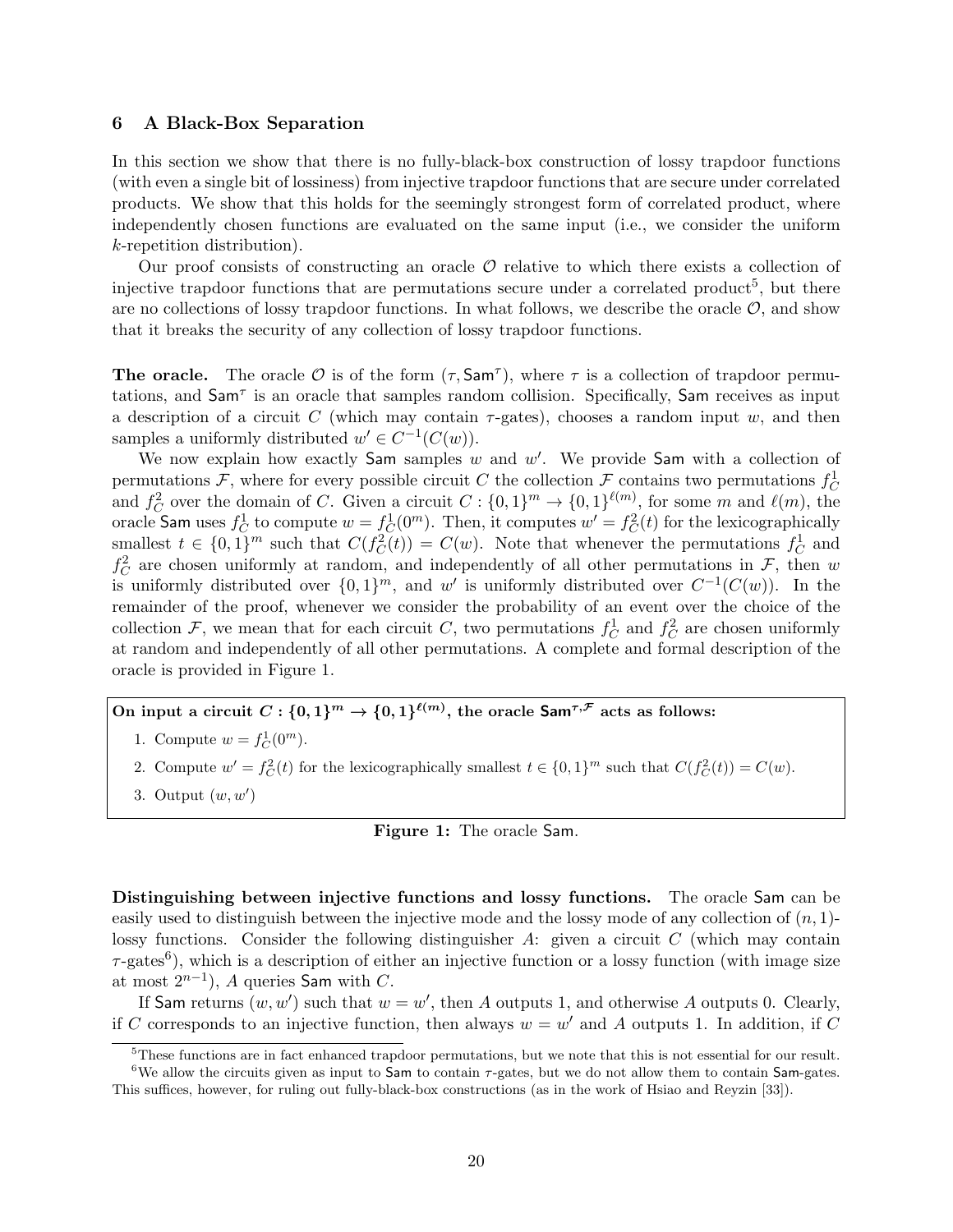## 6 A Black-Box Separation

In this section we show that there is no fully-black-box construction of lossy trapdoor functions (with even a single bit of lossiness) from injective trapdoor functions that are secure under correlated products. We show that this holds for the seemingly strongest form of correlated product, where independently chosen functions are evaluated on the same input (i.e., we consider the uniform $k$-repetition distribution).

Our proof consists of constructing an oracle $\mathcal{O}$ relative to which there exists a collection of injective trapdoor functions that are permutations secure under a correlated product[5], but there are no collections of lossy trapdoor functions. In what follows, we describe the oracle $\mathcal{O}$, and show that it breaks the security of any collection of lossy trapdoor functions.

**The oracle.** The oracle $\mathcal{O}$ is of the form $(\tau, \mathsf{Sam}^{\tau})$, where $\tau$ is a collection of trapdoor permutations, and $\mathsf{Sam}^{\tau}$ is an oracle that samples random collision. Specifically, $\mathsf{Sam}$ receives as input a description of a circuit $C$ (which may contain $\tau$-gates), chooses a random input $w$, and then samples a uniformly distributed $w' \in C^{-1}(C(w))$.

We now explain how exactly $\mathsf{Sam}$ samples $w$ and $w'$. We provide $\mathsf{Sam}$ with a collection of permutations $\mathcal{F}$, where for every possible circuit $C$ the collection $\mathcal{F}$ contains two permutations $f_C^1$ and $f_C^2$ over the domain of $C$. Given a circuit $C : \{0,1\}^m \to \{0,1\}^{\ell(m)}$, for some $m$ and $\ell(m)$, the oracle $\mathsf{Sam}$ uses $f_C^1$ to compute $w = f_C^1(0^m)$. Then, it computes $w' = f_C^2(t)$ for the lexicographically smallest $t \in \{0,1\}^m$ such that $C(f_C^2(t)) = C(w)$. Note that whenever the permutations $f_C^1$ and $f_C^2$ are chosen uniformly at random, and independently of all other permutations in $\mathcal{F}$, then $w$ is uniformly distributed over $\{0,1\}^m$, and $w'$ is uniformly distributed over $C^{-1}(C(w))$. In the remainder of the proof, whenever we consider the probability of an event over the choice of the collection $\mathcal{F}$, we mean that for each circuit $C$, two permutations $f_C^1$ and $f_C^2$ are chosen uniformly at random and independently of all other permutations. A complete and formal description of the oracle is provided in Figure 1.

> **On input a circuit $C : \{0,1\}^m \to \{0,1\}^{\ell(m)}$, the oracle $\mathsf{Sam}^{\tau,\mathcal{F}}$ acts as follows:**
>
> 1. Compute $w = f_C^1(0^m)$.
> 2. Compute $w' = f_C^2(t)$ for the lexicographically smallest $t \in \{0,1\}^m$ such that $C(f_C^2(t)) = C(w)$.
> 3. Output $(w, w')$

**Figure 1:** The oracle $\mathsf{Sam}$.

**Distinguishing between injective functions and lossy functions.** The oracle $\mathsf{Sam}$ can be easily used to distinguish between the injective mode and the lossy mode of any collection of $(n, 1)$-lossy functions. Consider the following distinguisher $A$: given a circuit $C$ (which may contain $\tau$-gates[6]), which is a description of either an injective function or a lossy function (with image size at most $2^{n-1}$), $A$ queries $\mathsf{Sam}$ with $C$.

If $\mathsf{Sam}$ returns $(w, w')$ such that $w = w'$, then $A$ outputs 1, and otherwise $A$ outputs 0. Clearly, if $C$ corresponds to an injective function, then always $w = w'$ and $A$ outputs 1. In addition, if $C$

[5] These functions are in fact enhanced trapdoor permutations, but we note that this is not essential for our result.

[6] We allow the circuits given as input to $\mathsf{Sam}$ to contain $\tau$-gates, but we do not allow them to contain $\mathsf{Sam}$-gates. This suffices, however, for ruling out fully-black-box constructions (as in the work of Hsiao and Reyzin [33]).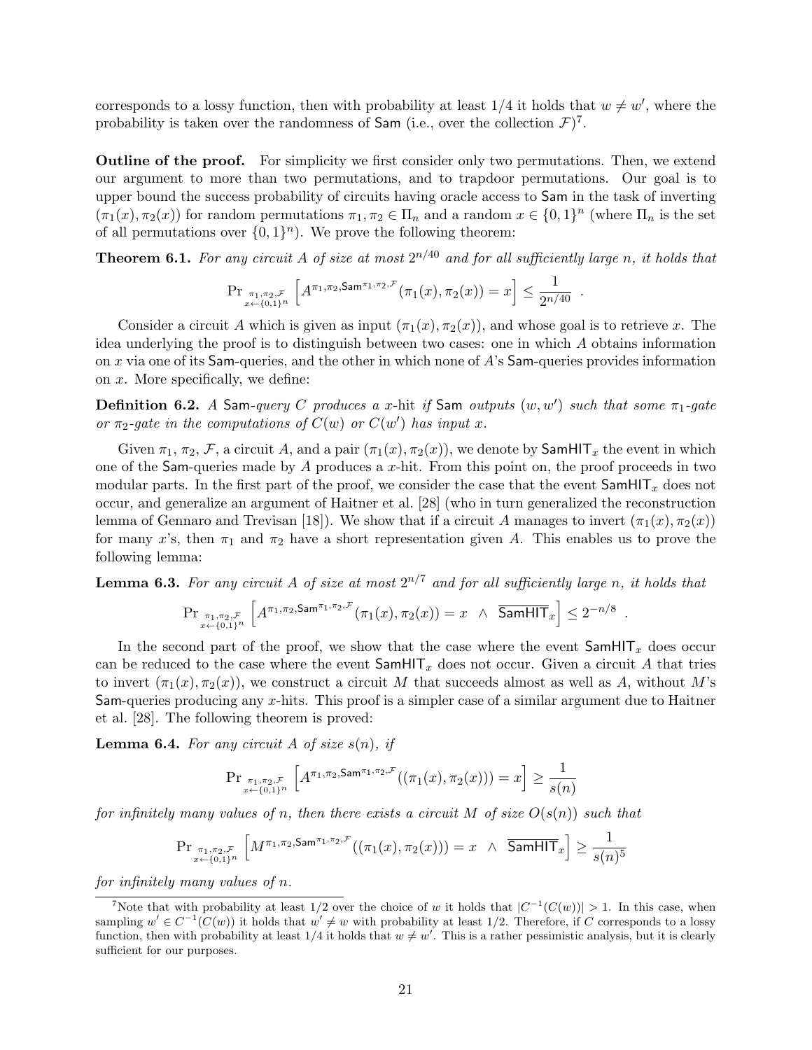corresponds to a lossy function, then with probability at least $1/4$ it holds that $w \neq w'$, where the probability is taken over the randomness of $\mathsf{Sam}$ (i.e., over the collection $\mathcal{F}$)[7].

**Outline of the proof.** For simplicity we first consider only two permutations. Then, we extend our argument to more than two permutations, and to trapdoor permutations. Our goal is to upper bound the success probability of circuits having oracle access to $\mathsf{Sam}$ in the task of inverting $(\pi_1(x), \pi_2(x))$ for random permutations $\pi_1, \pi_2 \in \Pi_n$ and a random $x \in \{0,1\}^n$ (where $\Pi_n$ is the set of all permutations over $\{0,1\}^n$). We prove the following theorem:

**Theorem 6.1.** *For any circuit $A$ of size at most $2^{n/40}$ and for all sufficiently large $n$, it holds that*

$$\Pr_{\substack{\pi_1,\pi_2,\mathcal{F} \\ x \leftarrow \{0,1\}^n}} \left[ A^{\pi_1,\pi_2,\mathsf{Sam}^{\pi_1,\pi_2,\mathcal{F}}}(\pi_1(x), \pi_2(x)) = x \right] \leq \frac{1}{2^{n/40}} \ .$$

Consider a circuit $A$ which is given as input $(\pi_1(x), \pi_2(x))$, and whose goal is to retrieve $x$. The idea underlying the proof is to distinguish between two cases: one in which $A$ obtains information on $x$ via one of its $\mathsf{Sam}$-queries, and the other in which none of $A$'s $\mathsf{Sam}$-queries provides information on $x$. More specifically, we define:

**Definition 6.2.** *A $\mathsf{Sam}$-query $C$ produces a $x$-*hit *if $\mathsf{Sam}$ outputs $(w, w')$ such that some $\pi_1$-gate or $\pi_2$-gate in the computations of $C(w)$ or $C(w')$ has input $x$.*

Given $\pi_1$, $\pi_2$, $\mathcal{F}$, a circuit $A$, and a pair $(\pi_1(x), \pi_2(x))$, we denote by $\mathsf{SamHIT}_x$ the event in which one of the $\mathsf{Sam}$-queries made by $A$ produces a $x$-hit. From this point on, the proof proceeds in two modular parts. In the first part of the proof, we consider the case that the event $\mathsf{SamHIT}_x$ does not occur, and generalize an argument of Haitner et al. [28] (who in turn generalized the reconstruction lemma of Gennaro and Trevisan [18]). We show that if a circuit $A$ manages to invert $(\pi_1(x), \pi_2(x))$ for many $x$'s, then $\pi_1$ and $\pi_2$ have a short representation given $A$. This enables us to prove the following lemma:

**Lemma 6.3.** *For any circuit $A$ of size at most $2^{n/7}$ and for all sufficiently large $n$, it holds that*

$$\Pr_{\substack{\pi_1,\pi_2,\mathcal{F} \\ x \leftarrow \{0,1\}^n}} \left[ A^{\pi_1,\pi_2,\mathsf{Sam}^{\pi_1,\pi_2,\mathcal{F}}}(\pi_1(x), \pi_2(x)) = x \ \wedge \ \overline{\mathsf{SamHIT}}_x \right] \leq 2^{-n/8} \ .$$

In the second part of the proof, we show that the case where the event $\mathsf{SamHIT}_x$ does occur can be reduced to the case where the event $\mathsf{SamHIT}_x$ does not occur. Given a circuit $A$ that tries to invert $(\pi_1(x), \pi_2(x))$, we construct a circuit $M$ that succeeds almost as well as $A$, without $M$'s $\mathsf{Sam}$-queries producing any $x$-hits. This proof is a simpler case of a similar argument due to Haitner et al. [28]. The following theorem is proved:

**Lemma 6.4.** *For any circuit $A$ of size $s(n)$, if*

$$\Pr_{\substack{\pi_1,\pi_2,\mathcal{F} \\ x \leftarrow \{0,1\}^n}} \left[ A^{\pi_1,\pi_2,\mathsf{Sam}^{\pi_1,\pi_2,\mathcal{F}}}((\pi_1(x), \pi_2(x))) = x \right] \geq \frac{1}{s(n)}$$

*for infinitely many values of $n$, then there exists a circuit $M$ of size $O(s(n))$ such that*

$$\Pr_{\substack{\pi_1,\pi_2,\mathcal{F} \\ x \leftarrow \{0,1\}^n}} \left[ M^{\pi_1,\pi_2,\mathsf{Sam}^{\pi_1,\pi_2,\mathcal{F}}}((\pi_1(x), \pi_2(x))) = x \ \wedge \ \overline{\mathsf{SamHIT}}_x \right] \geq \frac{1}{s(n)^5}$$

*for infinitely many values of $n$.*

---

[7] Note that with probability at least $1/2$ over the choice of $w$ it holds that $|C^{-1}(C(w))| > 1$. In this case, when sampling $w' \in C^{-1}(C(w))$ it holds that $w' \neq w$ with probability at least $1/2$. Therefore, if $C$ corresponds to a lossy function, then with probability at least $1/4$ it holds that $w \neq w'$. This is a rather pessimistic analysis, but it is clearly sufficient for our purposes.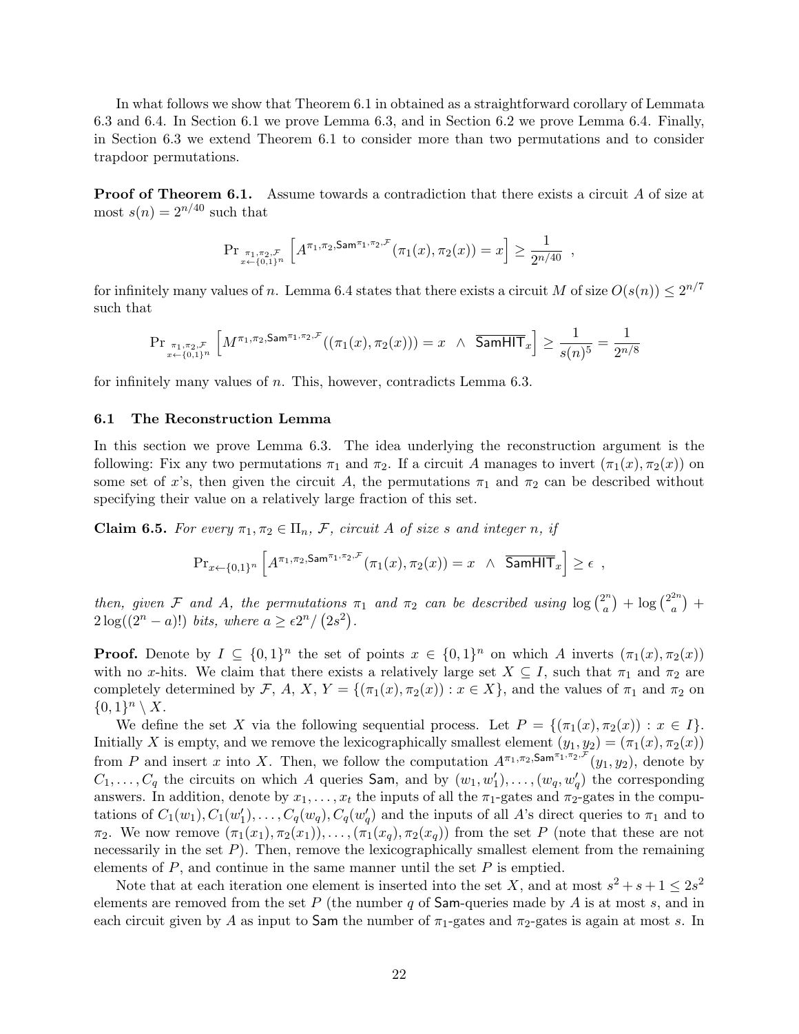In what follows we show that Theorem 6.1 in obtained as a straightforward corollary of Lemmata 6.3 and 6.4. In Section 6.1 we prove Lemma 6.3, and in Section 6.2 we prove Lemma 6.4. Finally, in Section 6.3 we extend Theorem 6.1 to consider more than two permutations and to consider trapdoor permutations.

**Proof of Theorem 6.1.** Assume towards a contradiction that there exists a circuit $A$ of size at most $s(n) = 2^{n/40}$ such that

$$\Pr_{\substack{\pi_1,\pi_2,\mathcal{F}\\ x\leftarrow\{0,1\}^n}}\left[A^{\pi_1,\pi_2,\mathsf{Sam}^{\pi_1,\pi_2,\mathcal{F}}}(\pi_1(x),\pi_2(x))=x\right]\geq\frac{1}{2^{n/40}} \enspace ,$$

for infinitely many values of $n$. Lemma 6.4 states that there exists a circuit $M$ of size $O(s(n)) \leq 2^{n/7}$ such that

$$\Pr_{\substack{\pi_1,\pi_2,\mathcal{F}\\ x\leftarrow\{0,1\}^n}}\left[M^{\pi_1,\pi_2,\mathsf{Sam}^{\pi_1,\pi_2,\mathcal{F}}}((\pi_1(x),\pi_2(x)))=x \;\;\wedge\;\; \overline{\mathsf{SamHIT}}_x\right]\geq\frac{1}{s(n)^5}=\frac{1}{2^{n/8}}$$

for infinitely many values of $n$. This, however, contradicts Lemma 6.3.

### 6.1 The Reconstruction Lemma

In this section we prove Lemma 6.3. The idea underlying the reconstruction argument is the following: Fix any two permutations $\pi_1$ and $\pi_2$. If a circuit $A$ manages to invert $(\pi_1(x), \pi_2(x))$ on some set of $x$'s, then given the circuit $A$, the permutations $\pi_1$ and $\pi_2$ can be described without specifying their value on a relatively large fraction of this set.

**Claim 6.5.** *For every $\pi_1, \pi_2 \in \Pi_n$, $\mathcal{F}$, circuit $A$ of size $s$ and integer $n$, if*

$$\Pr_{x\leftarrow\{0,1\}^n}\left[A^{\pi_1,\pi_2,\mathsf{Sam}^{\pi_1,\pi_2,\mathcal{F}}}(\pi_1(x),\pi_2(x))=x \;\;\wedge\;\; \overline{\mathsf{SamHIT}}_x\right]\geq\epsilon \enspace ,$$

*then, given $\mathcal{F}$ and $A$, the permutations $\pi_1$ and $\pi_2$ can be described using $\log\binom{2^n}{a} + \log\binom{2^{2n}}{a} + 2\log((2^n-a)!)$ bits, where $a \geq \epsilon 2^n / \left(2s^2\right)$.*

**Proof.** Denote by $I \subseteq \{0,1\}^n$ the set of points $x \in \{0,1\}^n$ on which $A$ inverts $(\pi_1(x), \pi_2(x))$ with no $x$-hits. We claim that there exists a relatively large set $X \subseteq I$, such that $\pi_1$ and $\pi_2$ are completely determined by $\mathcal{F}$, $A$, $X$, $Y = \{(\pi_1(x), \pi_2(x)) : x \in X\}$, and the values of $\pi_1$ and $\pi_2$ on $\{0,1\}^n \setminus X$.

We define the set $X$ via the following sequential process. Let $P = \{(\pi_1(x), \pi_2(x)) : x \in I\}$. Initially $X$ is empty, and we remove the lexicographically smallest element $(y_1, y_2) = (\pi_1(x), \pi_2(x))$ from $P$ and insert $x$ into $X$. Then, we follow the computation $A^{\pi_1,\pi_2,\mathsf{Sam}^{\pi_1,\pi_2,\mathcal{F}}}(y_1, y_2)$, denote by $C_1, \ldots, C_q$ the circuits on which $A$ queries $\mathsf{Sam}$, and by $(w_1, w'_1), \ldots, (w_q, w'_q)$ the corresponding answers. In addition, denote by $x_1, \ldots, x_t$ the inputs of all the $\pi_1$-gates and $\pi_2$-gates in the computations of $C_1(w_1), C_1(w'_1), \ldots, C_q(w_q), C_q(w'_q)$ and the inputs of all $A$'s direct queries to $\pi_1$ and to $\pi_2$. We now remove $(\pi_1(x_1), \pi_2(x_1)), \ldots, (\pi_1(x_q), \pi_2(x_q))$ from the set $P$ (note that these are not necessarily in the set $P$). Then, remove the lexicographically smallest element from the remaining elements of $P$, and continue in the same manner until the set $P$ is emptied.

Note that at each iteration one element is inserted into the set $X$, and at most $s^2 + s + 1 \leq 2s^2$ elements are removed from the set $P$ (the number $q$ of $\mathsf{Sam}$-queries made by $A$ is at most $s$, and in each circuit given by $A$ as input to $\mathsf{Sam}$ the number of $\pi_1$-gates and $\pi_2$-gates is again at most $s$. In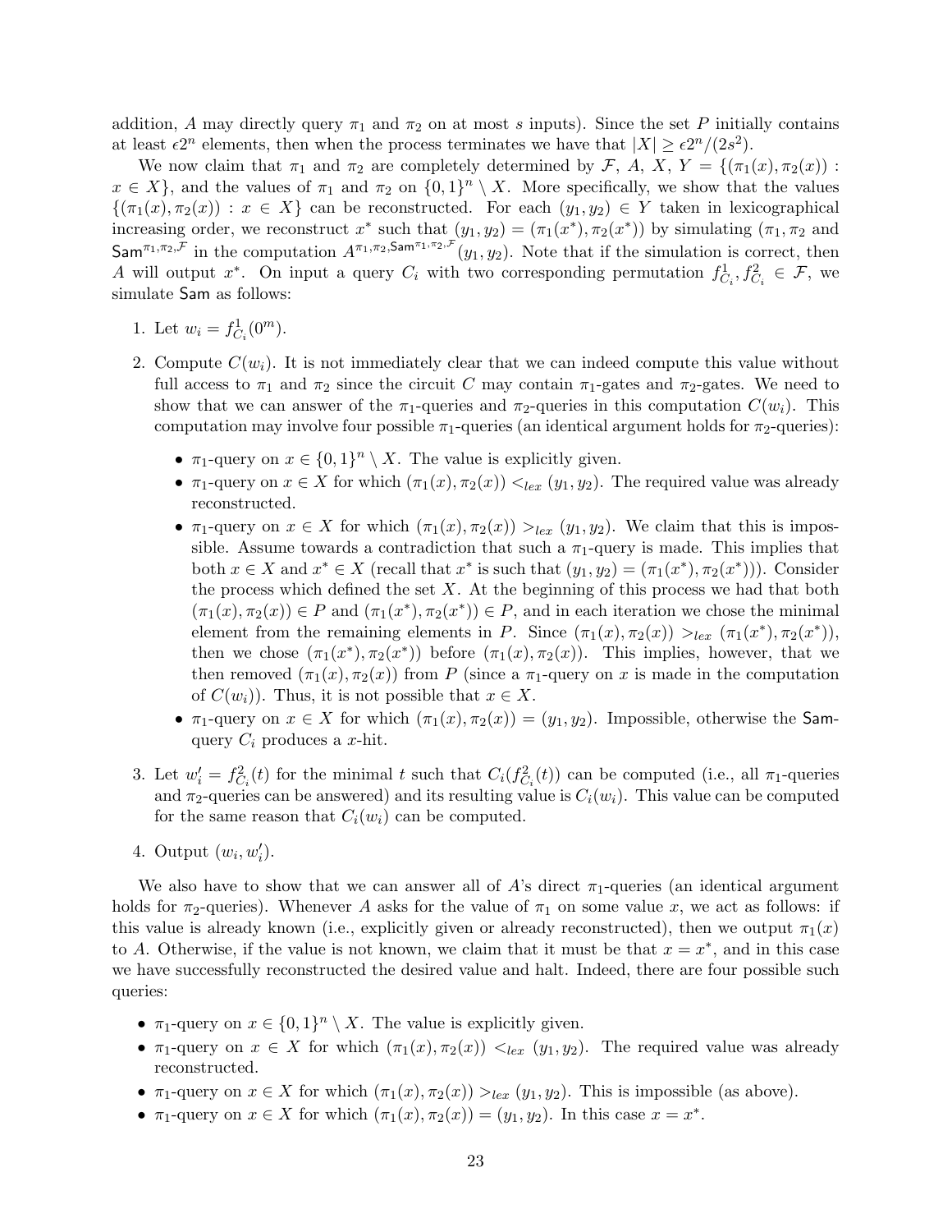addition, $A$ may directly query $\pi_1$ and $\pi_2$ on at most $s$ inputs). Since the set $P$ initially contains at least $\epsilon 2^n$ elements, then when the process terminates we have that $|X| \geq \epsilon 2^n/(2s^2)$.

We now claim that $\pi_1$ and $\pi_2$ are completely determined by $\mathcal{F}$, $A$, $X$, $Y = \{(\pi_1(x), \pi_2(x)) : x \in X\}$, and the values of $\pi_1$ and $\pi_2$ on $\{0,1\}^n \setminus X$. More specifically, we show that the values $\{(\pi_1(x), \pi_2(x)) : x \in X\}$ can be reconstructed. For each $(y_1, y_2) \in Y$ taken in lexicographical increasing order, we reconstruct $x^*$ such that $(y_1, y_2) = (\pi_1(x^*), \pi_2(x^*))$ by simulating $(\pi_1, \pi_2$ and $\mathsf{Sam}^{\pi_1,\pi_2,\mathcal{F}}$ in the computation $A^{\pi_1,\pi_2,\mathsf{Sam}^{\pi_1,\pi_2,\mathcal{F}}}(y_1, y_2)$. Note that if the simulation is correct, then $A$ will output $x^*$. On input a query $C_i$ with two corresponding permutation $f^1_{C_i}, f^2_{C_i} \in \mathcal{F}$, we simulate $\mathsf{Sam}$ as follows:

1. Let $w_i = f^1_{C_i}(0^m)$.
2. Compute $C(w_i)$. It is not immediately clear that we can indeed compute this value without full access to $\pi_1$ and $\pi_2$ since the circuit $C$ may contain $\pi_1$-gates and $\pi_2$-gates. We need to show that we can answer of the $\pi_1$-queries and $\pi_2$-queries in this computation $C(w_i)$. This computation may involve four possible $\pi_1$-queries (an identical argument holds for $\pi_2$-queries):
   - $\pi_1$-query on $x \in \{0,1\}^n \setminus X$. The value is explicitly given.
   - $\pi_1$-query on $x \in X$ for which $(\pi_1(x), \pi_2(x)) <_{lex} (y_1, y_2)$. The required value was already reconstructed.
   - $\pi_1$-query on $x \in X$ for which $(\pi_1(x), \pi_2(x)) >_{lex} (y_1, y_2)$. We claim that this is impossible. Assume towards a contradiction that such a $\pi_1$-query is made. This implies that both $x \in X$ and $x^* \in X$ (recall that $x^*$ is such that $(y_1, y_2) = (\pi_1(x^*), \pi_2(x^*))$). Consider the process which defined the set $X$. At the beginning of this process we had that both $(\pi_1(x), \pi_2(x)) \in P$ and $(\pi_1(x^*), \pi_2(x^*)) \in P$, and in each iteration we chose the minimal element from the remaining elements in $P$. Since $(\pi_1(x), \pi_2(x)) >_{lex} (\pi_1(x^*), \pi_2(x^*))$, then we chose $(\pi_1(x^*), \pi_2(x^*))$ before $(\pi_1(x), \pi_2(x))$. This implies, however, that we then removed $(\pi_1(x), \pi_2(x))$ from $P$ (since a $\pi_1$-query on $x$ is made in the computation of $C(w_i)$). Thus, it is not possible that $x \in X$.
   - $\pi_1$-query on $x \in X$ for which $(\pi_1(x), \pi_2(x)) = (y_1, y_2)$. Impossible, otherwise the $\mathsf{Sam}$-query $C_i$ produces a $x$-hit.
3. Let $w'_i = f^2_{C_i}(t)$ for the minimal $t$ such that $C_i(f^2_{C_i}(t))$ can be computed (i.e., all $\pi_1$-queries and $\pi_2$-queries can be answered) and its resulting value is $C_i(w_i)$. This value can be computed for the same reason that $C_i(w_i)$ can be computed.
4. Output $(w_i, w'_i)$.

We also have to show that we can answer all of $A$'s direct $\pi_1$-queries (an identical argument holds for $\pi_2$-queries). Whenever $A$ asks for the value of $\pi_1$ on some value $x$, we act as follows: if this value is already known (i.e., explicitly given or already reconstructed), then we output $\pi_1(x)$ to $A$. Otherwise, if the value is not known, we claim that it must be that $x = x^*$, and in this case we have successfully reconstructed the desired value and halt. Indeed, there are four possible such queries:

- $\pi_1$-query on $x \in \{0,1\}^n \setminus X$. The value is explicitly given.
- $\pi_1$-query on $x \in X$ for which $(\pi_1(x), \pi_2(x)) <_{lex} (y_1, y_2)$. The required value was already reconstructed.
- $\pi_1$-query on $x \in X$ for which $(\pi_1(x), \pi_2(x)) >_{lex} (y_1, y_2)$. This is impossible (as above).
- $\pi_1$-query on $x \in X$ for which $(\pi_1(x), \pi_2(x)) = (y_1, y_2)$. In this case $x = x^*$.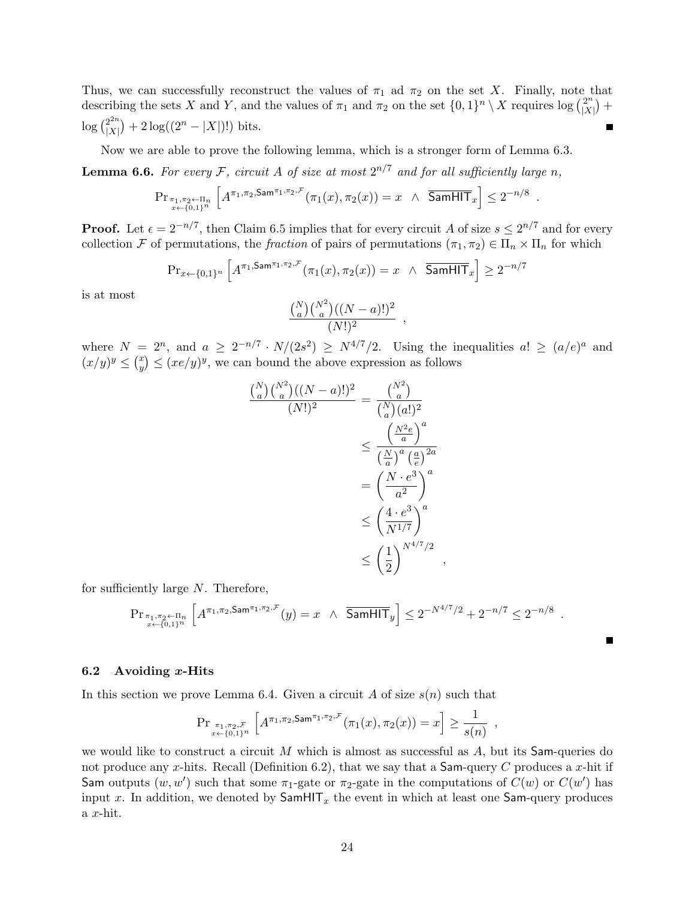Thus, we can successfully reconstruct the values of $\pi_1$ ad $\pi_2$ on the set $X$. Finally, note that describing the sets $X$ and $Y$, and the values of $\pi_1$ and $\pi_2$ on the set $\{0,1\}^n \setminus X$ requires $\log \binom{2^n}{|X|} + \log \binom{2^{2n}}{|X|} + 2\log((2^n - |X|)!)$ bits. ■

Now we are able to prove the following lemma, which is a stronger form of Lemma 6.3.

**Lemma 6.6.** *For every $\mathcal{F}$, circuit $A$ of size at most $2^{n/7}$ and for all sufficiently large $n$,*

$$\Pr_{\substack{\pi_1,\pi_2 \leftarrow \Pi_n \\ x \leftarrow \{0,1\}^n}} \left[ A^{\pi_1,\pi_2,\mathsf{Sam}^{\pi_1,\pi_2,\mathcal{F}}}(\pi_1(x),\pi_2(x)) = x \ \wedge \ \overline{\mathsf{SamHIT}}_x \right] \leq 2^{-n/8} .$$

**Proof.** Let $\epsilon = 2^{-n/7}$, then Claim 6.5 implies that for every circuit $A$ of size $s \leq 2^{n/7}$ and for every collection $\mathcal{F}$ of permutations, the *fraction* of pairs of permutations $(\pi_1,\pi_2) \in \Pi_n \times \Pi_n$ for which

$$\Pr_{x \leftarrow \{0,1\}^n} \left[ A^{\pi_1,\mathsf{Sam}^{\pi_1,\pi_2,\mathcal{F}}}(\pi_1(x),\pi_2(x)) = x \ \wedge \ \overline{\mathsf{SamHIT}}_x \right] \geq 2^{-n/7}$$

is at most

$$\frac{\binom{N}{a}\binom{N^2}{a}((N-a)!)^2}{(N!)^2} ,$$

where $N = 2^n$, and $a \geq 2^{-n/7} \cdot N/(2s^2) \geq N^{4/7}/2$. Using the inequalities $a! \geq (a/e)^a$ and $(x/y)^y \leq \binom{x}{y} \leq (xe/y)^y$, we can bound the above expression as follows

$$\begin{aligned}
\frac{\binom{N}{a}\binom{N^2}{a}((N-a)!)^2}{(N!)^2} &= \frac{\binom{N^2}{a}}{\binom{N}{a}(a!)^2} \\
&\leq \frac{\left(\frac{N^2 e}{a}\right)^a}{\left(\frac{N}{a}\right)^a \left(\frac{a}{e}\right)^{2a}} \\
&= \left(\frac{N \cdot e^3}{a^2}\right)^a \\
&\leq \left(\frac{4 \cdot e^3}{N^{1/7}}\right)^a \\
&\leq \left(\frac{1}{2}\right)^{N^{4/7}/2} ,
\end{aligned}$$

for sufficiently large $N$. Therefore,

$$\Pr_{\substack{\pi_1,\pi_2 \leftarrow \Pi_n \\ x \leftarrow \{0,1\}^n}} \left[ A^{\pi_1,\pi_2,\mathsf{Sam}^{\pi_1,\pi_2,\mathcal{F}}}(y) = x \ \wedge \ \overline{\mathsf{SamHIT}}_y \right] \leq 2^{-N^{4/7}/2} + 2^{-n/7} \leq 2^{-n/8} .$$

■

### 6.2 Avoiding $x$-Hits

In this section we prove Lemma 6.4. Given a circuit $A$ of size $s(n)$ such that

$$\Pr_{\substack{\pi_1,\pi_2,\mathcal{F} \\ x \leftarrow \{0,1\}^n}} \left[ A^{\pi_1,\pi_2,\mathsf{Sam}^{\pi_1,\pi_2,\mathcal{F}}}(\pi_1(x),\pi_2(x)) = x \right] \geq \frac{1}{s(n)} ,$$

we would like to construct a circuit $M$ which is almost as successful as $A$, but its $\mathsf{Sam}$-queries do not produce any $x$-hits. Recall (Definition 6.2), that we say that a $\mathsf{Sam}$-query $C$ produces a $x$-hit if $\mathsf{Sam}$ outputs $(w,w')$ such that some $\pi_1$-gate or $\pi_2$-gate in the computations of $C(w)$ or $C(w')$ has input $x$. In addition, we denoted by $\mathsf{SamHIT}_x$ the event in which at least one $\mathsf{Sam}$-query produces a $x$-hit.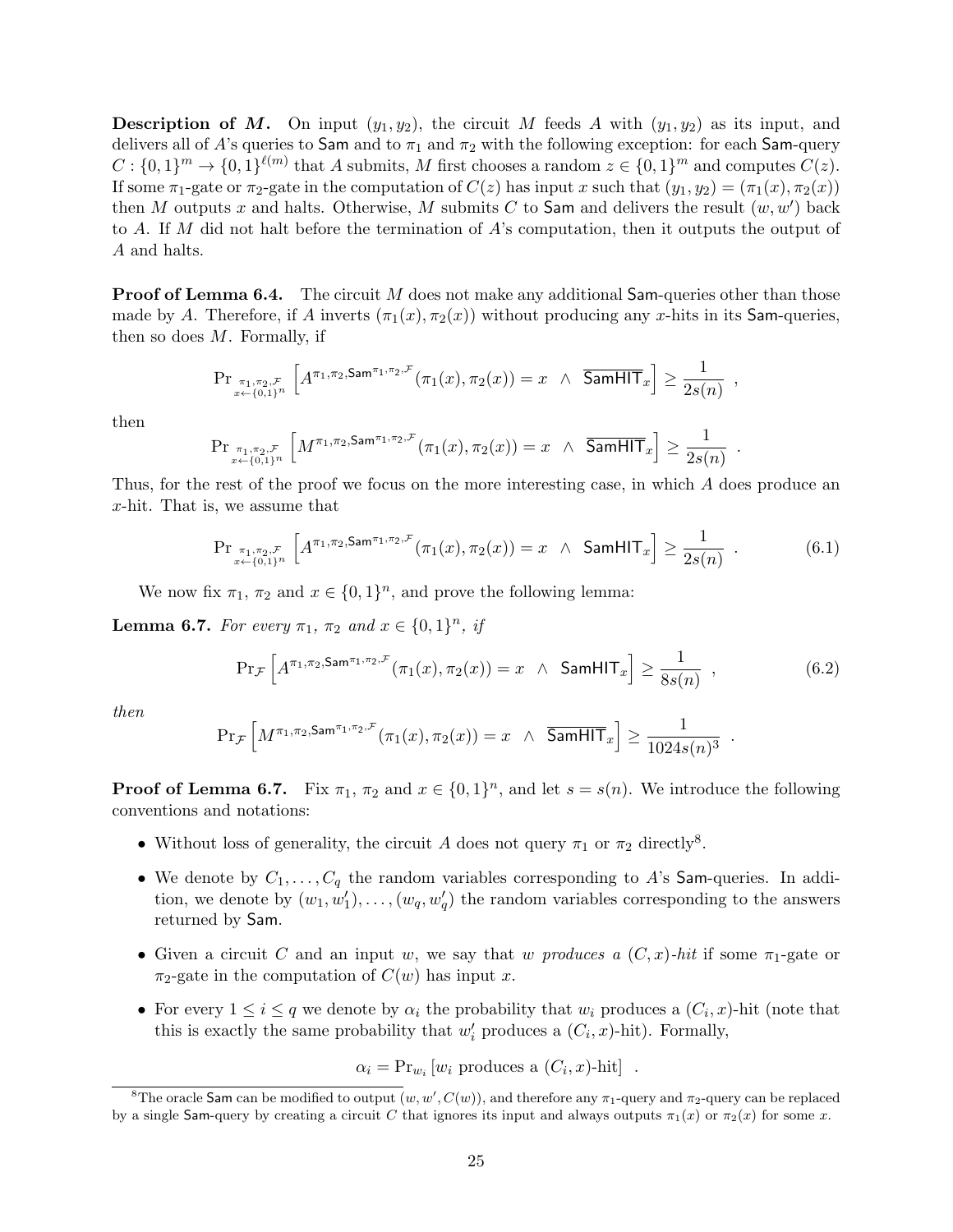**Description of $M$.** On input $(y_1, y_2)$, the circuit $M$ feeds $A$ with $(y_1, y_2)$ as its input, and delivers all of $A$'s queries to $\mathsf{Sam}$ and to $\pi_1$ and $\pi_2$ with the following exception: for each $\mathsf{Sam}$-query $C : \{0,1\}^m \to \{0,1\}^{\ell(m)}$ that $A$ submits, $M$ first chooses a random $z \in \{0,1\}^m$ and computes $C(z)$. If some $\pi_1$-gate or $\pi_2$-gate in the computation of $C(z)$ has input $x$ such that $(y_1, y_2) = (\pi_1(x), \pi_2(x))$ then $M$ outputs $x$ and halts. Otherwise, $M$ submits $C$ to $\mathsf{Sam}$ and delivers the result $(w, w')$ back to $A$. If $M$ did not halt before the termination of $A$'s computation, then it outputs the output of $A$ and halts.

**Proof of Lemma 6.4.** The circuit $M$ does not make any additional $\mathsf{Sam}$-queries other than those made by $A$. Therefore, if $A$ inverts $(\pi_1(x), \pi_2(x))$ without producing any $x$-hits in its $\mathsf{Sam}$-queries, then so does $M$. Formally, if

$$\Pr_{\substack{\pi_1,\pi_2,\mathcal{F} \\ x \leftarrow \{0,1\}^n}} \left[ A^{\pi_1,\pi_2,\mathsf{Sam}^{\pi_1,\pi_2,\mathcal{F}}}(\pi_1(x), \pi_2(x)) = x \;\;\wedge\;\; \overline{\mathsf{SamHIT}}_x \right] \geq \frac{1}{2s(n)} \enspace ,$$

then

$$\Pr_{\substack{\pi_1,\pi_2,\mathcal{F} \\ x \leftarrow \{0,1\}^n}} \left[ M^{\pi_1,\pi_2,\mathsf{Sam}^{\pi_1,\pi_2,\mathcal{F}}}(\pi_1(x), \pi_2(x)) = x \;\;\wedge\;\; \overline{\mathsf{SamHIT}}_x \right] \geq \frac{1}{2s(n)} \enspace .$$

Thus, for the rest of the proof we focus on the more interesting case, in which $A$ does produce an $x$-hit. That is, we assume that

$$\Pr_{\substack{\pi_1,\pi_2,\mathcal{F} \\ x \leftarrow \{0,1\}^n}} \left[ A^{\pi_1,\pi_2,\mathsf{Sam}^{\pi_1,\pi_2,\mathcal{F}}}(\pi_1(x), \pi_2(x)) = x \;\;\wedge\;\; \mathsf{SamHIT}_x \right] \geq \frac{1}{2s(n)} \enspace . \tag{6.1}$$

We now fix $\pi_1$, $\pi_2$ and $x \in \{0,1\}^n$, and prove the following lemma:

**Lemma 6.7.** *For every $\pi_1$, $\pi_2$ and $x \in \{0,1\}^n$, if*

$$\Pr_{\mathcal{F}} \left[ A^{\pi_1,\pi_2,\mathsf{Sam}^{\pi_1,\pi_2,\mathcal{F}}}(\pi_1(x), \pi_2(x)) = x \;\;\wedge\;\; \mathsf{SamHIT}_x \right] \geq \frac{1}{8s(n)} \enspace , \tag{6.2}$$

*then*

$$\Pr_{\mathcal{F}} \left[ M^{\pi_1,\pi_2,\mathsf{Sam}^{\pi_1,\pi_2,\mathcal{F}}}(\pi_1(x), \pi_2(x)) = x \;\;\wedge\;\; \overline{\mathsf{SamHIT}}_x \right] \geq \frac{1}{1024s(n)^3} \enspace .$$

**Proof of Lemma 6.7.** Fix $\pi_1$, $\pi_2$ and $x \in \{0,1\}^n$, and let $s = s(n)$. We introduce the following conventions and notations:

- Without loss of generality, the circuit $A$ does not query $\pi_1$ or $\pi_2$ directly[8].
- We denote by $C_1, \ldots, C_q$ the random variables corresponding to $A$'s $\mathsf{Sam}$-queries. In addition, we denote by $(w_1, w'_1), \ldots, (w_q, w'_q)$ the random variables corresponding to the answers returned by $\mathsf{Sam}$.
- Given a circuit $C$ and an input $w$, we say that *$w$ produces a $(C, x)$-hit* if some $\pi_1$-gate or $\pi_2$-gate in the computation of $C(w)$ has input $x$.
- For every $1 \leq i \leq q$ we denote by $\alpha_i$ the probability that $w_i$ produces a $(C_i, x)$-hit (note that this is exactly the same probability that $w'_i$ produces a $(C_i, x)$-hit). Formally,

$$\alpha_i = \Pr_{w_i} \left[ w_i \text{ produces a } (C_i, x)\text{-hit} \right] \enspace .$$

[8] The oracle $\mathsf{Sam}$ can be modified to output $(w, w', C(w))$, and therefore any $\pi_1$-query and $\pi_2$-query can be replaced by a single $\mathsf{Sam}$-query by creating a circuit $C$ that ignores its input and always outputs $\pi_1(x)$ or $\pi_2(x)$ for some $x$.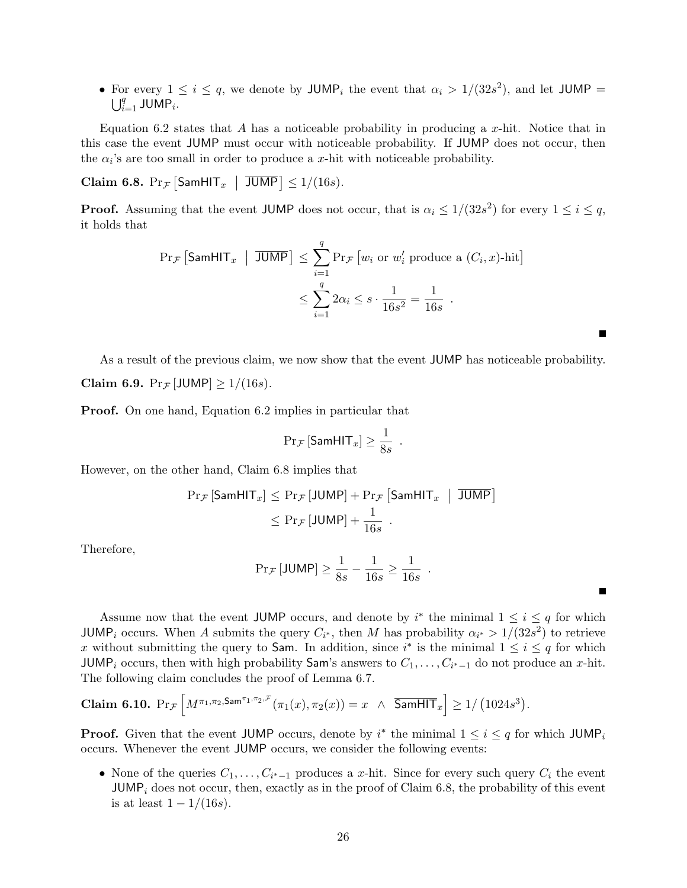- For every $1 \leq i \leq q$, we denote by $\mathsf{JUMP}_i$ the event that $\alpha_i > 1/(32s^2)$, and let $\mathsf{JUMP} = \bigcup_{i=1}^{q} \mathsf{JUMP}_i$.

Equation 6.2 states that $A$ has a noticeable probability in producing a $x$-hit. Notice that in this case the event $\mathsf{JUMP}$ must occur with noticeable probability. If $\mathsf{JUMP}$ does not occur, then the $\alpha_i$'s are too small in order to produce a $x$-hit with noticeable probability.

**Claim 6.8.** $\Pr_{\mathcal{F}}\left[\mathsf{SamHIT}_x \;\middle|\; \overline{\mathsf{JUMP}}\right] \leq 1/(16s)$.

**Proof.** Assuming that the event $\mathsf{JUMP}$ does not occur, that is $\alpha_i \leq 1/(32s^2)$ for every $1 \leq i \leq q$, it holds that

$$\Pr_{\mathcal{F}}\left[\mathsf{SamHIT}_x \;\middle|\; \overline{\mathsf{JUMP}}\right] \leq \sum_{i=1}^{q} \Pr_{\mathcal{F}}\left[w_i \text{ or } w'_i \text{ produce a } (C_i, x)\text{-hit}\right]$$
$$\leq \sum_{i=1}^{q} 2\alpha_i \leq s \cdot \frac{1}{16s^2} = \frac{1}{16s} \ .$$

■

As a result of the previous claim, we now show that the event $\mathsf{JUMP}$ has noticeable probability.

**Claim 6.9.** $\Pr_{\mathcal{F}}\left[\mathsf{JUMP}\right] \geq 1/(16s)$.

**Proof.** On one hand, Equation 6.2 implies in particular that

$$\Pr_{\mathcal{F}}\left[\mathsf{SamHIT}_x\right] \geq \frac{1}{8s} \ .$$

However, on the other hand, Claim 6.8 implies that

$$\Pr_{\mathcal{F}}\left[\mathsf{SamHIT}_x\right] \leq \Pr_{\mathcal{F}}\left[\mathsf{JUMP}\right] + \Pr_{\mathcal{F}}\left[\mathsf{SamHIT}_x \;\middle|\; \overline{\mathsf{JUMP}}\right]$$
$$\leq \Pr_{\mathcal{F}}\left[\mathsf{JUMP}\right] + \frac{1}{16s} \ .$$

Therefore,

$$\Pr_{\mathcal{F}}\left[\mathsf{JUMP}\right] \geq \frac{1}{8s} - \frac{1}{16s} \geq \frac{1}{16s} \ .$$

■

Assume now that the event $\mathsf{JUMP}$ occurs, and denote by $i^*$ the minimal $1 \leq i \leq q$ for which $\mathsf{JUMP}_i$ occurs. When $A$ submits the query $C_{i^*}$, then $M$ has probability $\alpha_{i^*} > 1/(32s^2)$ to retrieve $x$ without submitting the query to $\mathsf{Sam}$. In addition, since $i^*$ is the minimal $1 \leq i \leq q$ for which $\mathsf{JUMP}_i$ occurs, then with high probability $\mathsf{Sam}$'s answers to $C_1, \ldots, C_{i^*-1}$ do not produce an $x$-hit. The following claim concludes the proof of Lemma 6.7.

**Claim 6.10.** $\Pr_{\mathcal{F}}\left[M^{\pi_1,\pi_2,\mathsf{Sam}^{\pi_1,\pi_2,\mathcal{F}}}(\pi_1(x), \pi_2(x)) = x \ \wedge \ \overline{\mathsf{SamHIT}_x}\right] \geq 1/\left(1024s^3\right)$.

**Proof.** Given that the event $\mathsf{JUMP}$ occurs, denote by $i^*$ the minimal $1 \leq i \leq q$ for which $\mathsf{JUMP}_i$ occurs. Whenever the event $\mathsf{JUMP}$ occurs, we consider the following events:

- None of the queries $C_1, \ldots, C_{i^*-1}$ produces a $x$-hit. Since for every such query $C_i$ the event $\mathsf{JUMP}_i$ does not occur, then, exactly as in the proof of Claim 6.8, the probability of this event is at least $1 - 1/(16s)$.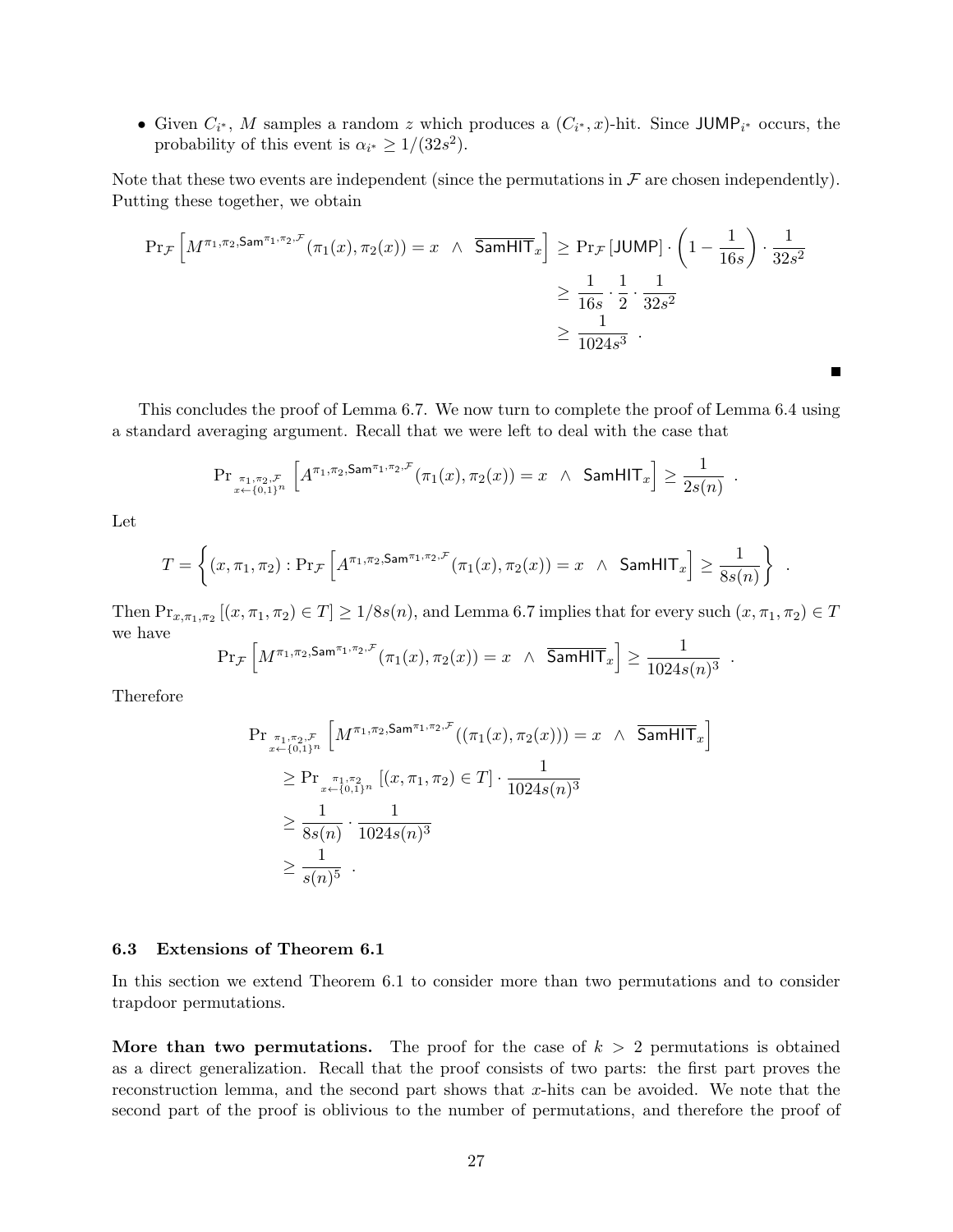- Given $C_{i^*}$, $M$ samples a random $z$ which produces a $(C_{i^*}, x)$-hit. Since $\mathsf{JUMP}_{i^*}$ occurs, the probability of this event is $\alpha_{i^*} \geq 1/(32s^2)$.

Note that these two events are independent (since the permutations in $\mathcal{F}$ are chosen independently). Putting these together, we obtain

$$
\begin{aligned}
\Pr_{\mathcal{F}}\left[M^{\pi_1,\pi_2,\mathsf{Sam}^{\pi_1,\pi_2,\mathcal{F}}}(\pi_1(x),\pi_2(x)) = x \;\;\wedge\;\; \overline{\mathsf{SamHIT}}_x\right] &\geq \Pr_{\mathcal{F}}\left[\mathsf{JUMP}\right] \cdot \left(1 - \frac{1}{16s}\right) \cdot \frac{1}{32s^2} \\
&\geq \frac{1}{16s} \cdot \frac{1}{2} \cdot \frac{1}{32s^2} \\
&\geq \frac{1}{1024s^3} \enspace .
\end{aligned}
$$

■

This concludes the proof of Lemma 6.7. We now turn to complete the proof of Lemma 6.4 using a standard averaging argument. Recall that we were left to deal with the case that

$$
\Pr_{\substack{\pi_1,\pi_2,\mathcal{F} \\ x \leftarrow \{0,1\}^n}}\left[A^{\pi_1,\pi_2,\mathsf{Sam}^{\pi_1,\pi_2,\mathcal{F}}}(\pi_1(x),\pi_2(x)) = x \;\;\wedge\;\; \mathsf{SamHIT}_x\right] \geq \frac{1}{2s(n)} \enspace .
$$

Let

$$
T = \left\{(x,\pi_1,\pi_2) : \Pr_{\mathcal{F}}\left[A^{\pi_1,\pi_2,\mathsf{Sam}^{\pi_1,\pi_2,\mathcal{F}}}(\pi_1(x),\pi_2(x)) = x \;\;\wedge\;\; \mathsf{SamHIT}_x\right] \geq \frac{1}{8s(n)}\right\} \enspace .
$$

Then $\Pr_{x,\pi_1,\pi_2}\left[(x,\pi_1,\pi_2) \in T\right] \geq 1/8s(n)$, and Lemma 6.7 implies that for every such $(x,\pi_1,\pi_2) \in T$ we have

$$
\Pr_{\mathcal{F}}\left[M^{\pi_1,\pi_2,\mathsf{Sam}^{\pi_1,\pi_2,\mathcal{F}}}(\pi_1(x),\pi_2(x)) = x \;\;\wedge\;\; \overline{\mathsf{SamHIT}}_x\right] \geq \frac{1}{1024s(n)^3} \enspace .
$$

Therefore

$$
\begin{aligned}
&\Pr_{\substack{\pi_1,\pi_2,\mathcal{F} \\ x \leftarrow \{0,1\}^n}}\left[M^{\pi_1,\pi_2,\mathsf{Sam}^{\pi_1,\pi_2,\mathcal{F}}}((\pi_1(x),\pi_2(x))) = x \;\;\wedge\;\; \overline{\mathsf{SamHIT}}_x\right] \\
&\quad\geq \Pr_{\substack{\pi_1,\pi_2 \\ x \leftarrow \{0,1\}^n}}\left[(x,\pi_1,\pi_2) \in T\right] \cdot \frac{1}{1024s(n)^3} \\
&\quad\geq \frac{1}{8s(n)} \cdot \frac{1}{1024s(n)^3} \\
&\quad\geq \frac{1}{s(n)^5} \enspace .
\end{aligned}
$$

### 6.3 Extensions of Theorem 6.1

In this section we extend Theorem 6.1 to consider more than two permutations and to consider trapdoor permutations.

**More than two permutations.** The proof for the case of $k > 2$ permutations is obtained as a direct generalization. Recall that the proof consists of two parts: the first part proves the reconstruction lemma, and the second part shows that $x$-hits can be avoided. We note that the second part of the proof is oblivious to the number of permutations, and therefore the proof of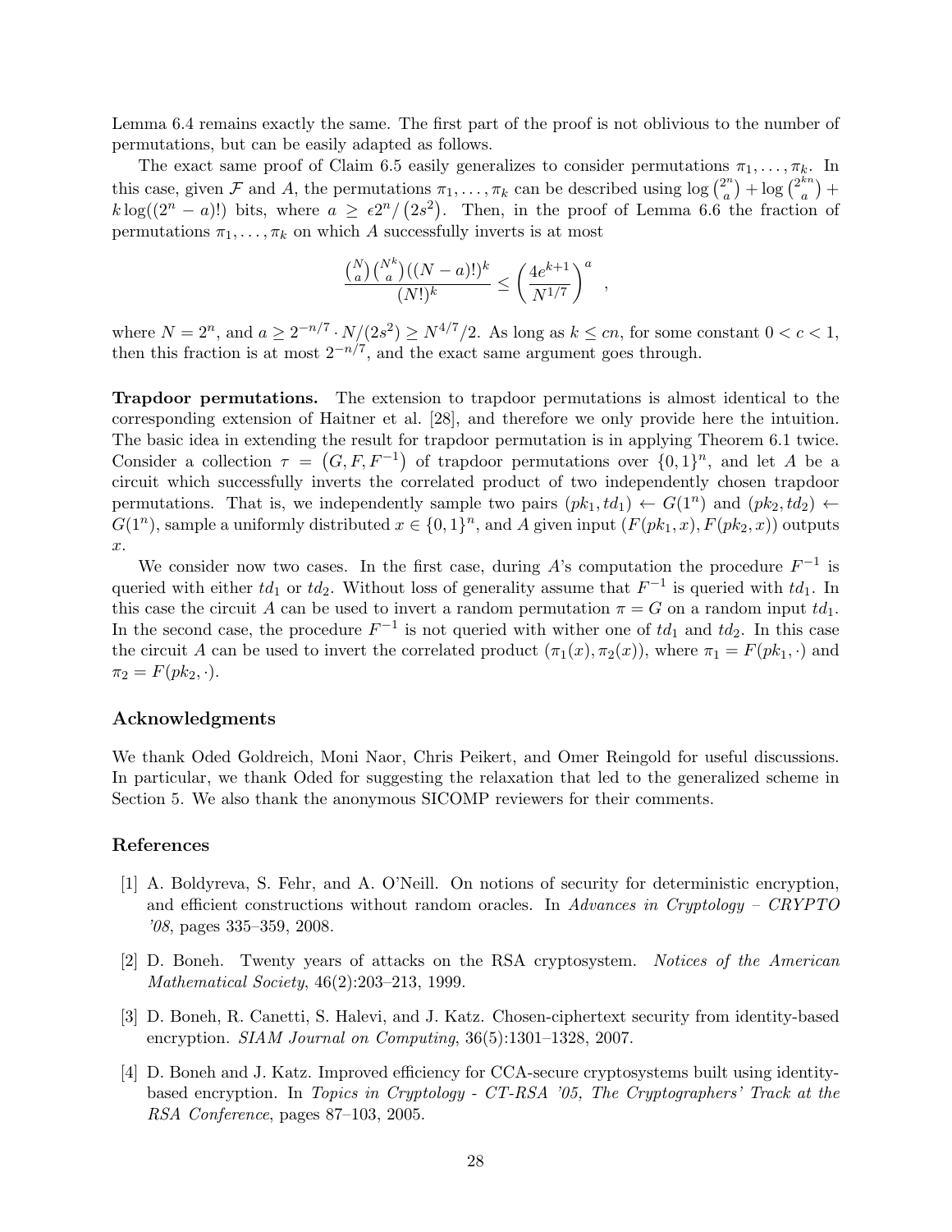Lemma 6.4 remains exactly the same. The first part of the proof is not oblivious to the number of permutations, but can be easily adapted as follows.

The exact same proof of Claim 6.5 easily generalizes to consider permutations $\pi_1, \ldots, \pi_k$. In this case, given $\mathcal{F}$ and $A$, the permutations $\pi_1, \ldots, \pi_k$ can be described using $\log \binom{2^n}{a} + \log \binom{2^{kn}}{a} + k \log((2^n - a)!)$ bits, where $a \geq \epsilon 2^n / (2s^2)$. Then, in the proof of Lemma 6.6 the fraction of permutations $\pi_1, \ldots, \pi_k$ on which $A$ successfully inverts is at most

$$\frac{\binom{N}{a}\binom{N^k}{a}((N-a)!)^k}{(N!)^k} \leq \left(\frac{4e^{k+1}}{N^{1/7}}\right)^a \quad ,$$

where $N = 2^n$, and $a \geq 2^{-n/7} \cdot N/(2s^2) \geq N^{4/7}/2$. As long as $k \leq cn$, for some constant $0 < c < 1$, then this fraction is at most $2^{-n/7}$, and the exact same argument goes through.

**Trapdoor permutations.** The extension to trapdoor permutations is almost identical to the corresponding extension of Haitner et al. [28], and therefore we only provide here the intuition. The basic idea in extending the result for trapdoor permutation is in applying Theorem 6.1 twice. Consider a collection $\tau = (G, F, F^{-1})$ of trapdoor permutations over $\{0,1\}^n$, and let $A$ be a circuit which successfully inverts the correlated product of two independently chosen trapdoor permutations. That is, we independently sample two pairs $(pk_1, td_1) \leftarrow G(1^n)$ and $(pk_2, td_2) \leftarrow G(1^n)$, sample a uniformly distributed $x \in \{0,1\}^n$, and $A$ given input $(F(pk_1, x), F(pk_2, x))$ outputs $x$.

We consider now two cases. In the first case, during $A$'s computation the procedure $F^{-1}$ is queried with either $td_1$ or $td_2$. Without loss of generality assume that $F^{-1}$ is queried with $td_1$. In this case the circuit $A$ can be used to invert a random permutation $\pi = G$ on a random input $td_1$. In the second case, the procedure $F^{-1}$ is not queried with wither one of $td_1$ and $td_2$. In this case the circuit $A$ can be used to invert the correlated product $(\pi_1(x), \pi_2(x))$, where $\pi_1 = F(pk_1, \cdot)$ and $\pi_2 = F(pk_2, \cdot)$.

## Acknowledgments

We thank Oded Goldreich, Moni Naor, Chris Peikert, and Omer Reingold for useful discussions. In particular, we thank Oded for suggesting the relaxation that led to the generalized scheme in Section 5. We also thank the anonymous SICOMP reviewers for their comments.

## References

[1] A. Boldyreva, S. Fehr, and A. O'Neill. On notions of security for deterministic encryption, and efficient constructions without random oracles. In *Advances in Cryptology – CRYPTO '08*, pages 335–359, 2008.

[2] D. Boneh. Twenty years of attacks on the RSA cryptosystem. *Notices of the American Mathematical Society*, 46(2):203–213, 1999.

[3] D. Boneh, R. Canetti, S. Halevi, and J. Katz. Chosen-ciphertext security from identity-based encryption. *SIAM Journal on Computing*, 36(5):1301–1328, 2007.

[4] D. Boneh and J. Katz. Improved efficiency for CCA-secure cryptosystems built using identity-based encryption. In *Topics in Cryptology - CT-RSA '05, The Cryptographers' Track at the RSA Conference*, pages 87–103, 2005.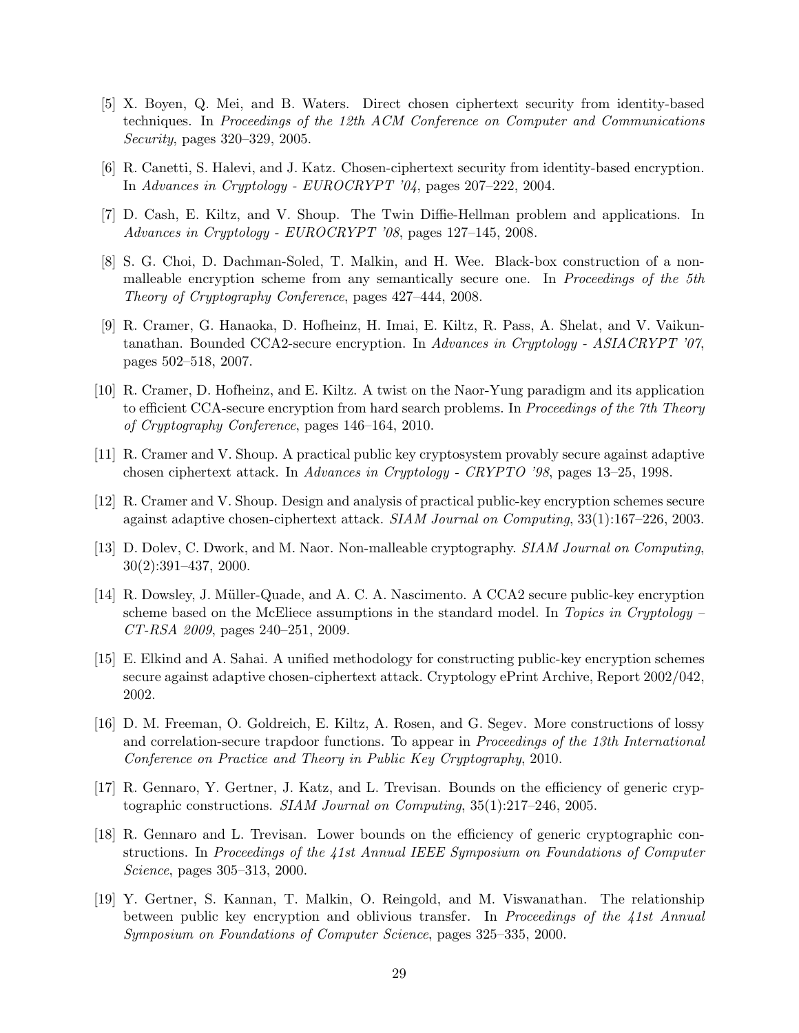[5] X. Boyen, Q. Mei, and B. Waters. Direct chosen ciphertext security from identity-based techniques. In *Proceedings of the 12th ACM Conference on Computer and Communications Security*, pages 320–329, 2005.

[6] R. Canetti, S. Halevi, and J. Katz. Chosen-ciphertext security from identity-based encryption. In *Advances in Cryptology - EUROCRYPT '04*, pages 207–222, 2004.

[7] D. Cash, E. Kiltz, and V. Shoup. The Twin Diffie-Hellman problem and applications. In *Advances in Cryptology - EUROCRYPT '08*, pages 127–145, 2008.

[8] S. G. Choi, D. Dachman-Soled, T. Malkin, and H. Wee. Black-box construction of a non-malleable encryption scheme from any semantically secure one. In *Proceedings of the 5th Theory of Cryptography Conference*, pages 427–444, 2008.

[9] R. Cramer, G. Hanaoka, D. Hofheinz, H. Imai, E. Kiltz, R. Pass, A. Shelat, and V. Vaikuntanathan. Bounded CCA2-secure encryption. In *Advances in Cryptology - ASIACRYPT '07*, pages 502–518, 2007.

[10] R. Cramer, D. Hofheinz, and E. Kiltz. A twist on the Naor-Yung paradigm and its application to efficient CCA-secure encryption from hard search problems. In *Proceedings of the 7th Theory of Cryptography Conference*, pages 146–164, 2010.

[11] R. Cramer and V. Shoup. A practical public key cryptosystem provably secure against adaptive chosen ciphertext attack. In *Advances in Cryptology - CRYPTO '98*, pages 13–25, 1998.

[12] R. Cramer and V. Shoup. Design and analysis of practical public-key encryption schemes secure against adaptive chosen-ciphertext attack. *SIAM Journal on Computing*, 33(1):167–226, 2003.

[13] D. Dolev, C. Dwork, and M. Naor. Non-malleable cryptography. *SIAM Journal on Computing*, 30(2):391–437, 2000.

[14] R. Dowsley, J. Müller-Quade, and A. C. A. Nascimento. A CCA2 secure public-key encryption scheme based on the McEliece assumptions in the standard model. In *Topics in Cryptology – CT-RSA 2009*, pages 240–251, 2009.

[15] E. Elkind and A. Sahai. A unified methodology for constructing public-key encryption schemes secure against adaptive chosen-ciphertext attack. Cryptology ePrint Archive, Report 2002/042, 2002.

[16] D. M. Freeman, O. Goldreich, E. Kiltz, A. Rosen, and G. Segev. More constructions of lossy and correlation-secure trapdoor functions. To appear in *Proceedings of the 13th International Conference on Practice and Theory in Public Key Cryptography*, 2010.

[17] R. Gennaro, Y. Gertner, J. Katz, and L. Trevisan. Bounds on the efficiency of generic cryptographic constructions. *SIAM Journal on Computing*, 35(1):217–246, 2005.

[18] R. Gennaro and L. Trevisan. Lower bounds on the efficiency of generic cryptographic constructions. In *Proceedings of the 41st Annual IEEE Symposium on Foundations of Computer Science*, pages 305–313, 2000.

[19] Y. Gertner, S. Kannan, T. Malkin, O. Reingold, and M. Viswanathan. The relationship between public key encryption and oblivious transfer. In *Proceedings of the 41st Annual Symposium on Foundations of Computer Science*, pages 325–335, 2000.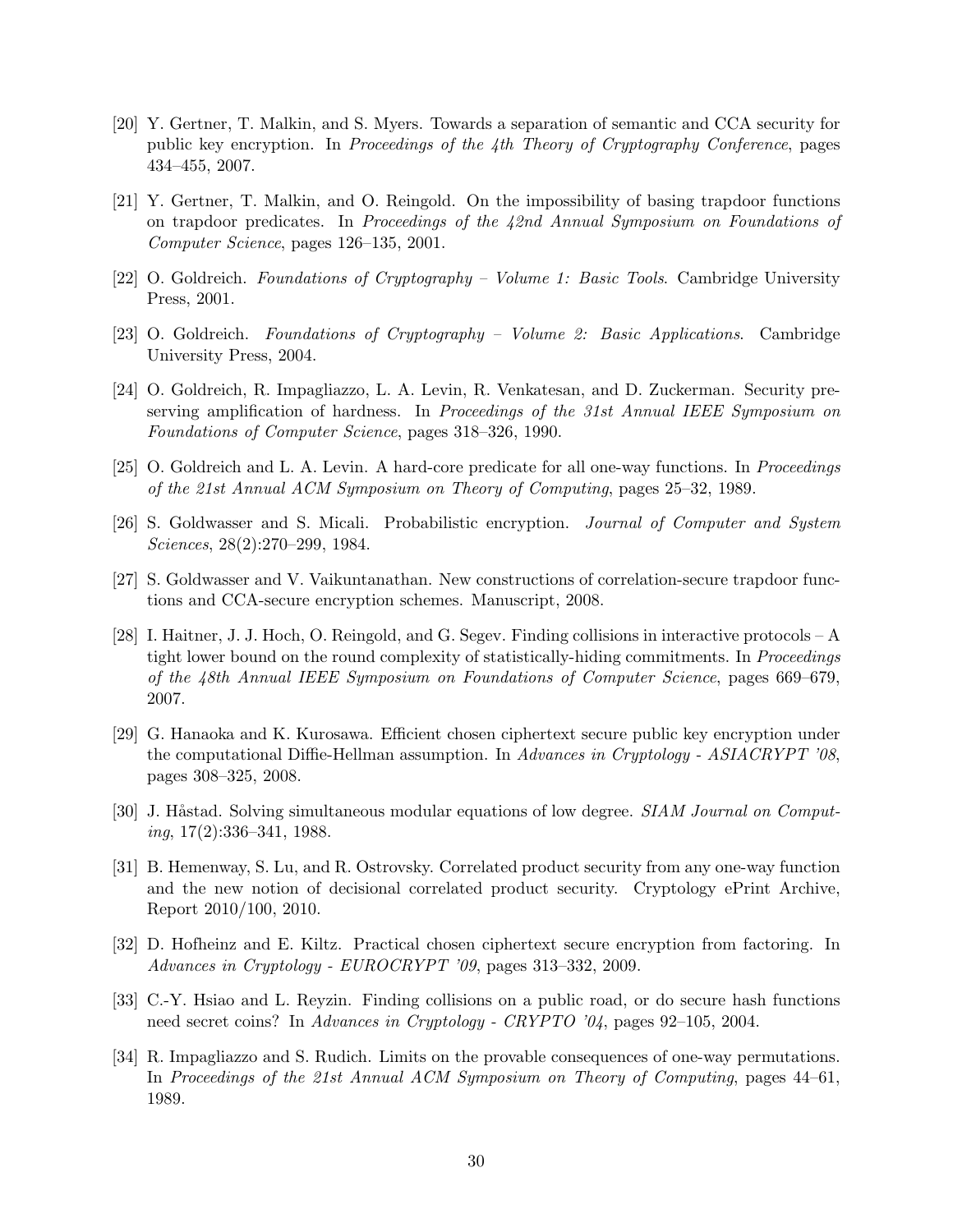[20] Y. Gertner, T. Malkin, and S. Myers. Towards a separation of semantic and CCA security for public key encryption. In *Proceedings of the 4th Theory of Cryptography Conference*, pages 434–455, 2007.

[21] Y. Gertner, T. Malkin, and O. Reingold. On the impossibility of basing trapdoor functions on trapdoor predicates. In *Proceedings of the 42nd Annual Symposium on Foundations of Computer Science*, pages 126–135, 2001.

[22] O. Goldreich. *Foundations of Cryptography – Volume 1: Basic Tools*. Cambridge University Press, 2001.

[23] O. Goldreich. *Foundations of Cryptography – Volume 2: Basic Applications*. Cambridge University Press, 2004.

[24] O. Goldreich, R. Impagliazzo, L. A. Levin, R. Venkatesan, and D. Zuckerman. Security preserving amplification of hardness. In *Proceedings of the 31st Annual IEEE Symposium on Foundations of Computer Science*, pages 318–326, 1990.

[25] O. Goldreich and L. A. Levin. A hard-core predicate for all one-way functions. In *Proceedings of the 21st Annual ACM Symposium on Theory of Computing*, pages 25–32, 1989.

[26] S. Goldwasser and S. Micali. Probabilistic encryption. *Journal of Computer and System Sciences*, 28(2):270–299, 1984.

[27] S. Goldwasser and V. Vaikuntanathan. New constructions of correlation-secure trapdoor functions and CCA-secure encryption schemes. Manuscript, 2008.

[28] I. Haitner, J. J. Hoch, O. Reingold, and G. Segev. Finding collisions in interactive protocols – A tight lower bound on the round complexity of statistically-hiding commitments. In *Proceedings of the 48th Annual IEEE Symposium on Foundations of Computer Science*, pages 669–679, 2007.

[29] G. Hanaoka and K. Kurosawa. Efficient chosen ciphertext secure public key encryption under the computational Diffie-Hellman assumption. In *Advances in Cryptology - ASIACRYPT '08*, pages 308–325, 2008.

[30] J. Håstad. Solving simultaneous modular equations of low degree. *SIAM Journal on Computing*, 17(2):336–341, 1988.

[31] B. Hemenway, S. Lu, and R. Ostrovsky. Correlated product security from any one-way function and the new notion of decisional correlated product security. Cryptology ePrint Archive, Report 2010/100, 2010.

[32] D. Hofheinz and E. Kiltz. Practical chosen ciphertext secure encryption from factoring. In *Advances in Cryptology - EUROCRYPT '09*, pages 313–332, 2009.

[33] C.-Y. Hsiao and L. Reyzin. Finding collisions on a public road, or do secure hash functions need secret coins? In *Advances in Cryptology - CRYPTO '04*, pages 92–105, 2004.

[34] R. Impagliazzo and S. Rudich. Limits on the provable consequences of one-way permutations. In *Proceedings of the 21st Annual ACM Symposium on Theory of Computing*, pages 44–61, 1989.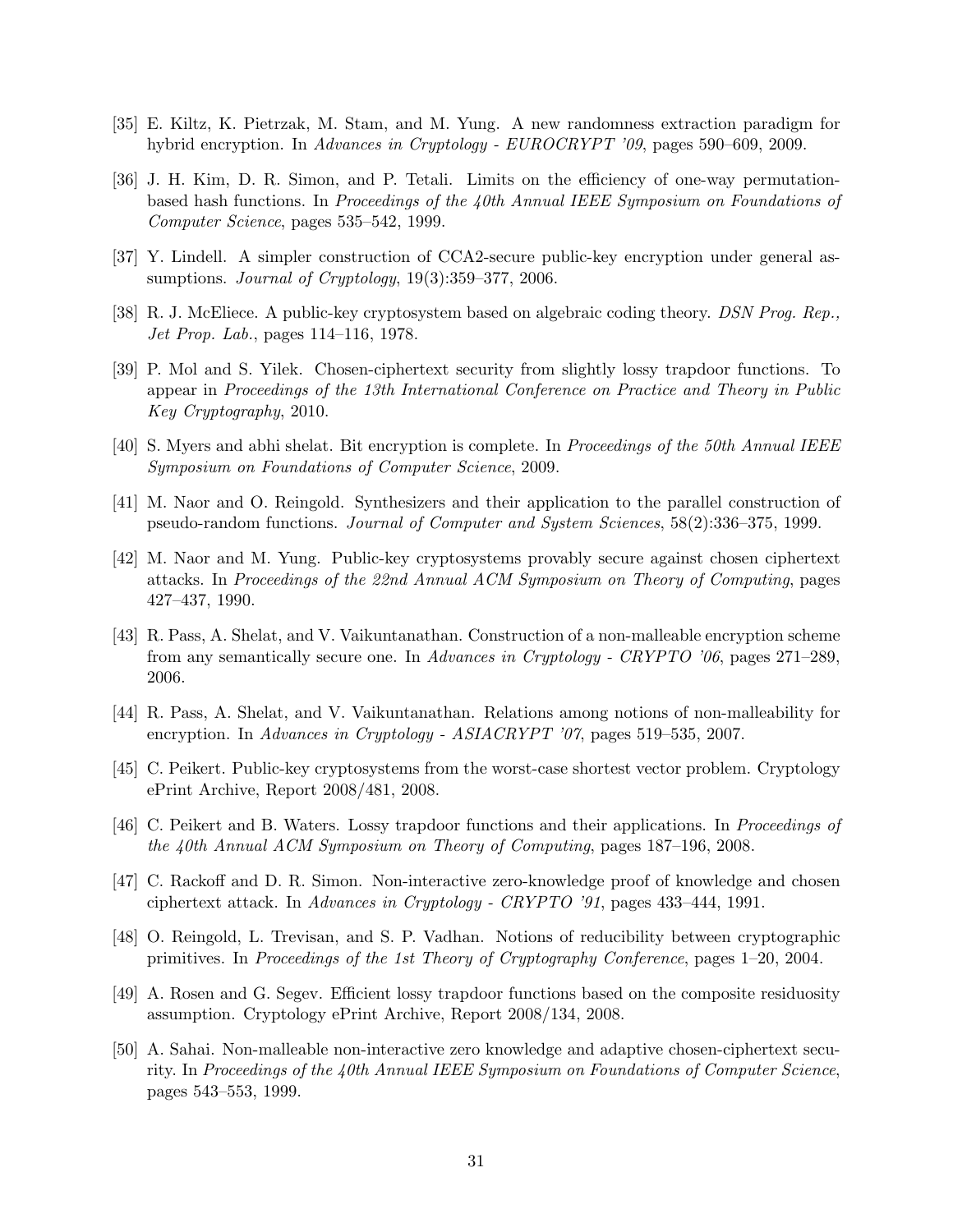[35] E. Kiltz, K. Pietrzak, M. Stam, and M. Yung. A new randomness extraction paradigm for hybrid encryption. In *Advances in Cryptology - EUROCRYPT '09*, pages 590–609, 2009.

[36] J. H. Kim, D. R. Simon, and P. Tetali. Limits on the efficiency of one-way permutation-based hash functions. In *Proceedings of the 40th Annual IEEE Symposium on Foundations of Computer Science*, pages 535–542, 1999.

[37] Y. Lindell. A simpler construction of CCA2-secure public-key encryption under general assumptions. *Journal of Cryptology*, 19(3):359–377, 2006.

[38] R. J. McEliece. A public-key cryptosystem based on algebraic coding theory. *DSN Prog. Rep., Jet Prop. Lab.*, pages 114–116, 1978.

[39] P. Mol and S. Yilek. Chosen-ciphertext security from slightly lossy trapdoor functions. To appear in *Proceedings of the 13th International Conference on Practice and Theory in Public Key Cryptography*, 2010.

[40] S. Myers and abhi shelat. Bit encryption is complete. In *Proceedings of the 50th Annual IEEE Symposium on Foundations of Computer Science*, 2009.

[41] M. Naor and O. Reingold. Synthesizers and their application to the parallel construction of pseudo-random functions. *Journal of Computer and System Sciences*, 58(2):336–375, 1999.

[42] M. Naor and M. Yung. Public-key cryptosystems provably secure against chosen ciphertext attacks. In *Proceedings of the 22nd Annual ACM Symposium on Theory of Computing*, pages 427–437, 1990.

[43] R. Pass, A. Shelat, and V. Vaikuntanathan. Construction of a non-malleable encryption scheme from any semantically secure one. In *Advances in Cryptology - CRYPTO '06*, pages 271–289, 2006.

[44] R. Pass, A. Shelat, and V. Vaikuntanathan. Relations among notions of non-malleability for encryption. In *Advances in Cryptology - ASIACRYPT '07*, pages 519–535, 2007.

[45] C. Peikert. Public-key cryptosystems from the worst-case shortest vector problem. Cryptology ePrint Archive, Report 2008/481, 2008.

[46] C. Peikert and B. Waters. Lossy trapdoor functions and their applications. In *Proceedings of the 40th Annual ACM Symposium on Theory of Computing*, pages 187–196, 2008.

[47] C. Rackoff and D. R. Simon. Non-interactive zero-knowledge proof of knowledge and chosen ciphertext attack. In *Advances in Cryptology - CRYPTO '91*, pages 433–444, 1991.

[48] O. Reingold, L. Trevisan, and S. P. Vadhan. Notions of reducibility between cryptographic primitives. In *Proceedings of the 1st Theory of Cryptography Conference*, pages 1–20, 2004.

[49] A. Rosen and G. Segev. Efficient lossy trapdoor functions based on the composite residuosity assumption. Cryptology ePrint Archive, Report 2008/134, 2008.

[50] A. Sahai. Non-malleable non-interactive zero knowledge and adaptive chosen-ciphertext security. In *Proceedings of the 40th Annual IEEE Symposium on Foundations of Computer Science*, pages 543–553, 1999.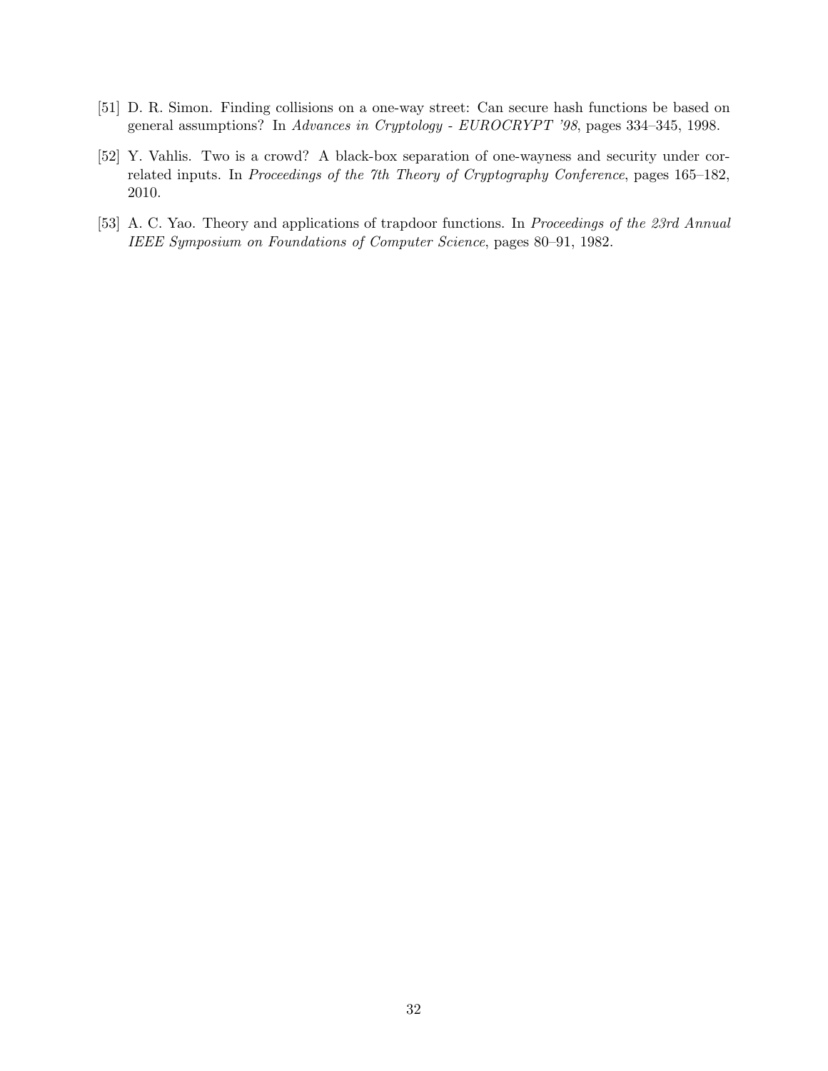[51] D. R. Simon. Finding collisions on a one-way street: Can secure hash functions be based on general assumptions? In *Advances in Cryptology - EUROCRYPT '98*, pages 334–345, 1998.

[52] Y. Vahlis. Two is a crowd? A black-box separation of one-wayness and security under correlated inputs. In *Proceedings of the 7th Theory of Cryptography Conference*, pages 165–182, 2010.

[53] A. C. Yao. Theory and applications of trapdoor functions. In *Proceedings of the 23rd Annual IEEE Symposium on Foundations of Computer Science*, pages 80–91, 1982.